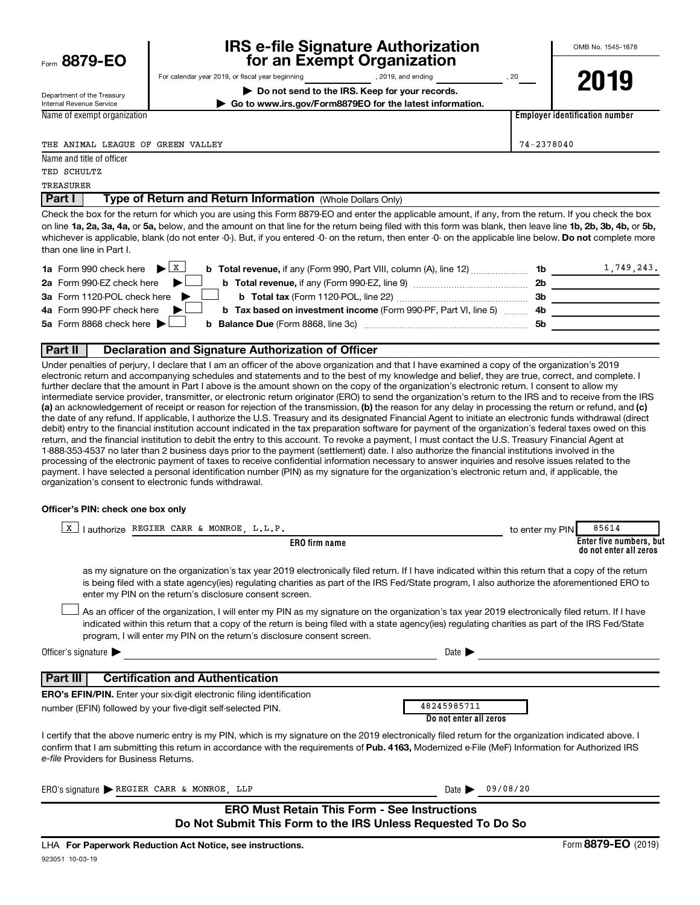Form **8879-EO**

# IRS e-file Signature Authorization for an Exempt Organization

For calendar year 2019, or fiscal year beginning ____________, 2019, and ending ____________, 20____

▶ **Do not send to the IRS. Keep for your records.**

▶ **Go to www.irs.gov/Form8879EO for the latest information.**

OMB No. 1545-1878

**2019**

Department of the Treasury
Internal Revenue Service

| Name of exempt organization | Employer identification number |
|---|---|
| THE ANIMAL LEAGUE OF GREEN VALLEY | 74-2378040 |

Name and title of officer
TED SCHULTZ
TREASURER

## Part I — Type of Return and Return Information (Whole Dollars Only)

Check the box for the return for which you are using this Form 8879-EO and enter the applicable amount, if any, from the return. If you check the box on line **1a, 2a, 3a, 4a,** or **5a,** below, and the amount on that line for the return being filed with this form was blank, then leave line **1b, 2b, 3b, 4b,** or **5b,** whichever is applicable, blank (do not enter -0-). But, if you entered -0- on the return, then enter -0- on the applicable line below. **Do not** complete more than one line in Part I.

| | | | |
|---|---|---|---|
| **1a** Form 990 check here ▶ [X] | **b Total revenue,** if any (Form 990, Part VIII, column (A), line 12) | **1b** | 1,749,243. |
| **2a** Form 990-EZ check here ▶ [ ] | **b Total revenue,** if any (Form 990-EZ, line 9) | **2b** | |
| **3a** Form 1120-POL check here ▶ [ ] | **b Total tax** (Form 1120-POL, line 22) | **3b** | |
| **4a** Form 990-PF check here ▶ [ ] | **b Tax based on investment income** (Form 990-PF, Part VI, line 5) | **4b** | |
| **5a** Form 8868 check here ▶ [ ] | **b Balance Due** (Form 8868, line 3c) | **5b** | |

## Part II — Declaration and Signature Authorization of Officer

Under penalties of perjury, I declare that I am an officer of the above organization and that I have examined a copy of the organization's 2019 electronic return and accompanying schedules and statements and to the best of my knowledge and belief, they are true, correct, and complete. I further declare that the amount in Part I above is the amount shown on the copy of the organization's electronic return. I consent to allow my intermediate service provider, transmitter, or electronic return originator (ERO) to send the organization's return to the IRS and to receive from the IRS **(a)** an acknowledgement of receipt or reason for rejection of the transmission, **(b)** the reason for any delay in processing the return or refund, and **(c)** the date of any refund. If applicable, I authorize the U.S. Treasury and its designated Financial Agent to initiate an electronic funds withdrawal (direct debit) entry to the financial institution account indicated in the tax preparation software for payment of the organization's federal taxes owed on this return, and the financial institution to debit the entry to this account. To revoke a payment, I must contact the U.S. Treasury Financial Agent at 1-888-353-4537 no later than 2 business days prior to the payment (settlement) date. I also authorize the financial institutions involved in the processing of the electronic payment of taxes to receive confidential information necessary to answer inquiries and resolve issues related to the payment. I have selected a personal identification number (PIN) as my signature for the organization's electronic return and, if applicable, the organization's consent to electronic funds withdrawal.

**Officer's PIN: check one box only**

[X] I authorize REGIER CARR & MONROE, L.L.P. (**ERO firm name**) to enter my PIN 85614 (**Enter five numbers, but do not enter all zeros**)

as my signature on the organization's tax year 2019 electronically filed return. If I have indicated within this return that a copy of the return is being filed with a state agency(ies) regulating charities as part of the IRS Fed/State program, I also authorize the aforementioned ERO to enter my PIN on the return's disclosure consent screen.

[ ] As an officer of the organization, I will enter my PIN as my signature on the organization's tax year 2019 electronically filed return. If I have indicated within this return that a copy of the return is being filed with a state agency(ies) regulating charities as part of the IRS Fed/State program, I will enter my PIN on the return's disclosure consent screen.

Officer's signature ▶ ____________________ Date ▶ ____________

## Part III — Certification and Authentication

**ERO's EFIN/PIN.** Enter your six-digit electronic filing identification number (EFIN) followed by your five-digit self-selected PIN.

48245985711
**Do not enter all zeros**

I certify that the above numeric entry is my PIN, which is my signature on the 2019 electronically filed return for the organization indicated above. I confirm that I am submitting this return in accordance with the requirements of **Pub. 4163,** Modernized e-File (MeF) Information for Authorized IRS *e-file* Providers for Business Returns.

ERO's signature ▶ REGIER CARR & MONROE, LLP Date ▶ 09/08/20

**ERO Must Retain This Form - See Instructions**
**Do Not Submit This Form to the IRS Unless Requested To Do So**

LHA **For Paperwork Reduction Act Notice, see instructions.** Form **8879-EO** (2019)

923051 10-03-19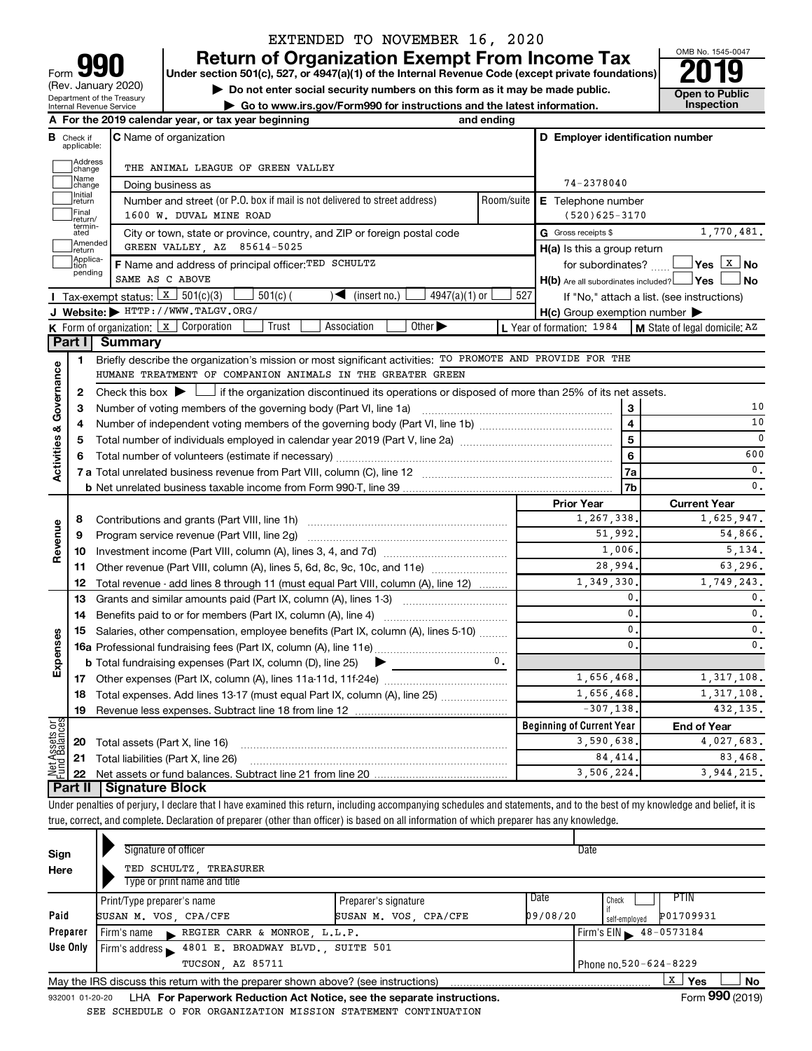EXTENDED TO NOVEMBER 16, 2020

# Form 990 — Return of Organization Exempt From Income Tax — 2019

Form **990** (Rev. January 2020)
Department of the Treasury
Internal Revenue Service

**Under section 501(c), 527, or 4947(a)(1) of the Internal Revenue Code (except private foundations)**

▶ Do not enter social security numbers on this form as it may be made public.
▶ Go to www.irs.gov/Form990 for instructions and the latest information.

OMB No. 1545-0047
**2019**
**Open to Public Inspection**

**A** For the 2019 calendar year, or tax year beginning and ending

**B** Check if applicable: Address change, Name change, Initial return, Final return/terminated, Amended return, Application pending

**C** Name of organization: THE ANIMAL LEAGUE OF GREEN VALLEY
Doing business as
Number and street (or P.O. box if mail is not delivered to street address): 1600 W. DUVAL MINE ROAD — Room/suite
City or town, state or province, country, and ZIP or foreign postal code: GREEN VALLEY, AZ 85614-5025

**D** Employer identification number: 74-2378040
**E** Telephone number: (520)625-3170
**G** Gross receipts $ 1,770,481.

**F** Name and address of principal officer: TED SCHULTZ
SAME AS C ABOVE

**H(a)** Is this a group return for subordinates? ☐ Yes ☒ No
**H(b)** Are all subordinates included? ☐ Yes ☐ No
If "No," attach a list. (see instructions)
**H(c)** Group exemption number ▶

**I** Tax-exempt status: ☒ 501(c)(3) ☐ 501(c) ( ) ◀ (insert no.) ☐ 4947(a)(1) or ☐ 527
**J** Website: ▶ HTTP://WWW.TALGV.ORG/
**K** Form of organization: ☒ Corporation ☐ Trust ☐ Association ☐ Other ▶
**L** Year of formation: 1984
**M** State of legal domicile: AZ

## Part I Summary

**Activities & Governance**

1. Briefly describe the organization's mission or most significant activities: TO PROMOTE AND PROVIDE FOR THE HUMANE TREATMENT OF COMPANION ANIMALS IN THE GREATER GREEN
2. Check this box ▶ ☐ if the organization discontinued its operations or disposed of more than 25% of its net assets.

| | | Line | |
|---|---|---|---|
| 3 | Number of voting members of the governing body (Part VI, line 1a) | 3 | 10 |
| 4 | Number of independent voting members of the governing body (Part VI, line 1b) | 4 | 10 |
| 5 | Total number of individuals employed in calendar year 2019 (Part V, line 2a) | 5 | 0 |
| 6 | Total number of volunteers (estimate if necessary) | 6 | 600 |
| 7a | Total unrelated business revenue from Part VIII, column (C), line 12 | 7a | 0. |
| b | Net unrelated business taxable income from Form 990-T, line 39 | 7b | 0. |

| | | Prior Year | Current Year |
|---|---|---|---|
| **Revenue** | | | |
| 8 | Contributions and grants (Part VIII, line 1h) | 1,267,338. | 1,625,947. |
| 9 | Program service revenue (Part VIII, line 2g) | 51,992. | 54,866. |
| 10 | Investment income (Part VIII, column (A), lines 3, 4, and 7d) | 1,006. | 5,134. |
| 11 | Other revenue (Part VIII, column (A), lines 5, 6d, 8c, 9c, 10c, and 11e) | 28,994. | 63,296. |
| 12 | Total revenue - add lines 8 through 11 (must equal Part VIII, column (A), line 12) | 1,349,330. | 1,749,243. |
| **Expenses** | | | |
| 13 | Grants and similar amounts paid (Part IX, column (A), lines 1-3) | 0. | 0. |
| 14 | Benefits paid to or for members (Part IX, column (A), line 4) | 0. | 0. |
| 15 | Salaries, other compensation, employee benefits (Part IX, column (A), lines 5-10) | 0. | 0. |
| 16a | Professional fundraising fees (Part IX, column (A), line 11e) | 0. | 0. |
| b | Total fundraising expenses (Part IX, column (D), line 25) ▶ 0. | | |
| 17 | Other expenses (Part IX, column (A), lines 11a-11d, 11f-24e) | 1,656,468. | 1,317,108. |
| 18 | Total expenses. Add lines 13-17 (must equal Part IX, column (A), line 25) | 1,656,468. | 1,317,108. |
| 19 | Revenue less expenses. Subtract line 18 from line 12 | -307,138. | 432,135. |

| **Net Assets or Fund Balances** | | Beginning of Current Year | End of Year |
|---|---|---|---|
| 20 | Total assets (Part X, line 16) | 3,590,638. | 4,027,683. |
| 21 | Total liabilities (Part X, line 26) | 84,414. | 83,468. |
| 22 | Net assets or fund balances. Subtract line 21 from line 20 | 3,506,224. | 3,944,215. |

## Part II Signature Block

Under penalties of perjury, I declare that I have examined this return, including accompanying schedules and statements, and to the best of my knowledge and belief, it is true, correct, and complete. Declaration of preparer (other than officer) is based on all information of which preparer has any knowledge.

**Sign Here**
Signature of officer — Date
TED SCHULTZ, TREASURER
Type or print name and title

**Paid Preparer Use Only**

| Print/Type preparer's name | Preparer's signature | Date | Check if self-employed | PTIN |
|---|---|---|---|---|
| SUSAN M. VOS, CPA/CFE | SUSAN M. VOS, CPA/CFE | 09/08/20 | ☐ | P01709931 |

Firm's name ▶ REGIER CARR & MONROE, L.L.P. — Firm's EIN ▶ 48-0573184
Firm's address ▶ 4801 E. BROADWAY BLVD., SUITE 501, TUCSON, AZ 85711 — Phone no. 520-624-8229

May the IRS discuss this return with the preparer shown above? (see instructions) ☒ Yes ☐ No

932001 01-20-20 LHA **For Paperwork Reduction Act Notice, see the separate instructions.** Form **990** (2019)

SEE SCHEDULE O FOR ORGANIZATION MISSION STATEMENT CONTINUATION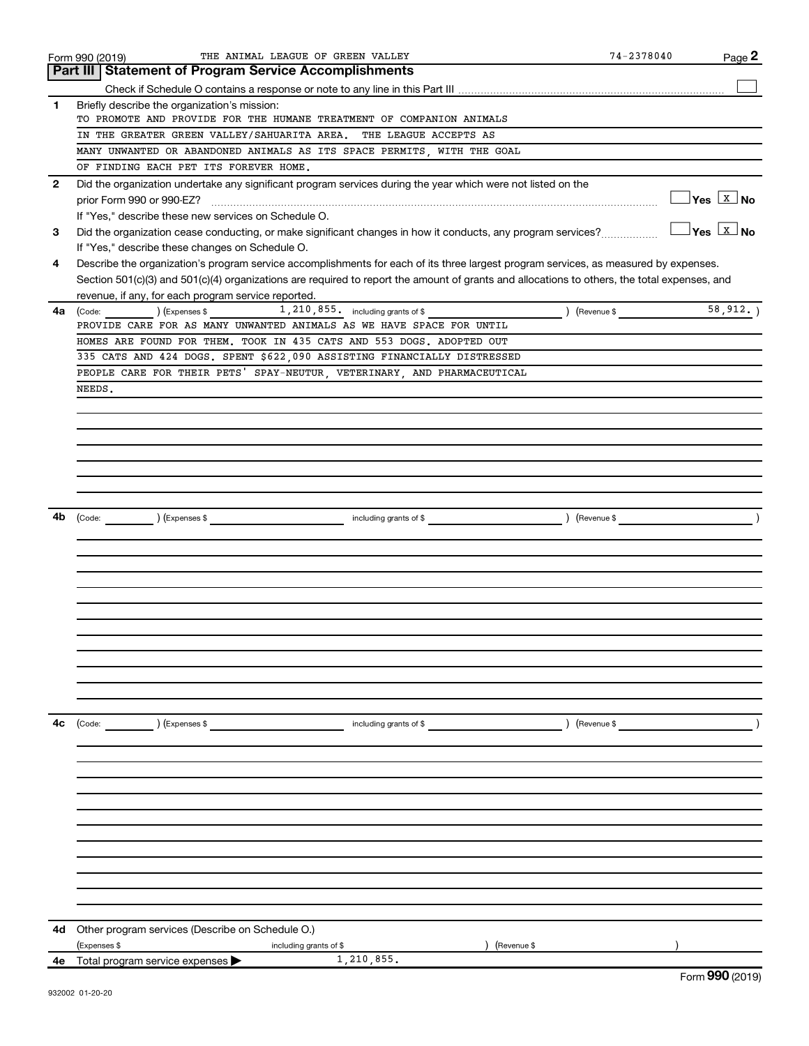Form 990 (2019) THE ANIMAL LEAGUE OF GREEN VALLEY 74-2378040 Page 2

## Part III | Statement of Program Service Accomplishments

Check if Schedule O contains a response or note to any line in this Part III ☐

**1** Briefly describe the organization's mission:

TO PROMOTE AND PROVIDE FOR THE HUMANE TREATMENT OF COMPANION ANIMALS IN THE GREATER GREEN VALLEY/SAHUARITA AREA. THE LEAGUE ACCEPTS AS MANY UNWANTED OR ABANDONED ANIMALS AS ITS SPACE PERMITS, WITH THE GOAL OF FINDING EACH PET ITS FOREVER HOME.

**2** Did the organization undertake any significant program services during the year which were not listed on the prior Form 990 or 990-EZ? ☐ Yes ☒ No

If "Yes," describe these new services on Schedule O.

**3** Did the organization cease conducting, or make significant changes in how it conducts, any program services? ☐ Yes ☒ No

If "Yes," describe these changes on Schedule O.

**4** Describe the organization's program service accomplishments for each of its three largest program services, as measured by expenses. Section 501(c)(3) and 501(c)(4) organizations are required to report the amount of grants and allocations to others, the total expenses, and revenue, if any, for each program service reported.

**4a** (Code: ) (Expenses $ 1,210,855. including grants of $ ) (Revenue $ 58,912. )

PROVIDE CARE FOR AS MANY UNWANTED ANIMALS AS WE HAVE SPACE FOR UNTIL HOMES ARE FOUND FOR THEM. TOOK IN 435 CATS AND 553 DOGS. ADOPTED OUT 335 CATS AND 424 DOGS. SPENT $622,090 ASSISTING FINANCIALLY DISTRESSED PEOPLE CARE FOR THEIR PETS' SPAY-NEUTUR, VETERINARY, AND PHARMACEUTICAL NEEDS.

**4b** (Code: ) (Expenses $ including grants of $ ) (Revenue $ )

**4c** (Code: ) (Expenses $ including grants of $ ) (Revenue $ )

**4d** Other program services (Describe on Schedule O.)

(Expenses $ including grants of $ ) (Revenue $ )

**4e** Total program service expenses ▶ 1,210,855.

Form **990** (2019)

932002 01-20-20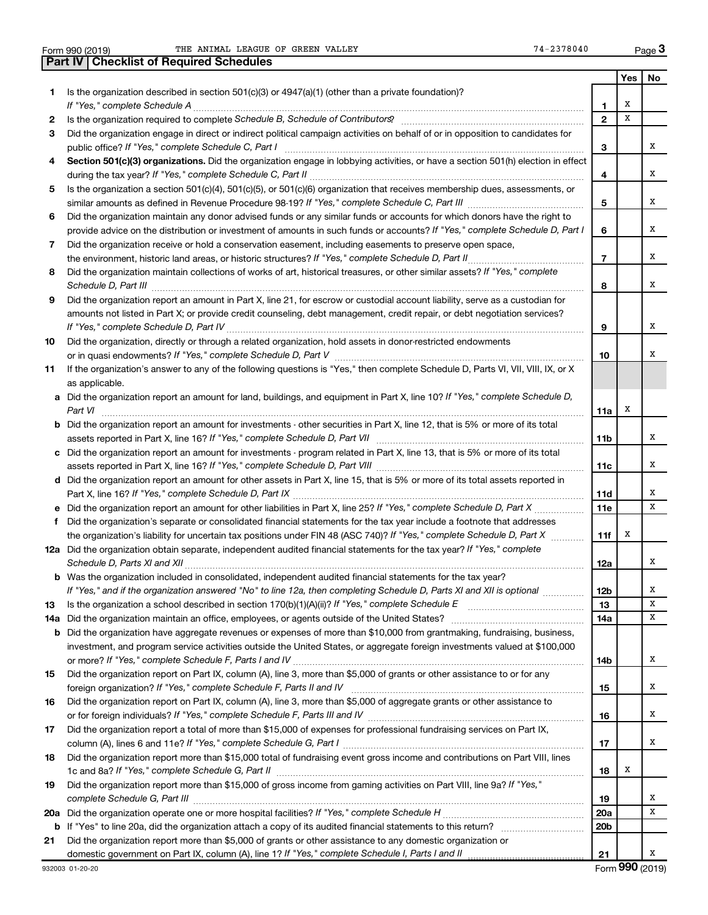Form 990 (2019) THE ANIMAL LEAGUE OF GREEN VALLEY 74-2378040

## Part IV Checklist of Required Schedules

| | | | Yes | No |
|---|---|---|---|---|
| 1 | Is the organization described in section 501(c)(3) or 4947(a)(1) (other than a private foundation)? *If "Yes," complete Schedule A* | 1 | X | |
| 2 | Is the organization required to complete *Schedule B, Schedule of Contributors*? | 2 | X | |
| 3 | Did the organization engage in direct or indirect political campaign activities on behalf of or in opposition to candidates for public office? *If "Yes," complete Schedule C, Part I* | 3 | | X |
| 4 | **Section 501(c)(3) organizations.** Did the organization engage in lobbying activities, or have a section 501(h) election in effect during the tax year? *If "Yes," complete Schedule C, Part II* | 4 | | X |
| 5 | Is the organization a section 501(c)(4), 501(c)(5), or 501(c)(6) organization that receives membership dues, assessments, or similar amounts as defined in Revenue Procedure 98-19? *If "Yes," complete Schedule C, Part III* | 5 | | X |
| 6 | Did the organization maintain any donor advised funds or any similar funds or accounts for which donors have the right to provide advice on the distribution or investment of amounts in such funds or accounts? *If "Yes," complete Schedule D, Part I* | 6 | | X |
| 7 | Did the organization receive or hold a conservation easement, including easements to preserve open space, the environment, historic land areas, or historic structures? *If "Yes," complete Schedule D, Part II* | 7 | | X |
| 8 | Did the organization maintain collections of works of art, historical treasures, or other similar assets? *If "Yes," complete Schedule D, Part III* | 8 | | X |
| 9 | Did the organization report an amount in Part X, line 21, for escrow or custodial account liability, serve as a custodian for amounts not listed in Part X; or provide credit counseling, debt management, credit repair, or debt negotiation services? *If "Yes," complete Schedule D, Part IV* | 9 | | X |
| 10 | Did the organization, directly or through a related organization, hold assets in donor-restricted endowments or in quasi endowments? *If "Yes," complete Schedule D, Part V* | 10 | | X |
| 11 | If the organization's answer to any of the following questions is "Yes," then complete Schedule D, Parts VI, VII, VIII, IX, or X as applicable. | | | |
| a | Did the organization report an amount for land, buildings, and equipment in Part X, line 10? *If "Yes," complete Schedule D, Part VI* | 11a | X | |
| b | Did the organization report an amount for investments - other securities in Part X, line 12, that is 5% or more of its total assets reported in Part X, line 16? *If "Yes," complete Schedule D, Part VII* | 11b | | X |
| c | Did the organization report an amount for investments - program related in Part X, line 13, that is 5% or more of its total assets reported in Part X, line 16? *If "Yes," complete Schedule D, Part VIII* | 11c | | X |
| d | Did the organization report an amount for other assets in Part X, line 15, that is 5% or more of its total assets reported in Part X, line 16? *If "Yes," complete Schedule D, Part IX* | 11d | | X |
| e | Did the organization report an amount for other liabilities in Part X, line 25? *If "Yes," complete Schedule D, Part X* | 11e | | X |
| f | Did the organization's separate or consolidated financial statements for the tax year include a footnote that addresses the organization's liability for uncertain tax positions under FIN 48 (ASC 740)? *If "Yes," complete Schedule D, Part X* | 11f | X | |
| 12a | Did the organization obtain separate, independent audited financial statements for the tax year? *If "Yes," complete Schedule D, Parts XI and XII* | 12a | | X |
| b | Was the organization included in consolidated, independent audited financial statements for the tax year? *If "Yes," and if the organization answered "No" to line 12a, then completing Schedule D, Parts XI and XII is optional* | 12b | | X |
| 13 | Is the organization a school described in section 170(b)(1)(A)(ii)? *If "Yes," complete Schedule E* | 13 | | X |
| 14a | Did the organization maintain an office, employees, or agents outside of the United States? | 14a | | X |
| b | Did the organization have aggregate revenues or expenses of more than $10,000 from grantmaking, fundraising, business, investment, and program service activities outside the United States, or aggregate foreign investments valued at $100,000 or more? *If "Yes," complete Schedule F, Parts I and IV* | 14b | | X |
| 15 | Did the organization report on Part IX, column (A), line 3, more than $5,000 of grants or other assistance to or for any foreign organization? *If "Yes," complete Schedule F, Parts II and IV* | 15 | | X |
| 16 | Did the organization report on Part IX, column (A), line 3, more than $5,000 of aggregate grants or other assistance to or for foreign individuals? *If "Yes," complete Schedule F, Parts III and IV* | 16 | | X |
| 17 | Did the organization report a total of more than $15,000 of expenses for professional fundraising services on Part IX, column (A), lines 6 and 11e? *If "Yes," complete Schedule G, Part I* | 17 | | X |
| 18 | Did the organization report more than $15,000 total of fundraising event gross income and contributions on Part VIII, lines 1c and 8a? *If "Yes," complete Schedule G, Part II* | 18 | X | |
| 19 | Did the organization report more than $15,000 of gross income from gaming activities on Part VIII, line 9a? *If "Yes," complete Schedule G, Part III* | 19 | | X |
| 20a | Did the organization operate one or more hospital facilities? *If "Yes," complete Schedule H* | 20a | | X |
| b | If "Yes" to line 20a, did the organization attach a copy of its audited financial statements to this return? | 20b | | |
| 21 | Did the organization report more than $5,000 of grants or other assistance to any domestic organization or domestic government on Part IX, column (A), line 1? *If "Yes," complete Schedule I, Parts I and II* | 21 | | X |

932003 01-20-20 Form **990** (2019)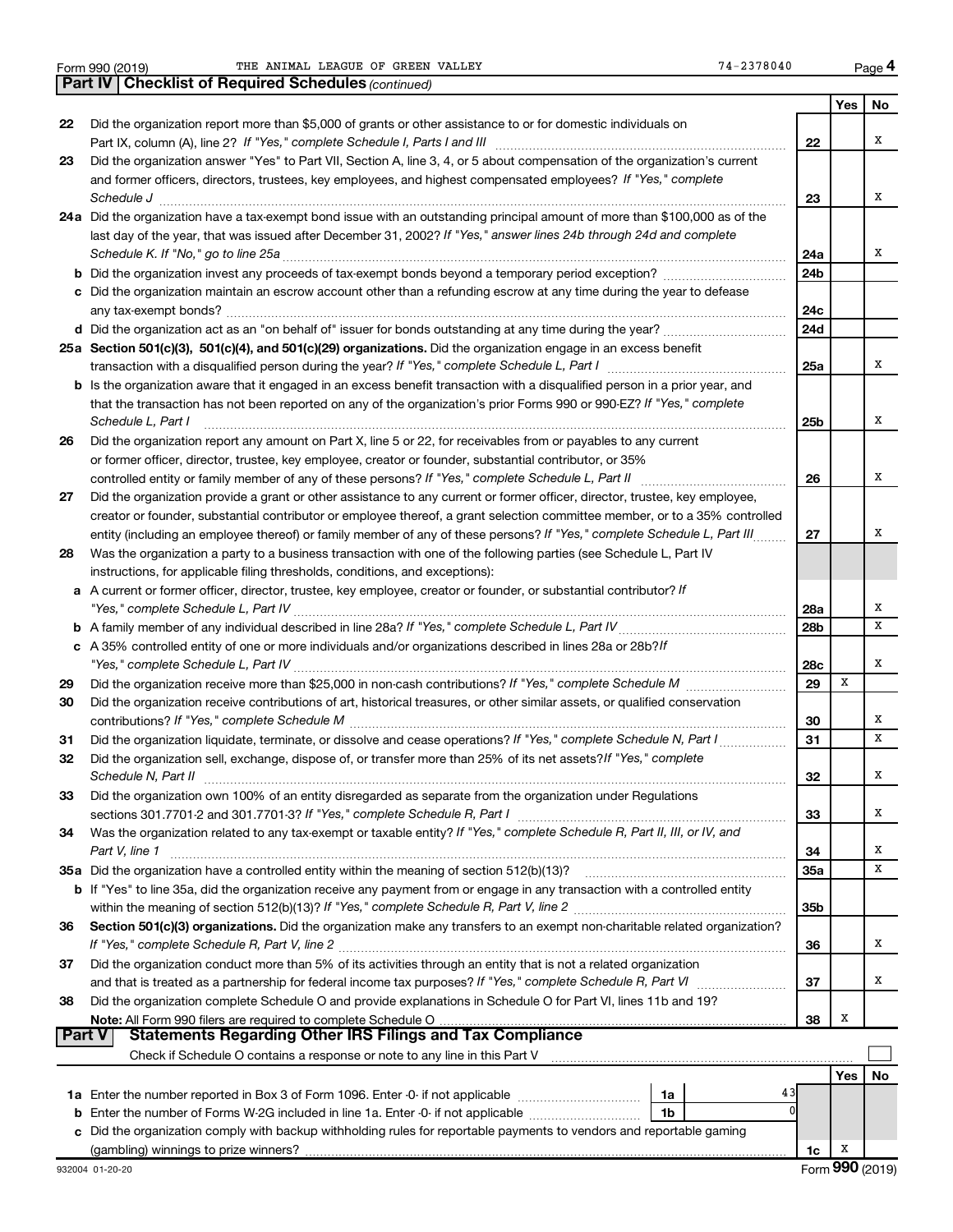Form 990 (2019) THE ANIMAL LEAGUE OF GREEN VALLEY 74-2378040 Page 4

## Part IV | Checklist of Required Schedules *(continued)*

| | | | Yes | No |
|---|---|---|---|---|
| 22 | Did the organization report more than $5,000 of grants or other assistance to or for domestic individuals on Part IX, column (A), line 2? *If "Yes," complete Schedule I, Parts I and III* | 22 | | X |
| 23 | Did the organization answer "Yes" to Part VII, Section A, line 3, 4, or 5 about compensation of the organization's current and former officers, directors, trustees, key employees, and highest compensated employees? *If "Yes," complete Schedule J* | 23 | | X |
| 24a | Did the organization have a tax-exempt bond issue with an outstanding principal amount of more than $100,000 as of the last day of the year, that was issued after December 31, 2002? *If "Yes," answer lines 24b through 24d and complete Schedule K. If "No," go to line 25a* | 24a | | X |
| b | Did the organization invest any proceeds of tax-exempt bonds beyond a temporary period exception? | 24b | | |
| c | Did the organization maintain an escrow account other than a refunding escrow at any time during the year to defease any tax-exempt bonds? | 24c | | |
| d | Did the organization act as an "on behalf of" issuer for bonds outstanding at any time during the year? | 24d | | |
| 25a | **Section 501(c)(3), 501(c)(4), and 501(c)(29) organizations.** Did the organization engage in an excess benefit transaction with a disqualified person during the year? *If "Yes," complete Schedule L, Part I* | 25a | | X |
| b | Is the organization aware that it engaged in an excess benefit transaction with a disqualified person in a prior year, and that the transaction has not been reported on any of the organization's prior Forms 990 or 990-EZ? *If "Yes," complete Schedule L, Part I* | 25b | | X |
| 26 | Did the organization report any amount on Part X, line 5 or 22, for receivables from or payables to any current or former officer, director, trustee, key employee, creator or founder, substantial contributor, or 35% controlled entity or family member of any of these persons? *If "Yes," complete Schedule L, Part II* | 26 | | X |
| 27 | Did the organization provide a grant or other assistance to any current or former officer, director, trustee, key employee, creator or founder, substantial contributor or employee thereof, a grant selection committee member, or to a 35% controlled entity (including an employee thereof) or family member of any of these persons? *If "Yes," complete Schedule L, Part III* | 27 | | X |
| 28 | Was the organization a party to a business transaction with one of the following parties (see Schedule L, Part IV instructions, for applicable filing thresholds, conditions, and exceptions): | | | |
| a | A current or former officer, director, trustee, key employee, creator or founder, or substantial contributor? *If "Yes," complete Schedule L, Part IV* | 28a | | X |
| b | A family member of any individual described in line 28a? *If "Yes," complete Schedule L, Part IV* | 28b | | X |
| c | A 35% controlled entity of one or more individuals and/or organizations described in lines 28a or 28b? *If "Yes," complete Schedule L, Part IV* | 28c | | X |
| 29 | Did the organization receive more than $25,000 in non-cash contributions? *If "Yes," complete Schedule M* | 29 | X | |
| 30 | Did the organization receive contributions of art, historical treasures, or other similar assets, or qualified conservation contributions? *If "Yes," complete Schedule M* | 30 | | X |
| 31 | Did the organization liquidate, terminate, or dissolve and cease operations? *If "Yes," complete Schedule N, Part I* | 31 | | X |
| 32 | Did the organization sell, exchange, dispose of, or transfer more than 25% of its net assets? *If "Yes," complete Schedule N, Part II* | 32 | | X |
| 33 | Did the organization own 100% of an entity disregarded as separate from the organization under Regulations sections 301.7701-2 and 301.7701-3? *If "Yes," complete Schedule R, Part I* | 33 | | X |
| 34 | Was the organization related to any tax-exempt or taxable entity? *If "Yes," complete Schedule R, Part II, III, or IV, and Part V, line 1* | 34 | | X |
| 35a | Did the organization have a controlled entity within the meaning of section 512(b)(13)? | 35a | | X |
| b | If "Yes" to line 35a, did the organization receive any payment from or engage in any transaction with a controlled entity within the meaning of section 512(b)(13)? *If "Yes," complete Schedule R, Part V, line 2* | 35b | | |
| 36 | **Section 501(c)(3) organizations.** Did the organization make any transfers to an exempt non-charitable related organization? *If "Yes," complete Schedule R, Part V, line 2* | 36 | | X |
| 37 | Did the organization conduct more than 5% of its activities through an entity that is not a related organization and that is treated as a partnership for federal income tax purposes? *If "Yes," complete Schedule R, Part VI* | 37 | | X |
| 38 | Did the organization complete Schedule O and provide explanations in Schedule O for Part VI, lines 11b and 19? **Note:** All Form 990 filers are required to complete Schedule O | 38 | X | |

## Part V | Statements Regarding Other IRS Filings and Tax Compliance

Check if Schedule O contains a response or note to any line in this Part V ☐

| | | | | | Yes | No |
|---|---|---|---|---|---|---|
| 1a | Enter the number reported in Box 3 of Form 1096. Enter -0- if not applicable | 1a | 43 | | | |
| b | Enter the number of Forms W-2G included in line 1a. Enter -0- if not applicable | 1b | 0 | | | |
| c | Did the organization comply with backup withholding rules for reportable payments to vendors and reportable gaming (gambling) winnings to prize winners? | | | 1c | X | |

932004 01-20-20 Form **990** (2019)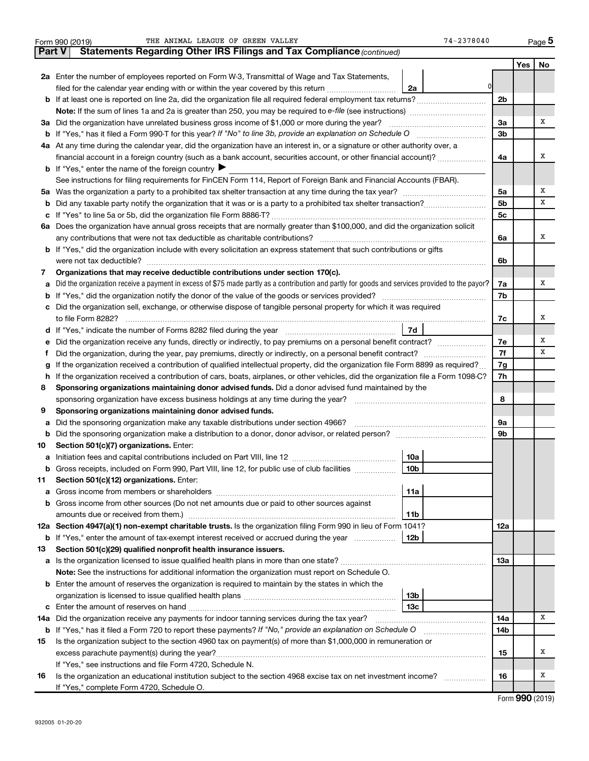Form 990 (2019) THE ANIMAL LEAGUE OF GREEN VALLEY 74-2378040 Page 5

## Part V Statements Regarding Other IRS Filings and Tax Compliance *(continued)*

| | | | | Yes | No |
|---|---|---|---|---|---|
| **2a** | Enter the number of employees reported on Form W-3, Transmittal of Wage and Tax Statements, filed for the calendar year ending with or within the year covered by this return | **2a** 0 | | | |
| **b** | If at least one is reported on line 2a, did the organization file all required federal employment tax returns? | | **2b** | | |
| | **Note:** If the sum of lines 1a and 2a is greater than 250, you may be required to *e-file* (see instructions) | | | | |
| **3a** | Did the organization have unrelated business gross income of $1,000 or more during the year? | | **3a** | | X |
| **b** | If "Yes," has it filed a Form 990-T for this year? *If "No" to line 3b, provide an explanation on Schedule O* | | **3b** | | |
| **4a** | At any time during the calendar year, did the organization have an interest in, or a signature or other authority over, a financial account in a foreign country (such as a bank account, securities account, or other financial account)? | | **4a** | | X |
| **b** | If "Yes," enter the name of the foreign country ▶ | | | | |
| | See instructions for filing requirements for FinCEN Form 114, Report of Foreign Bank and Financial Accounts (FBAR). | | | | |
| **5a** | Was the organization a party to a prohibited tax shelter transaction at any time during the tax year? | | **5a** | | X |
| **b** | Did any taxable party notify the organization that it was or is a party to a prohibited tax shelter transaction? | | **5b** | | X |
| **c** | If "Yes" to line 5a or 5b, did the organization file Form 8886-T? | | **5c** | | |
| **6a** | Does the organization have annual gross receipts that are normally greater than $100,000, and did the organization solicit any contributions that were not tax deductible as charitable contributions? | | **6a** | | X |
| **b** | If "Yes," did the organization include with every solicitation an express statement that such contributions or gifts were not tax deductible? | | **6b** | | |
| **7** | **Organizations that may receive deductible contributions under section 170(c).** | | | | |
| **a** | Did the organization receive a payment in excess of $75 made partly as a contribution and partly for goods and services provided to the payor? | | **7a** | | X |
| **b** | If "Yes," did the organization notify the donor of the value of the goods or services provided? | | **7b** | | |
| **c** | Did the organization sell, exchange, or otherwise dispose of tangible personal property for which it was required to file Form 8282? | | **7c** | | X |
| **d** | If "Yes," indicate the number of Forms 8282 filed during the year | **7d** | | | |
| **e** | Did the organization receive any funds, directly or indirectly, to pay premiums on a personal benefit contract? | | **7e** | | X |
| **f** | Did the organization, during the year, pay premiums, directly or indirectly, on a personal benefit contract? | | **7f** | | X |
| **g** | If the organization received a contribution of qualified intellectual property, did the organization file Form 8899 as required? | | **7g** | | |
| **h** | If the organization received a contribution of cars, boats, airplanes, or other vehicles, did the organization file a Form 1098-C? | | **7h** | | |
| **8** | **Sponsoring organizations maintaining donor advised funds.** Did a donor advised fund maintained by the sponsoring organization have excess business holdings at any time during the year? | | **8** | | |
| **9** | **Sponsoring organizations maintaining donor advised funds.** | | | | |
| **a** | Did the sponsoring organization make any taxable distributions under section 4966? | | **9a** | | |
| **b** | Did the sponsoring organization make a distribution to a donor, donor advisor, or related person? | | **9b** | | |
| **10** | **Section 501(c)(7) organizations.** Enter: | | | | |
| **a** | Initiation fees and capital contributions included on Part VIII, line 12 | **10a** | | | |
| **b** | Gross receipts, included on Form 990, Part VIII, line 12, for public use of club facilities | **10b** | | | |
| **11** | **Section 501(c)(12) organizations.** Enter: | | | | |
| **a** | Gross income from members or shareholders | **11a** | | | |
| **b** | Gross income from other sources (Do not net amounts due or paid to other sources against amounts due or received from them.) | **11b** | | | |
| **12a** | **Section 4947(a)(1) non-exempt charitable trusts.** Is the organization filing Form 990 in lieu of Form 1041? | | **12a** | | |
| **b** | If "Yes," enter the amount of tax-exempt interest received or accrued during the year | **12b** | | | |
| **13** | **Section 501(c)(29) qualified nonprofit health insurance issuers.** | | | | |
| **a** | Is the organization licensed to issue qualified health plans in more than one state? | | **13a** | | |
| | **Note:** See the instructions for additional information the organization must report on Schedule O. | | | | |
| **b** | Enter the amount of reserves the organization is required to maintain by the states in which the organization is licensed to issue qualified health plans | **13b** | | | |
| **c** | Enter the amount of reserves on hand | **13c** | | | |
| **14a** | Did the organization receive any payments for indoor tanning services during the tax year? | | **14a** | | X |
| **b** | If "Yes," has it filed a Form 720 to report these payments? *If "No," provide an explanation on Schedule O* | | **14b** | | |
| **15** | Is the organization subject to the section 4960 tax on payment(s) of more than $1,000,000 in remuneration or excess parachute payment(s) during the year? If "Yes," see instructions and file Form 4720, Schedule N. | | **15** | | X |
| **16** | Is the organization an educational institution subject to the section 4968 excise tax on net investment income? If "Yes," complete Form 4720, Schedule O. | | **16** | | X |

Form **990** (2019)

932005 01-20-20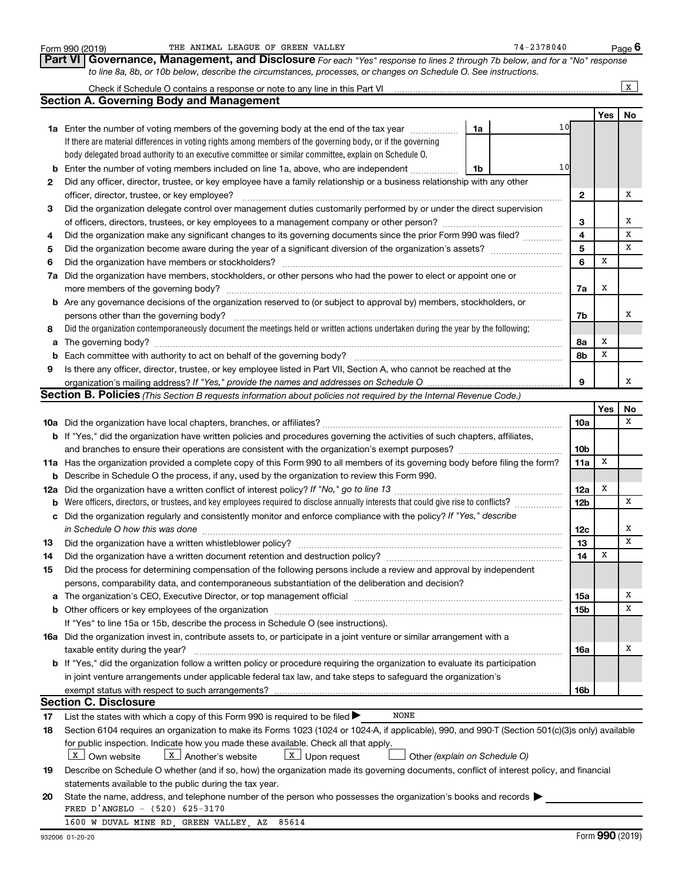Form 990 (2019) THE ANIMAL LEAGUE OF GREEN VALLEY 74-2378040 Page 6

## Part VI Governance, Management, and Disclosure

*For each "Yes" response to lines 2 through 7b below, and for a "No" response to line 8a, 8b, or 10b below, describe the circumstances, processes, or changes on Schedule O. See instructions.*

Check if Schedule O contains a response or note to any line in this Part VI .......... [X]

### Section A. Governing Body and Management

| | | | | Yes | No |
|---|---|---|---|---|---|
| **1a** | Enter the number of voting members of the governing body at the end of the tax year .......... **1a** 10<br>If there are material differences in voting rights among members of the governing body, or if the governing body delegated broad authority to an executive committee or similar committee, explain on Schedule O. | | | | |
| **b** | Enter the number of voting members included on line 1a, above, who are independent .......... **1b** 10 | | | | |
| **2** | Did any officer, director, trustee, or key employee have a family relationship or a business relationship with any other officer, director, trustee, or key employee? | | **2** | | X |
| **3** | Did the organization delegate control over management duties customarily performed by or under the direct supervision of officers, directors, trustees, or key employees to a management company or other person? | | **3** | | X |
| **4** | Did the organization make any significant changes to its governing documents since the prior Form 990 was filed? | | **4** | | X |
| **5** | Did the organization become aware during the year of a significant diversion of the organization's assets? | | **5** | | X |
| **6** | Did the organization have members or stockholders? | | **6** | X | |
| **7a** | Did the organization have members, stockholders, or other persons who had the power to elect or appoint one or more members of the governing body? | | **7a** | X | |
| **b** | Are any governance decisions of the organization reserved to (or subject to approval by) members, stockholders, or persons other than the governing body? | | **7b** | | X |
| **8** | Did the organization contemporaneously document the meetings held or written actions undertaken during the year by the following: | | | | |
| **a** | The governing body? | | **8a** | X | |
| **b** | Each committee with authority to act on behalf of the governing body? | | **8b** | X | |
| **9** | Is there any officer, director, trustee, or key employee listed in Part VII, Section A, who cannot be reached at the organization's mailing address? *If "Yes," provide the names and addresses on Schedule O* | | **9** | | X |

### Section B. Policies *(This Section B requests information about policies not required by the Internal Revenue Code.)*

| | | | Yes | No |
|---|---|---|---|---|
| **10a** | Did the organization have local chapters, branches, or affiliates? | **10a** | | X |
| **b** | If "Yes," did the organization have written policies and procedures governing the activities of such chapters, affiliates, and branches to ensure their operations are consistent with the organization's exempt purposes? | **10b** | | |
| **11a** | Has the organization provided a complete copy of this Form 990 to all members of its governing body before filing the form? | **11a** | X | |
| **b** | Describe in Schedule O the process, if any, used by the organization to review this Form 990. | | | |
| **12a** | Did the organization have a written conflict of interest policy? *If "No," go to line 13* | **12a** | X | |
| **b** | Were officers, directors, or trustees, and key employees required to disclose annually interests that could give rise to conflicts? | **12b** | | X |
| **c** | Did the organization regularly and consistently monitor and enforce compliance with the policy? *If "Yes," describe in Schedule O how this was done* | **12c** | | X |
| **13** | Did the organization have a written whistleblower policy? | **13** | | X |
| **14** | Did the organization have a written document retention and destruction policy? | **14** | X | |
| **15** | Did the process for determining compensation of the following persons include a review and approval by independent persons, comparability data, and contemporaneous substantiation of the deliberation and decision? | | | |
| **a** | The organization's CEO, Executive Director, or top management official | **15a** | | X |
| **b** | Other officers or key employees of the organization | **15b** | | X |
| | If "Yes" to line 15a or 15b, describe the process in Schedule O (see instructions). | | | |
| **16a** | Did the organization invest in, contribute assets to, or participate in a joint venture or similar arrangement with a taxable entity during the year? | **16a** | | X |
| **b** | If "Yes," did the organization follow a written policy or procedure requiring the organization to evaluate its participation in joint venture arrangements under applicable federal tax law, and take steps to safeguard the organization's exempt status with respect to such arrangements? | **16b** | | |

### Section C. Disclosure

**17** List the states with which a copy of this Form 990 is required to be filed ▶ NONE

**18** Section 6104 requires an organization to make its Forms 1023 (1024 or 1024-A, if applicable), 990, and 990-T (Section 501(c)(3)s only) available for public inspection. Indicate how you made these available. Check all that apply.

[X] Own website [X] Another's website [X] Upon request [ ] Other *(explain on Schedule O)*

**19** Describe on Schedule O whether (and if so, how) the organization made its governing documents, conflict of interest policy, and financial statements available to the public during the tax year.

**20** State the name, address, and telephone number of the person who possesses the organization's books and records ▶

FRED D'ANGELO - (520) 625-3170
1600 W DUVAL MINE RD, GREEN VALLEY, AZ 85614

932006 01-20-20 Form **990** (2019)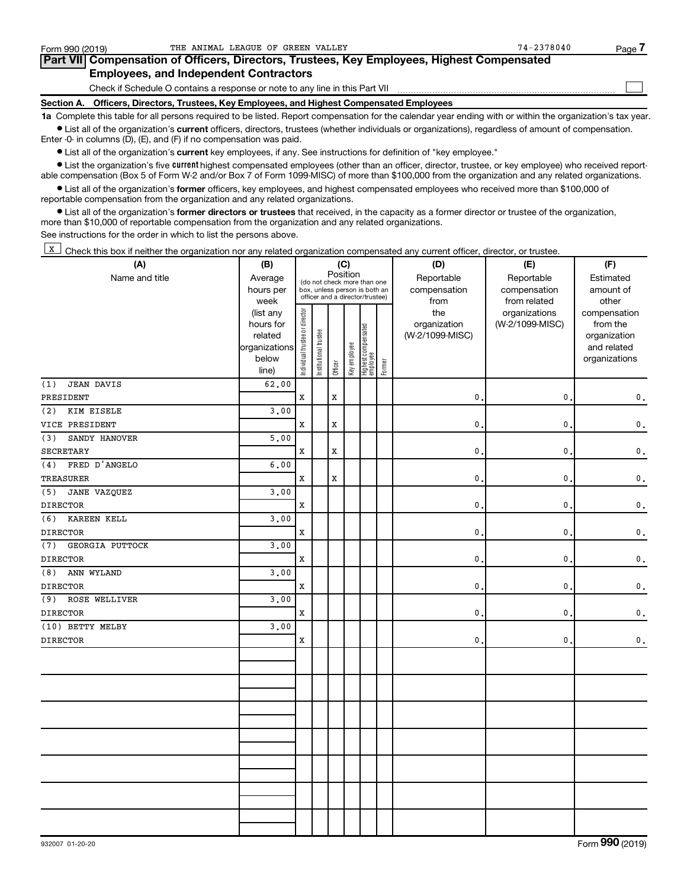Form 990 (2019) THE ANIMAL LEAGUE OF GREEN VALLEY 74-2378040

## Part VII Compensation of Officers, Directors, Trustees, Key Employees, Highest Compensated Employees, and Independent Contractors

Check if Schedule O contains a response or note to any line in this Part VII ☐

### Section A. Officers, Directors, Trustees, Key Employees, and Highest Compensated Employees

**1a** Complete this table for all persons required to be listed. Report compensation for the calendar year ending with or within the organization's tax year.

- List all of the organization's **current** officers, directors, trustees (whether individuals or organizations), regardless of amount of compensation. Enter -0- in columns (D), (E), and (F) if no compensation was paid.
- List all of the organization's **current** key employees, if any. See instructions for definition of "key employee."
- List the organization's five **current** highest compensated employees (other than an officer, director, trustee, or key employee) who received reportable compensation (Box 5 of Form W-2 and/or Box 7 of Form 1099-MISC) of more than $100,000 from the organization and any related organizations.
- List all of the organization's **former** officers, key employees, and highest compensated employees who received more than $100,000 of reportable compensation from the organization and any related organizations.
- List all of the organization's **former directors or trustees** that received, in the capacity as a former director or trustee of the organization, more than $10,000 of reportable compensation from the organization and any related organizations.

See instructions for the order in which to list the persons above.

☒ Check this box if neither the organization nor any related organization compensated any current officer, director, or trustee.

| (A) Name and title | (B) Average hours per week (list any hours for related organizations below line) | (C) Position: Individual trustee or director | Institutional trustee | Officer | Key employee | Highest compensated employee | Former | (D) Reportable compensation from the organization (W-2/1099-MISC) | (E) Reportable compensation from related organizations (W-2/1099-MISC) | (F) Estimated amount of other compensation from the organization and related organizations |
|---|---|---|---|---|---|---|---|---|---|---|
| (1) JEAN DAVIS<br>PRESIDENT | 62.00 | X | | X | | | | 0. | 0. | 0. |
| (2) KIM EISELE<br>VICE PRESIDENT | 3.00 | X | | X | | | | 0. | 0. | 0. |
| (3) SANDY HANOVER<br>SECRETARY | 5.00 | X | | X | | | | 0. | 0. | 0. |
| (4) FRED D'ANGELO<br>TREASURER | 6.00 | X | | X | | | | 0. | 0. | 0. |
| (5) JANE VAZQUEZ<br>DIRECTOR | 3.00 | X | | | | | | 0. | 0. | 0. |
| (6) KAREEN KELL<br>DIRECTOR | 3.00 | X | | | | | | 0. | 0. | 0. |
| (7) GEORGIA PUTTOCK<br>DIRECTOR | 3.00 | X | | | | | | 0. | 0. | 0. |
| (8) ANN WYLAND<br>DIRECTOR | 3.00 | X | | | | | | 0. | 0. | 0. |
| (9) ROSE WELLIVER<br>DIRECTOR | 3.00 | X | | | | | | 0. | 0. | 0. |
| (10) BETTY MELBY<br>DIRECTOR | 3.00 | X | | | | | | 0. | 0. | 0. |

932007 01-20-20 Form 990 (2019)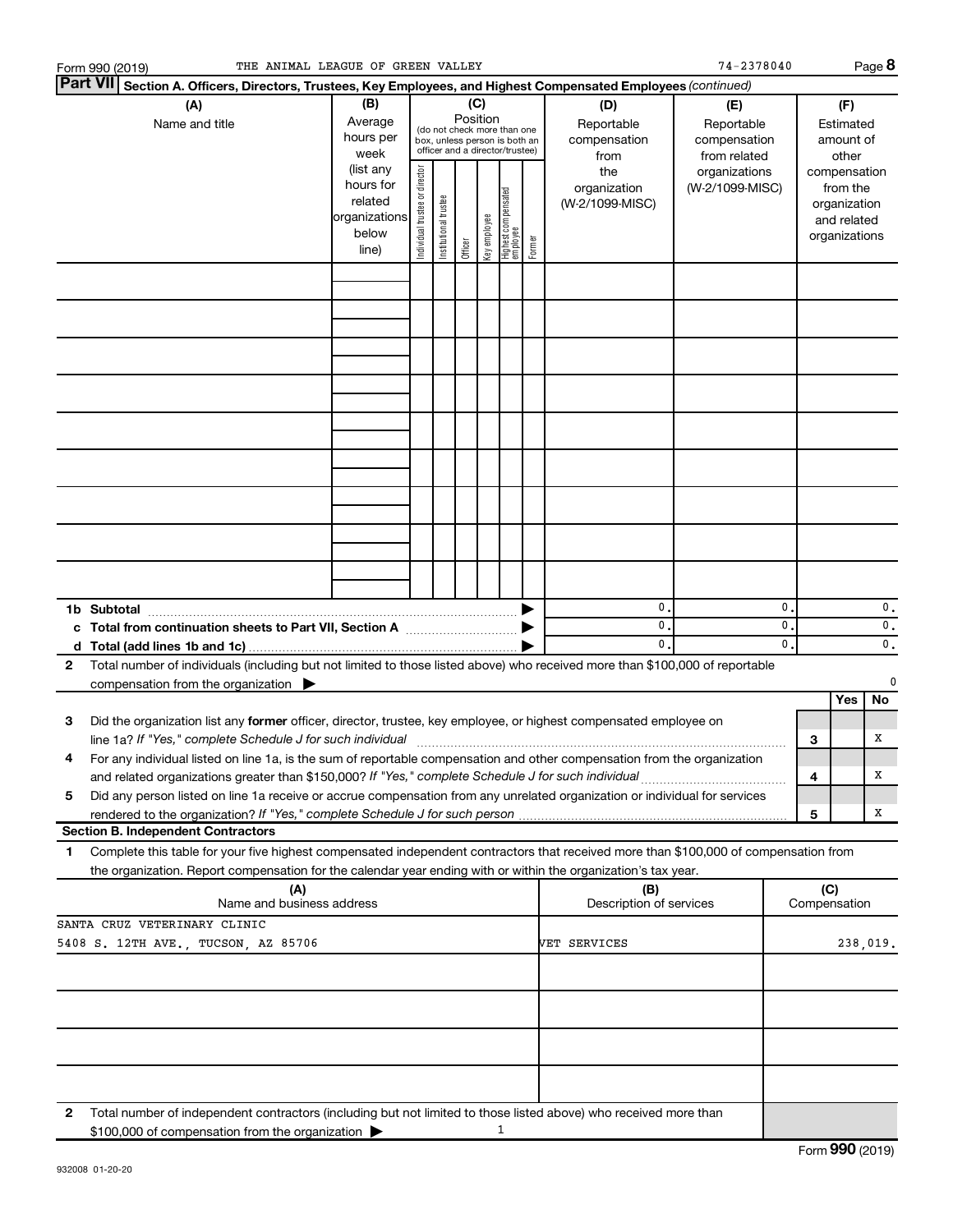Form 990 (2019) THE ANIMAL LEAGUE OF GREEN VALLEY 74-2378040

## Part VII Section A. Officers, Directors, Trustees, Key Employees, and Highest Compensated Employees *(continued)*

| (A) Name and title | (B) Average hours per week (list any hours for related organizations below line) | (C) Position (do not check more than one box, unless person is both an officer and a director/trustee): Individual trustee or director | Institutional trustee | Officer | Key employee | Highest compensated employee | Former | (D) Reportable compensation from the organization (W-2/1099-MISC) | (E) Reportable compensation from related organizations (W-2/1099-MISC) | (F) Estimated amount of other compensation from the organization and related organizations |
|---|---|---|---|---|---|---|---|---|---|---|
| | | | | | | | | | | |
| | | | | | | | | | | |
| | | | | | | | | | | |
| | | | | | | | | | | |
| | | | | | | | | | | |
| | | | | | | | | | | |
| | | | | | | | | | | |
| | | | | | | | | | | |
| | | | | | | | | | | |
| **1b Subtotal** | | | | | | | ▶ | 0. | 0. | 0. |
| **c Total from continuation sheets to Part VII, Section A** | | | | | | | ▶ | 0. | 0. | 0. |
| **d Total (add lines 1b and 1c)** | | | | | | | ▶ | 0. | 0. | 0. |

**2** Total number of individuals (including but not limited to those listed above) who received more than $100,000 of reportable compensation from the organization ▶ 0

| | | | Yes | No |
|---|---|---|---|---|
| **3** | Did the organization list any **former** officer, director, trustee, key employee, or highest compensated employee on line 1a? *If "Yes," complete Schedule J for such individual* | 3 | | X |
| **4** | For any individual listed on line 1a, is the sum of reportable compensation and other compensation from the organization and related organizations greater than $150,000? *If "Yes," complete Schedule J for such individual* | 4 | | X |
| **5** | Did any person listed on line 1a receive or accrue compensation from any unrelated organization or individual for services rendered to the organization? *If "Yes," complete Schedule J for such person* | 5 | | X |

### Section B. Independent Contractors

**1** Complete this table for your five highest compensated independent contractors that received more than $100,000 of compensation from the organization. Report compensation for the calendar year ending with or within the organization's tax year.

| (A) Name and business address | (B) Description of services | (C) Compensation |
|---|---|---|
| SANTA CRUZ VETERINARY CLINIC<br>5408 S. 12TH AVE., TUCSON, AZ 85706 | VET SERVICES | 238,019. |
| | | |
| | | |
| | | |
| | | |

**2** Total number of independent contractors (including but not limited to those listed above) who received more than $100,000 of compensation from the organization ▶ 1

Form **990** (2019)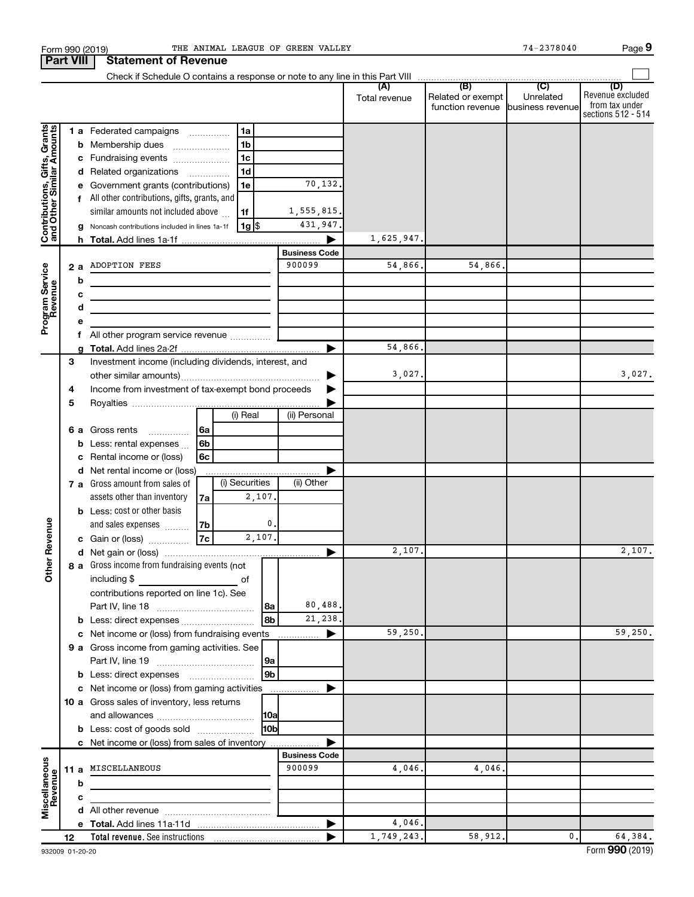Form 990 (2019) THE ANIMAL LEAGUE OF GREEN VALLEY 74-2378040

## Part VIII Statement of Revenue

Check if Schedule O contains a response or note to any line in this Part VIII

| | | | | (A) Total revenue | (B) Related or exempt function revenue | (C) Unrelated business revenue | (D) Revenue excluded from tax under sections 512 - 514 |
|---|---|---|---|---|---|---|---|
| **Contributions, Gifts, Grants and Other Similar Amounts** | 1 a Federated campaigns | 1a | | | | | |
| | b Membership dues | 1b | | | | | |
| | c Fundraising events | 1c | | | | | |
| | d Related organizations | 1d | | | | | |
| | e Government grants (contributions) | 1e | 70,132. | | | | |
| | f All other contributions, gifts, grants, and similar amounts not included above | 1f | 1,555,815. | | | | |
| | g Noncash contributions included in lines 1a-1f | 1g $ | 431,947. | | | | |
| | h **Total.** Add lines 1a-1f | | | 1,625,947. | | | |
| **Program Service Revenue** | | | Business Code | | | | |
| | 2 a ADOPTION FEES | | 900099 | 54,866. | 54,866. | | |
| | b | | | | | | |
| | c | | | | | | |
| | d | | | | | | |
| | e | | | | | | |
| | f All other program service revenue | | | | | | |
| | g **Total.** Add lines 2a-2f | | | 54,866. | | | |
| **Other Revenue** | 3 Investment income (including dividends, interest, and other similar amounts) | | | 3,027. | | | 3,027. |
| | 4 Income from investment of tax-exempt bond proceeds | | | | | | |
| | 5 Royalties | | | | | | |
| | | | (i) Real / (ii) Personal | | | | |
| | 6 a Gross rents | 6a | | | | | |
| | b Less: rental expenses | 6b | | | | | |
| | c Rental income or (loss) | 6c | | | | | |
| | d Net rental income or (loss) | | | | | | |
| | | | (i) Securities / (ii) Other | | | | |
| | 7 a Gross amount from sales of assets other than inventory | 7a | 2,107. | | | | |
| | b Less: cost or other basis and sales expenses | 7b | 0. | | | | |
| | c Gain or (loss) | 7c | 2,107. | | | | |
| | d Net gain or (loss) | | | 2,107. | | | 2,107. |
| | 8 a Gross income from fundraising events (not including $ ___ of contributions reported on line 1c). See Part IV, line 18 | 8a | 80,488. | | | | |
| | b Less: direct expenses | 8b | 21,238. | | | | |
| | c Net income or (loss) from fundraising events | | | 59,250. | | | 59,250. |
| | 9 a Gross income from gaming activities. See Part IV, line 19 | 9a | | | | | |
| | b Less: direct expenses | 9b | | | | | |
| | c Net income or (loss) from gaming activities | | | | | | |
| | 10 a Gross sales of inventory, less returns and allowances | 10a | | | | | |
| | b Less: cost of goods sold | 10b | | | | | |
| | c Net income or (loss) from sales of inventory | | | | | | |
| **Miscellaneous Revenue** | | | Business Code | | | | |
| | 11 a MISCELLANEOUS | | 900099 | 4,046. | 4,046. | | |
| | b | | | | | | |
| | c | | | | | | |
| | d All other revenue | | | | | | |
| | e **Total.** Add lines 11a-11d | | | 4,046. | | | |
| | 12 **Total revenue.** See instructions | | | 1,749,243. | 58,912. | 0. | 64,384. |

932009 01-20-20 Form **990** (2019)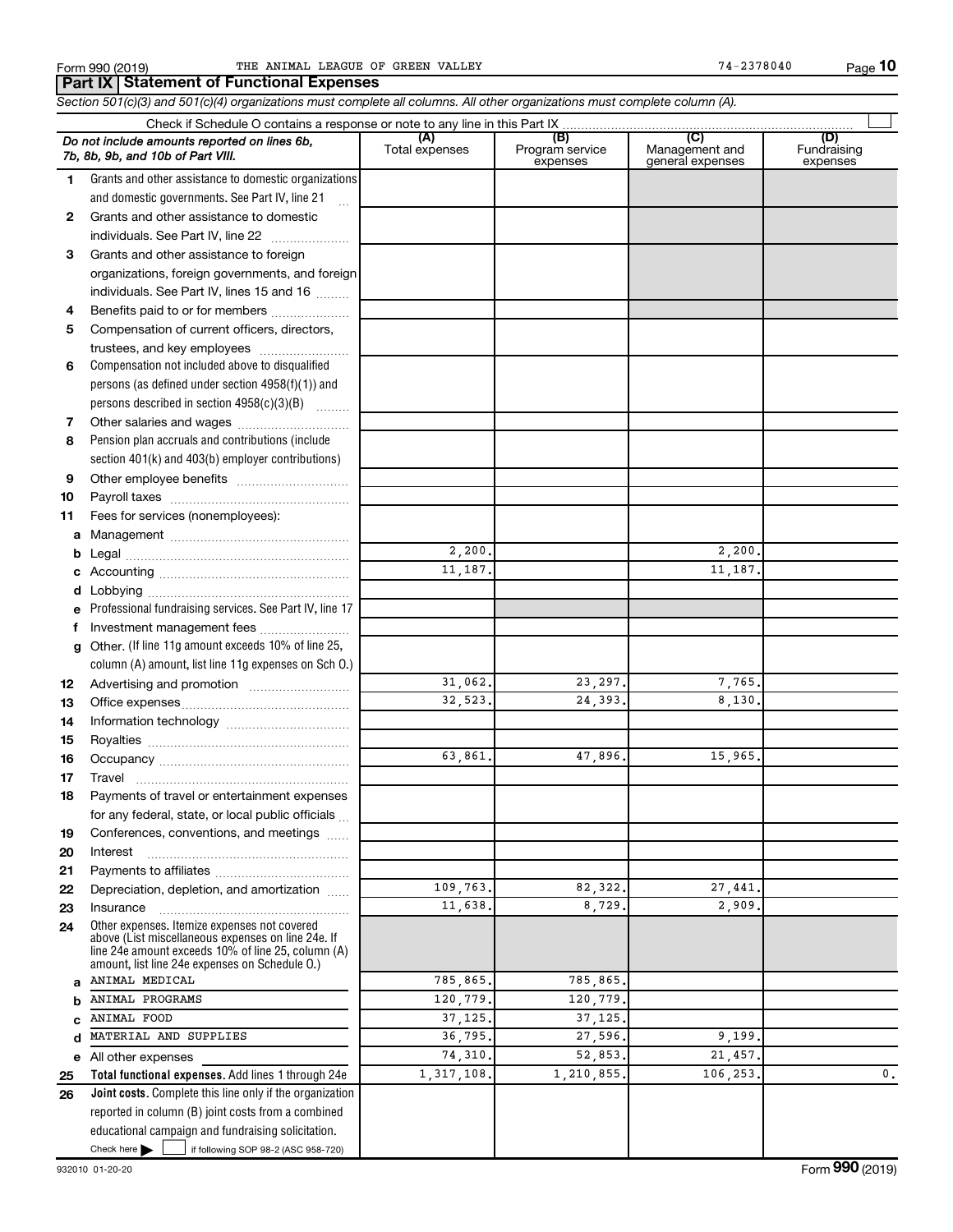Form 990 (2019) THE ANIMAL LEAGUE OF GREEN VALLEY 74-2378040

## Part IX Statement of Functional Expenses

*Section 501(c)(3) and 501(c)(4) organizations must complete all columns. All other organizations must complete column (A).*

Check if Schedule O contains a response or note to any line in this Part IX

| *Do not include amounts reported on lines 6b, 7b, 8b, 9b, and 10b of Part VIII.* | (A) Total expenses | (B) Program service expenses | (C) Management and general expenses | (D) Fundraising expenses |
|---|---|---|---|---|
| 1 Grants and other assistance to domestic organizations and domestic governments. See Part IV, line 21 | | | | |
| 2 Grants and other assistance to domestic individuals. See Part IV, line 22 | | | | |
| 3 Grants and other assistance to foreign organizations, foreign governments, and foreign individuals. See Part IV, lines 15 and 16 | | | | |
| 4 Benefits paid to or for members | | | | |
| 5 Compensation of current officers, directors, trustees, and key employees | | | | |
| 6 Compensation not included above to disqualified persons (as defined under section 4958(f)(1)) and persons described in section 4958(c)(3)(B) | | | | |
| 7 Other salaries and wages | | | | |
| 8 Pension plan accruals and contributions (include section 401(k) and 403(b) employer contributions) | | | | |
| 9 Other employee benefits | | | | |
| 10 Payroll taxes | | | | |
| 11 Fees for services (nonemployees): | | | | |
| a Management | | | | |
| b Legal | 2,200. | | 2,200. | |
| c Accounting | 11,187. | | 11,187. | |
| d Lobbying | | | | |
| e Professional fundraising services. See Part IV, line 17 | | | | |
| f Investment management fees | | | | |
| g Other. (If line 11g amount exceeds 10% of line 25, column (A) amount, list line 11g expenses on Sch O.) | | | | |
| 12 Advertising and promotion | 31,062. | 23,297. | 7,765. | |
| 13 Office expenses | 32,523. | 24,393. | 8,130. | |
| 14 Information technology | | | | |
| 15 Royalties | | | | |
| 16 Occupancy | 63,861. | 47,896. | 15,965. | |
| 17 Travel | | | | |
| 18 Payments of travel or entertainment expenses for any federal, state, or local public officials | | | | |
| 19 Conferences, conventions, and meetings | | | | |
| 20 Interest | | | | |
| 21 Payments to affiliates | | | | |
| 22 Depreciation, depletion, and amortization | 109,763. | 82,322. | 27,441. | |
| 23 Insurance | 11,638. | 8,729. | 2,909. | |
| 24 Other expenses. Itemize expenses not covered above (List miscellaneous expenses on line 24e. If line 24e amount exceeds 10% of line 25, column (A) amount, list line 24e expenses on Schedule O.) | | | | |
| a ANIMAL MEDICAL | 785,865. | 785,865. | | |
| b ANIMAL PROGRAMS | 120,779. | 120,779. | | |
| c ANIMAL FOOD | 37,125. | 37,125. | | |
| d MATERIAL AND SUPPLIES | 36,795. | 27,596. | 9,199. | |
| e All other expenses | 74,310. | 52,853. | 21,457. | |
| 25 **Total functional expenses.** Add lines 1 through 24e | 1,317,108. | 1,210,855. | 106,253. | 0. |
| 26 **Joint costs.** Complete this line only if the organization reported in column (B) joint costs from a combined educational campaign and fundraising solicitation. Check here ☐ if following SOP 98-2 (ASC 958-720) | | | | |

932010 01-20-20 Form **990** (2019)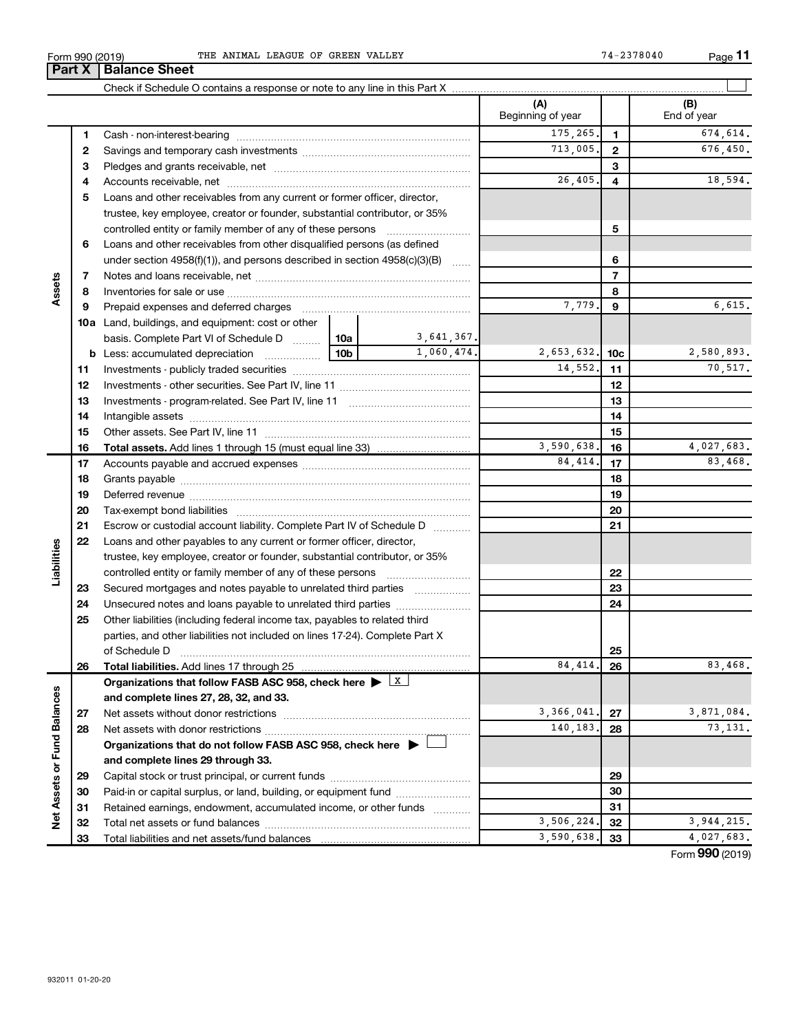Form 990 (2019) THE ANIMAL LEAGUE OF GREEN VALLEY 74-2378040 Page **11**

## Part X Balance Sheet

Check if Schedule O contains a response or note to any line in this Part X

| | | | | (A) Beginning of year | | (B) End of year |
|---|---|---|---|---|---|---|
| Assets | 1 | Cash - non-interest-bearing | | 175,265. | 1 | 674,614. |
| | 2 | Savings and temporary cash investments | | 713,005. | 2 | 676,450. |
| | 3 | Pledges and grants receivable, net | | | 3 | |
| | 4 | Accounts receivable, net | | 26,405. | 4 | 18,594. |
| | 5 | Loans and other receivables from any current or former officer, director, trustee, key employee, creator or founder, substantial contributor, or 35% controlled entity or family member of any of these persons | | | 5 | |
| | 6 | Loans and other receivables from other disqualified persons (as defined under section 4958(f)(1)), and persons described in section 4958(c)(3)(B) | | | 6 | |
| | 7 | Notes and loans receivable, net | | | 7 | |
| | 8 | Inventories for sale or use | | | 8 | |
| | 9 | Prepaid expenses and deferred charges | | 7,779. | 9 | 6,615. |
| | 10a | Land, buildings, and equipment: cost or other basis. Complete Part VI of Schedule D | 10a 3,641,367. | | | |
| | b | Less: accumulated depreciation | 10b 1,060,474. | 2,653,632. | 10c | 2,580,893. |
| | 11 | Investments - publicly traded securities | | 14,552. | 11 | 70,517. |
| | 12 | Investments - other securities. See Part IV, line 11 | | | 12 | |
| | 13 | Investments - program-related. See Part IV, line 11 | | | 13 | |
| | 14 | Intangible assets | | | 14 | |
| | 15 | Other assets. See Part IV, line 11 | | | 15 | |
| | 16 | **Total assets.** Add lines 1 through 15 (must equal line 33) | | 3,590,638. | 16 | 4,027,683. |
| Liabilities | 17 | Accounts payable and accrued expenses | | 84,414. | 17 | 83,468. |
| | 18 | Grants payable | | | 18 | |
| | 19 | Deferred revenue | | | 19 | |
| | 20 | Tax-exempt bond liabilities | | | 20 | |
| | 21 | Escrow or custodial account liability. Complete Part IV of Schedule D | | | 21 | |
| | 22 | Loans and other payables to any current or former officer, director, trustee, key employee, creator or founder, substantial contributor, or 35% controlled entity or family member of any of these persons | | | 22 | |
| | 23 | Secured mortgages and notes payable to unrelated third parties | | | 23 | |
| | 24 | Unsecured notes and loans payable to unrelated third parties | | | 24 | |
| | 25 | Other liabilities (including federal income tax, payables to related third parties, and other liabilities not included on lines 17-24). Complete Part X of Schedule D | | | 25 | |
| | 26 | **Total liabilities.** Add lines 17 through 25 | | 84,414. | 26 | 83,468. |
| Net Assets or Fund Balances | | **Organizations that follow FASB ASC 958, check here ▶ [X] and complete lines 27, 28, 32, and 33.** | | | | |
| | 27 | Net assets without donor restrictions | | 3,366,041. | 27 | 3,871,084. |
| | 28 | Net assets with donor restrictions | | 140,183. | 28 | 73,131. |
| | | **Organizations that do not follow FASB ASC 958, check here ▶ [ ] and complete lines 29 through 33.** | | | | |
| | 29 | Capital stock or trust principal, or current funds | | | 29 | |
| | 30 | Paid-in or capital surplus, or land, building, or equipment fund | | | 30 | |
| | 31 | Retained earnings, endowment, accumulated income, or other funds | | | 31 | |
| | 32 | Total net assets or fund balances | | 3,506,224. | 32 | 3,944,215. |
| | 33 | Total liabilities and net assets/fund balances | | 3,590,638. | 33 | 4,027,683. |

Form **990** (2019)

932011 01-20-20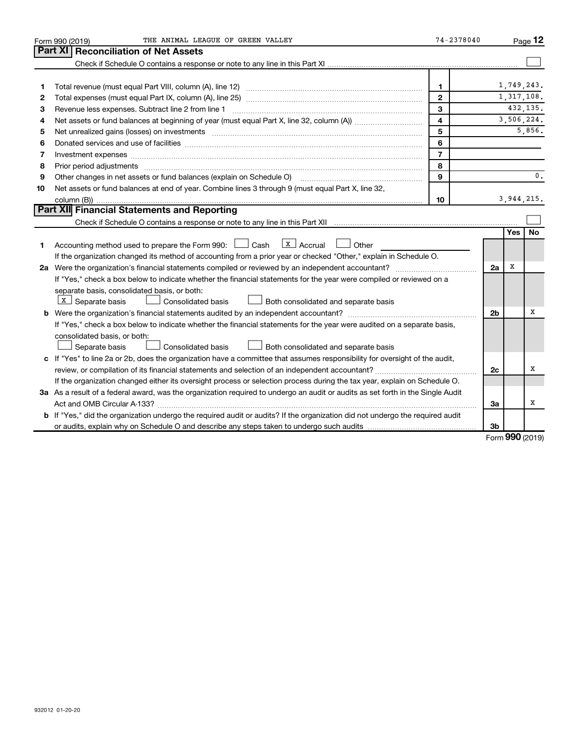Form 990 (2019) THE ANIMAL LEAGUE OF GREEN VALLEY 74-2378040

## Part XI Reconciliation of Net Assets

Check if Schedule O contains a response or note to any line in this Part XI ☐

| | | | |
|---|---|---|---|
| 1 | Total revenue (must equal Part VIII, column (A), line 12) | 1 | 1,749,243. |
| 2 | Total expenses (must equal Part IX, column (A), line 25) | 2 | 1,317,108. |
| 3 | Revenue less expenses. Subtract line 2 from line 1 | 3 | 432,135. |
| 4 | Net assets or fund balances at beginning of year (must equal Part X, line 32, column (A)) | 4 | 3,506,224. |
| 5 | Net unrealized gains (losses) on investments | 5 | 5,856. |
| 6 | Donated services and use of facilities | 6 | |
| 7 | Investment expenses | 7 | |
| 8 | Prior period adjustments | 8 | |
| 9 | Other changes in net assets or fund balances (explain on Schedule O) | 9 | 0. |
| 10 | Net assets or fund balances at end of year. Combine lines 3 through 9 (must equal Part X, line 32, column (B)) | 10 | 3,944,215. |

## Part XII Financial Statements and Reporting

Check if Schedule O contains a response or note to any line in this Part XII ☐

| | | | Yes | No |
|---|---|---|---|---|
| 1 | Accounting method used to prepare the Form 990: ☐ Cash ☒ Accrual ☐ Other<br>If the organization changed its method of accounting from a prior year or checked "Other," explain in Schedule O. | | | |
| 2a | Were the organization's financial statements compiled or reviewed by an independent accountant?<br>If "Yes," check a box below to indicate whether the financial statements for the year were compiled or reviewed on a separate basis, consolidated basis, or both:<br>☒ Separate basis ☐ Consolidated basis ☐ Both consolidated and separate basis | 2a | X | |
| b | Were the organization's financial statements audited by an independent accountant?<br>If "Yes," check a box below to indicate whether the financial statements for the year were audited on a separate basis, consolidated basis, or both:<br>☐ Separate basis ☐ Consolidated basis ☐ Both consolidated and separate basis | 2b | | X |
| c | If "Yes" to line 2a or 2b, does the organization have a committee that assumes responsibility for oversight of the audit, review, or compilation of its financial statements and selection of an independent accountant?<br>If the organization changed either its oversight process or selection process during the tax year, explain on Schedule O. | 2c | | X |
| 3a | As a result of a federal award, was the organization required to undergo an audit or audits as set forth in the Single Audit Act and OMB Circular A-133? | 3a | | X |
| b | If "Yes," did the organization undergo the required audit or audits? If the organization did not undergo the required audit or audits, explain why on Schedule O and describe any steps taken to undergo such audits | 3b | | |

Form 990 (2019)

932012 01-20-20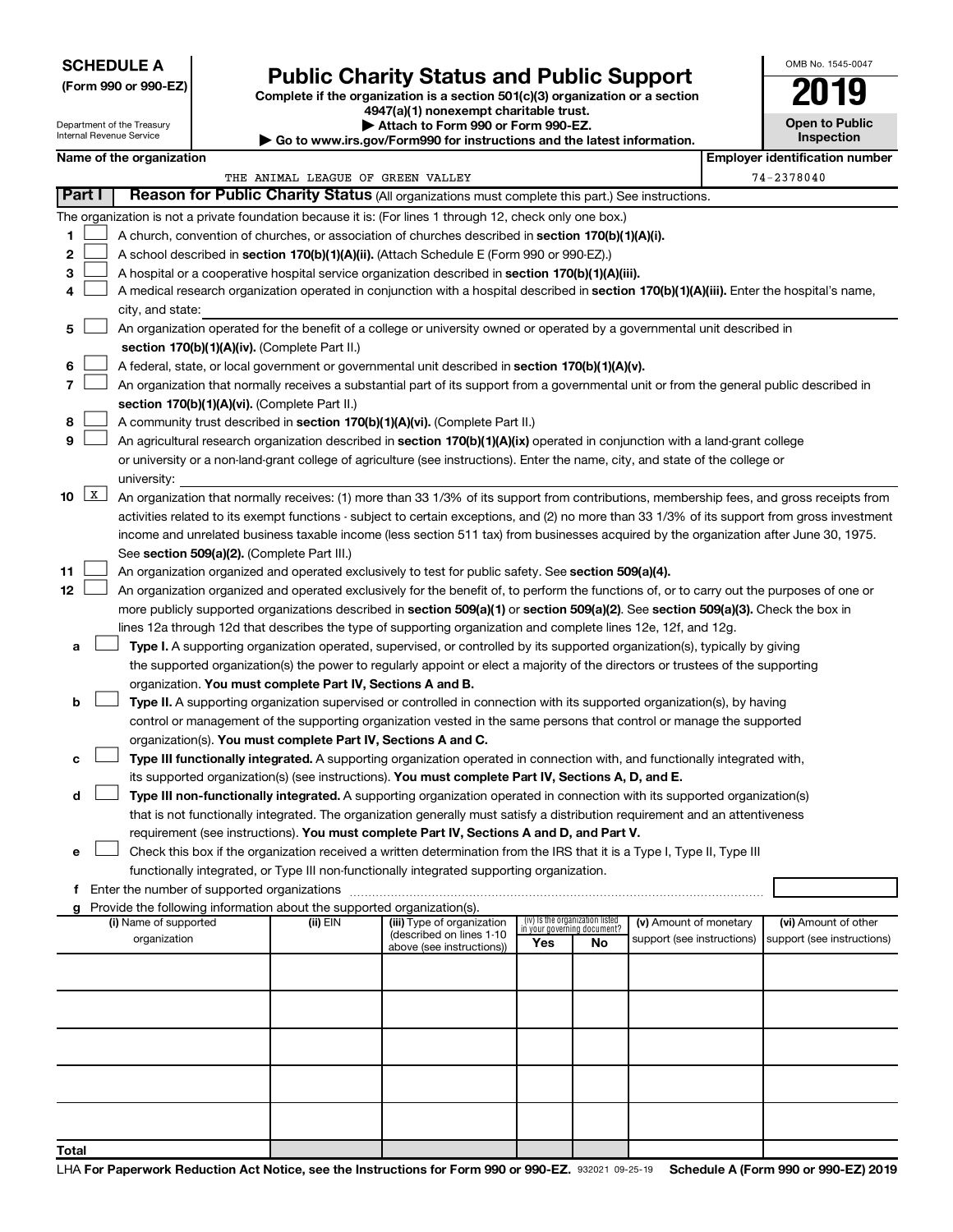**SCHEDULE A**
**(Form 990 or 990-EZ)**

Department of the Treasury
Internal Revenue Service

# Public Charity Status and Public Support

**Complete if the organization is a section 501(c)(3) organization or a section 4947(a)(1) nonexempt charitable trust.**
**▶ Attach to Form 990 or Form 990-EZ.**
**▶ Go to www.irs.gov/Form990 for instructions and the latest information.**

OMB No. 1545-0047
**2019**
**Open to Public Inspection**

| Name of the organization | Employer identification number |
|---|---|
| THE ANIMAL LEAGUE OF GREEN VALLEY | 74-2378040 |

**Part I** **Reason for Public Charity Status** (All organizations must complete this part.) See instructions.

The organization is not a private foundation because it is: (For lines 1 through 12, check only one box.)

1 ☐ A church, convention of churches, or association of churches described in **section 170(b)(1)(A)(i).**

2 ☐ A school described in **section 170(b)(1)(A)(ii).** (Attach Schedule E (Form 990 or 990-EZ).)

3 ☐ A hospital or a cooperative hospital service organization described in **section 170(b)(1)(A)(iii).**

4 ☐ A medical research organization operated in conjunction with a hospital described in **section 170(b)(1)(A)(iii).** Enter the hospital's name, city, and state:

5 ☐ An organization operated for the benefit of a college or university owned or operated by a governmental unit described in **section 170(b)(1)(A)(iv).** (Complete Part II.)

6 ☐ A federal, state, or local government or governmental unit described in **section 170(b)(1)(A)(v).**

7 ☐ An organization that normally receives a substantial part of its support from a governmental unit or from the general public described in **section 170(b)(1)(A)(vi).** (Complete Part II.)

8 ☐ A community trust described in **section 170(b)(1)(A)(vi).** (Complete Part II.)

9 ☐ An agricultural research organization described in **section 170(b)(1)(A)(ix)** operated in conjunction with a land-grant college or university or a non-land-grant college of agriculture (see instructions). Enter the name, city, and state of the college or university:

10 ☒ An organization that normally receives: (1) more than 33 1/3% of its support from contributions, membership fees, and gross receipts from activities related to its exempt functions - subject to certain exceptions, and (2) no more than 33 1/3% of its support from gross investment income and unrelated business taxable income (less section 511 tax) from businesses acquired by the organization after June 30, 1975. See **section 509(a)(2).** (Complete Part III.)

11 ☐ An organization organized and operated exclusively to test for public safety. See **section 509(a)(4).**

12 ☐ An organization organized and operated exclusively for the benefit of, to perform the functions of, or to carry out the purposes of one or more publicly supported organizations described in **section 509(a)(1)** or **section 509(a)(2)**. See **section 509(a)(3).** Check the box in lines 12a through 12d that describes the type of supporting organization and complete lines 12e, 12f, and 12g.

a ☐ **Type I.** A supporting organization operated, supervised, or controlled by its supported organization(s), typically by giving the supported organization(s) the power to regularly appoint or elect a majority of the directors or trustees of the supporting organization. **You must complete Part IV, Sections A and B.**

b ☐ **Type II.** A supporting organization supervised or controlled in connection with its supported organization(s), by having control or management of the supporting organization vested in the same persons that control or manage the supported organization(s). **You must complete Part IV, Sections A and C.**

c ☐ **Type III functionally integrated.** A supporting organization operated in connection with, and functionally integrated with, its supported organization(s) (see instructions). **You must complete Part IV, Sections A, D, and E.**

d ☐ **Type III non-functionally integrated.** A supporting organization operated in connection with its supported organization(s) that is not functionally integrated. The organization generally must satisfy a distribution requirement and an attentiveness requirement (see instructions). **You must complete Part IV, Sections A and D, and Part V.**

e ☐ Check this box if the organization received a written determination from the IRS that it is a Type I, Type II, Type III functionally integrated, or Type III non-functionally integrated supporting organization.

f Enter the number of supported organizations

g Provide the following information about the supported organization(s).

| (i) Name of supported organization | (ii) EIN | (iii) Type of organization (described on lines 1-10 above (see instructions)) | (iv) Is the organization listed in your governing document? Yes | No | (v) Amount of monetary support (see instructions) | (vi) Amount of other support (see instructions) |
|---|---|---|---|---|---|---|
| | | | | | | |
| | | | | | | |
| | | | | | | |
| | | | | | | |
| | | | | | | |
| **Total** | | | | | | |

LHA **For Paperwork Reduction Act Notice, see the Instructions for Form 990 or 990-EZ.** 932021 09-25-19 **Schedule A (Form 990 or 990-EZ) 2019**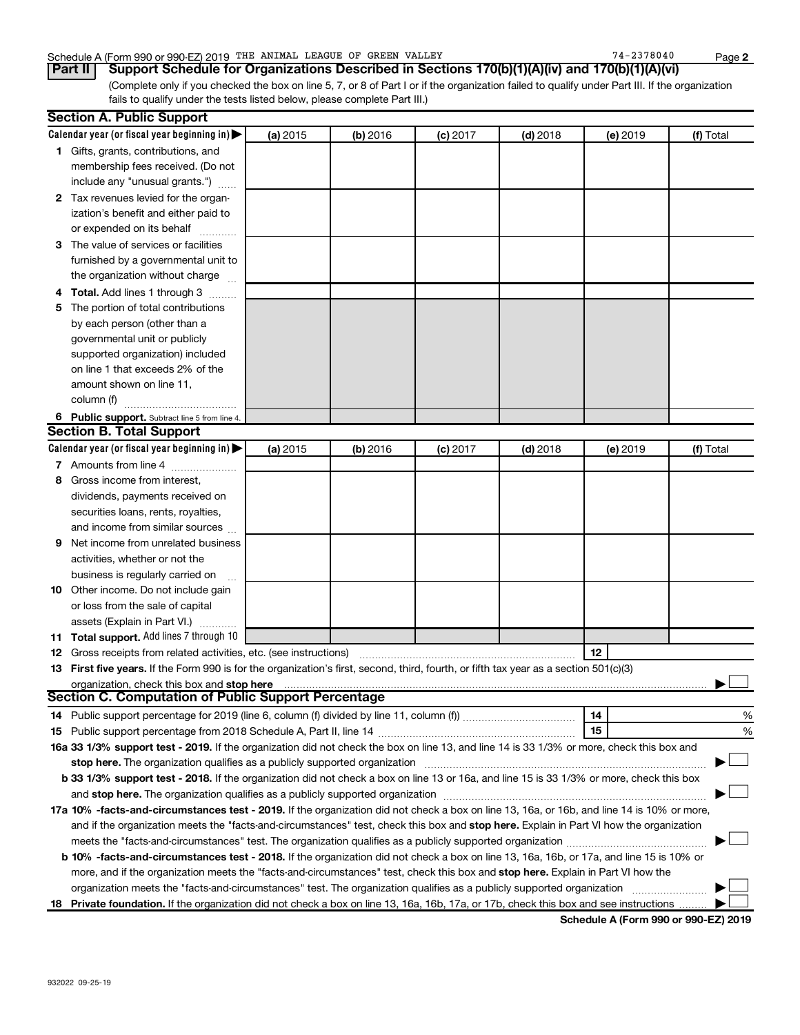Schedule A (Form 990 or 990-EZ) 2019 THE ANIMAL LEAGUE OF GREEN VALLEY 74-2378040 Page 2

**Part II** **Support Schedule for Organizations Described in Sections 170(b)(1)(A)(iv) and 170(b)(1)(A)(vi)**

(Complete only if you checked the box on line 5, 7, or 8 of Part I or if the organization failed to qualify under Part III. If the organization fails to qualify under the tests listed below, please complete Part III.)

## Section A. Public Support

| Calendar year (or fiscal year beginning in) ▶ | (a) 2015 | (b) 2016 | (c) 2017 | (d) 2018 | (e) 2019 | (f) Total |
|---|---|---|---|---|---|---|
| **1** Gifts, grants, contributions, and membership fees received. (Do not include any "unusual grants.") | | | | | | |
| **2** Tax revenues levied for the organization's benefit and either paid to or expended on its behalf | | | | | | |
| **3** The value of services or facilities furnished by a governmental unit to the organization without charge | | | | | | |
| **4** **Total.** Add lines 1 through 3 | | | | | | |
| **5** The portion of total contributions by each person (other than a governmental unit or publicly supported organization) included on line 1 that exceeds 2% of the amount shown on line 11, column (f) | | | | | | |
| **6** **Public support.** Subtract line 5 from line 4. | | | | | | |

## Section B. Total Support

| Calendar year (or fiscal year beginning in) ▶ | (a) 2015 | (b) 2016 | (c) 2017 | (d) 2018 | (e) 2019 | (f) Total |
|---|---|---|---|---|---|---|
| **7** Amounts from line 4 | | | | | | |
| **8** Gross income from interest, dividends, payments received on securities loans, rents, royalties, and income from similar sources | | | | | | |
| **9** Net income from unrelated business activities, whether or not the business is regularly carried on | | | | | | |
| **10** Other income. Do not include gain or loss from the sale of capital assets (Explain in Part VI.) | | | | | | |
| **11** **Total support.** Add lines 7 through 10 | | | | | | |

**12** Gross receipts from related activities, etc. (see instructions) **12**

**13** **First five years.** If the Form 990 is for the organization's first, second, third, fourth, or fifth tax year as a section 501(c)(3) organization, check this box and **stop here** ▶ ☐

## Section C. Computation of Public Support Percentage

**14** Public support percentage for 2019 (line 6, column (f) divided by line 11, column (f)) **14** %

**15** Public support percentage from 2018 Schedule A, Part II, line 14 **15** %

**16a 33 1/3% support test - 2019.** If the organization did not check the box on line 13, and line 14 is 33 1/3% or more, check this box and **stop here.** The organization qualifies as a publicly supported organization ▶ ☐

**b 33 1/3% support test - 2018.** If the organization did not check a box on line 13 or 16a, and line 15 is 33 1/3% or more, check this box and **stop here.** The organization qualifies as a publicly supported organization ▶ ☐

**17a 10% -facts-and-circumstances test - 2019.** If the organization did not check a box on line 13, 16a, or 16b, and line 14 is 10% or more, and if the organization meets the "facts-and-circumstances" test, check this box and **stop here.** Explain in Part VI how the organization meets the "facts-and-circumstances" test. The organization qualifies as a publicly supported organization ▶ ☐

**b 10% -facts-and-circumstances test - 2018.** If the organization did not check a box on line 13, 16a, 16b, or 17a, and line 15 is 10% or more, and if the organization meets the "facts-and-circumstances" test, check this box and **stop here.** Explain in Part VI how the organization meets the "facts-and-circumstances" test. The organization qualifies as a publicly supported organization ▶ ☐

**18** **Private foundation.** If the organization did not check a box on line 13, 16a, 16b, 17a, or 17b, check this box and see instructions ▶ ☐

**Schedule A (Form 990 or 990-EZ) 2019**

932022 09-25-19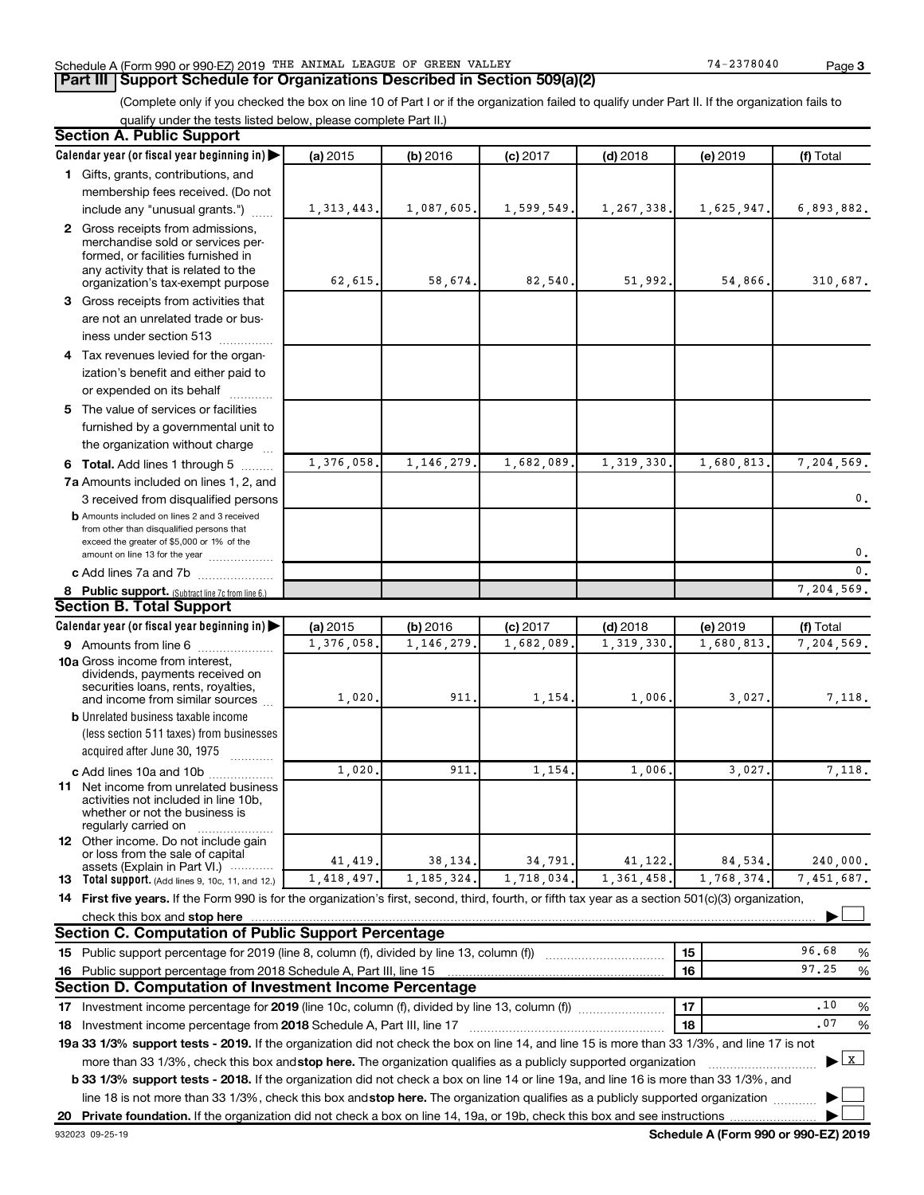Schedule A (Form 990 or 990-EZ) 2019 THE ANIMAL LEAGUE OF GREEN VALLEY 74-2378040 Page 3

## Part III Support Schedule for Organizations Described in Section 509(a)(2)

(Complete only if you checked the box on line 10 of Part I or if the organization failed to qualify under Part II. If the organization fails to qualify under the tests listed below, please complete Part II.)

### Section A. Public Support

| Calendar year (or fiscal year beginning in) | (a) 2015 | (b) 2016 | (c) 2017 | (d) 2018 | (e) 2019 | (f) Total |
|---|---|---|---|---|---|---|
| 1 Gifts, grants, contributions, and membership fees received. (Do not include any "unusual grants.") | 1,313,443. | 1,087,605. | 1,599,549. | 1,267,338. | 1,625,947. | 6,893,882. |
| 2 Gross receipts from admissions, merchandise sold or services performed, or facilities furnished in any activity that is related to the organization's tax-exempt purpose | 62,615. | 58,674. | 82,540. | 51,992. | 54,866. | 310,687. |
| 3 Gross receipts from activities that are not an unrelated trade or business under section 513 | | | | | | |
| 4 Tax revenues levied for the organization's benefit and either paid to or expended on its behalf | | | | | | |
| 5 The value of services or facilities furnished by a governmental unit to the organization without charge | | | | | | |
| 6 Total. Add lines 1 through 5 | 1,376,058. | 1,146,279. | 1,682,089. | 1,319,330. | 1,680,813. | 7,204,569. |
| 7a Amounts included on lines 1, 2, and 3 received from disqualified persons | | | | | | 0. |
| b Amounts included on lines 2 and 3 received from other than disqualified persons that exceed the greater of $5,000 or 1% of the amount on line 13 for the year | | | | | | 0. |
| c Add lines 7a and 7b | | | | | | 0. |
| 8 Public support. (Subtract line 7c from line 6.) | | | | | | 7,204,569. |

### Section B. Total Support

| Calendar year (or fiscal year beginning in) | (a) 2015 | (b) 2016 | (c) 2017 | (d) 2018 | (e) 2019 | (f) Total |
|---|---|---|---|---|---|---|
| 9 Amounts from line 6 | 1,376,058. | 1,146,279. | 1,682,089. | 1,319,330. | 1,680,813. | 7,204,569. |
| 10a Gross income from interest, dividends, payments received on securities loans, rents, royalties, and income from similar sources | 1,020. | 911. | 1,154. | 1,006. | 3,027. | 7,118. |
| b Unrelated business taxable income (less section 511 taxes) from businesses acquired after June 30, 1975 | | | | | | |
| c Add lines 10a and 10b | 1,020. | 911. | 1,154. | 1,006. | 3,027. | 7,118. |
| 11 Net income from unrelated business activities not included in line 10b, whether or not the business is regularly carried on | | | | | | |
| 12 Other income. Do not include gain or loss from the sale of capital assets (Explain in Part VI.) | 41,419. | 38,134. | 34,791. | 41,122. | 84,534. | 240,000. |
| 13 Total support. (Add lines 9, 10c, 11, and 12.) | 1,418,497. | 1,185,324. | 1,718,034. | 1,361,458. | 1,768,374. | 7,451,687. |

14 First five years. If the Form 990 is for the organization's first, second, third, fourth, or fifth tax year as a section 501(c)(3) organization, check this box and stop here ☐

### Section C. Computation of Public Support Percentage

| | | |
|---|---|---|
| 15 Public support percentage for 2019 (line 8, column (f), divided by line 13, column (f)) | 15 | 96.68 % |
| 16 Public support percentage from 2018 Schedule A, Part III, line 15 | 16 | 97.25 % |

### Section D. Computation of Investment Income Percentage

| | | |
|---|---|---|
| 17 Investment income percentage for 2019 (line 10c, column (f), divided by line 13, column (f)) | 17 | .10 % |
| 18 Investment income percentage from 2018 Schedule A, Part III, line 17 | 18 | .07 % |

19a 33 1/3% support tests - 2019. If the organization did not check the box on line 14, and line 15 is more than 33 1/3%, and line 17 is not more than 33 1/3%, check this box and stop here. The organization qualifies as a publicly supported organization ☒

b 33 1/3% support tests - 2018. If the organization did not check a box on line 14 or line 19a, and line 16 is more than 33 1/3%, and line 18 is not more than 33 1/3%, check this box and stop here. The organization qualifies as a publicly supported organization ☐

20 Private foundation. If the organization did not check a box on line 14, 19a, or 19b, check this box and see instructions ☐

932023 09-25-19 Schedule A (Form 990 or 990-EZ) 2019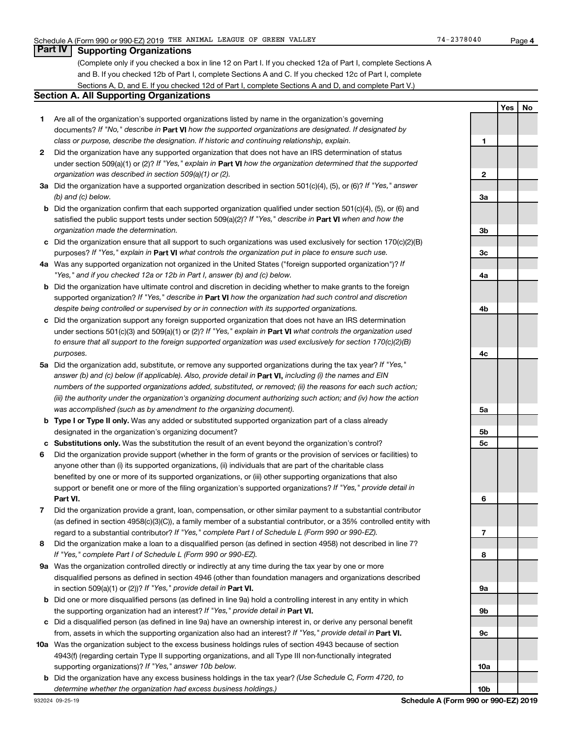Schedule A (Form 990 or 990-EZ) 2019 THE ANIMAL LEAGUE OF GREEN VALLEY 74-2378040 Page 4

## Part IV Supporting Organizations

(Complete only if you checked a box in line 12 on Part I. If you checked 12a of Part I, complete Sections A and B. If you checked 12b of Part I, complete Sections A and C. If you checked 12c of Part I, complete Sections A, D, and E. If you checked 12d of Part I, complete Sections A and D, and complete Part V.)

### Section A. All Supporting Organizations

| | | Line | Yes | No |
|---|---|---|---|---|
| **1** | Are all of the organization's supported organizations listed by name in the organization's governing documents? *If "No," describe in* **Part VI** *how the supported organizations are designated. If designated by class or purpose, describe the designation. If historic and continuing relationship, explain.* | 1 | | |
| **2** | Did the organization have any supported organization that does not have an IRS determination of status under section 509(a)(1) or (2)? *If "Yes," explain in* **Part VI** *how the organization determined that the supported organization was described in section 509(a)(1) or (2).* | 2 | | |
| **3a** | Did the organization have a supported organization described in section 501(c)(4), (5), or (6)? *If "Yes," answer (b) and (c) below.* | 3a | | |
| **b** | Did the organization confirm that each supported organization qualified under section 501(c)(4), (5), or (6) and satisfied the public support tests under section 509(a)(2)? *If "Yes," describe in* **Part VI** *when and how the organization made the determination.* | 3b | | |
| **c** | Did the organization ensure that all support to such organizations was used exclusively for section 170(c)(2)(B) purposes? *If "Yes," explain in* **Part VI** *what controls the organization put in place to ensure such use.* | 3c | | |
| **4a** | Was any supported organization not organized in the United States ("foreign supported organization")? *If "Yes," and if you checked 12a or 12b in Part I, answer (b) and (c) below.* | 4a | | |
| **b** | Did the organization have ultimate control and discretion in deciding whether to make grants to the foreign supported organization? *If "Yes," describe in* **Part VI** *how the organization had such control and discretion despite being controlled or supervised by or in connection with its supported organizations.* | 4b | | |
| **c** | Did the organization support any foreign supported organization that does not have an IRS determination under sections 501(c)(3) and 509(a)(1) or (2)? *If "Yes," explain in* **Part VI** *what controls the organization used to ensure that all support to the foreign supported organization was used exclusively for section 170(c)(2)(B) purposes.* | 4c | | |
| **5a** | Did the organization add, substitute, or remove any supported organizations during the tax year? *If "Yes," answer (b) and (c) below (if applicable). Also, provide detail in* **Part VI,** *including (i) the names and EIN numbers of the supported organizations added, substituted, or removed; (ii) the reasons for each such action; (iii) the authority under the organization's organizing document authorizing such action; and (iv) how the action was accomplished (such as by amendment to the organizing document).* | 5a | | |
| **b** | **Type I or Type II only.** Was any added or substituted supported organization part of a class already designated in the organization's organizing document? | 5b | | |
| **c** | **Substitutions only.** Was the substitution the result of an event beyond the organization's control? | 5c | | |
| **6** | Did the organization provide support (whether in the form of grants or the provision of services or facilities) to anyone other than (i) its supported organizations, (ii) individuals that are part of the charitable class benefited by one or more of its supported organizations, or (iii) other supporting organizations that also support or benefit one or more of the filing organization's supported organizations? *If "Yes," provide detail in* **Part VI.** | 6 | | |
| **7** | Did the organization provide a grant, loan, compensation, or other similar payment to a substantial contributor (as defined in section 4958(c)(3)(C)), a family member of a substantial contributor, or a 35% controlled entity with regard to a substantial contributor? *If "Yes," complete Part I of Schedule L (Form 990 or 990-EZ).* | 7 | | |
| **8** | Did the organization make a loan to a disqualified person (as defined in section 4958) not described in line 7? *If "Yes," complete Part I of Schedule L (Form 990 or 990-EZ).* | 8 | | |
| **9a** | Was the organization controlled directly or indirectly at any time during the tax year by one or more disqualified persons as defined in section 4946 (other than foundation managers and organizations described in section 509(a)(1) or (2))? *If "Yes," provide detail in* **Part VI.** | 9a | | |
| **b** | Did one or more disqualified persons (as defined in line 9a) hold a controlling interest in any entity in which the supporting organization had an interest? *If "Yes," provide detail in* **Part VI.** | 9b | | |
| **c** | Did a disqualified person (as defined in line 9a) have an ownership interest in, or derive any personal benefit from, assets in which the supporting organization also had an interest? *If "Yes," provide detail in* **Part VI.** | 9c | | |
| **10a** | Was the organization subject to the excess business holdings rules of section 4943 because of section 4943(f) (regarding certain Type II supporting organizations, and all Type III non-functionally integrated supporting organizations)? *If "Yes," answer 10b below.* | 10a | | |
| **b** | Did the organization have any excess business holdings in the tax year? *(Use Schedule C, Form 4720, to determine whether the organization had excess business holdings.)* | 10b | | |

932024 09-25-19 **Schedule A (Form 990 or 990-EZ) 2019**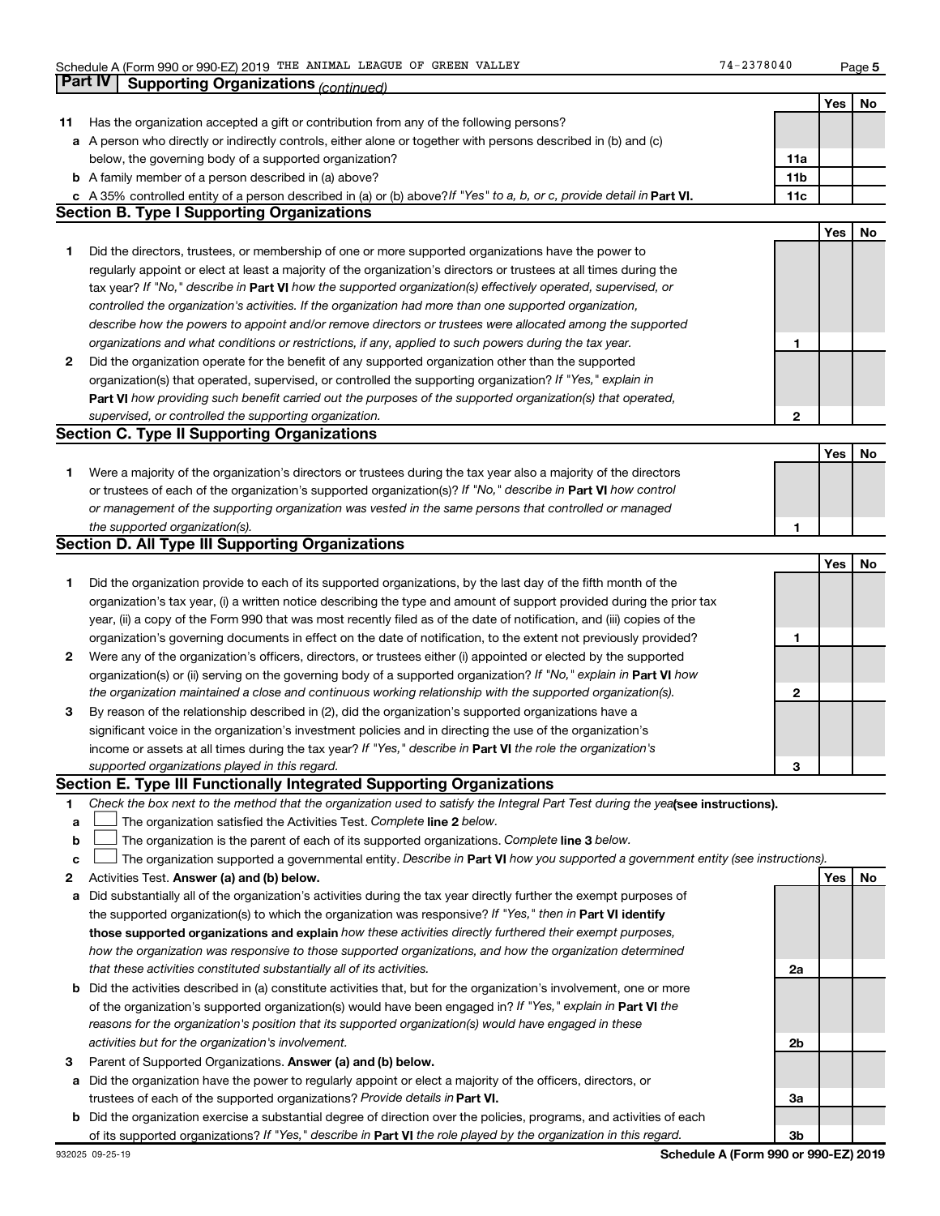Schedule A (Form 990 or 990-EZ) 2019 THE ANIMAL LEAGUE OF GREEN VALLEY 74-2378040

## Part IV Supporting Organizations *(continued)*

| | | | Yes | No |
|---|---|---|---|---|
| **11** | Has the organization accepted a gift or contribution from any of the following persons? | | | |
| **a** | A person who directly or indirectly controls, either alone or together with persons described in (b) and (c) below, the governing body of a supported organization? | 11a | | |
| **b** | A family member of a person described in (a) above? | 11b | | |
| **c** | A 35% controlled entity of a person described in (a) or (b) above? *If "Yes" to a, b, or c, provide detail in* **Part VI.** | 11c | | |

### Section B. Type I Supporting Organizations

| | | | Yes | No |
|---|---|---|---|---|
| **1** | Did the directors, trustees, or membership of one or more supported organizations have the power to regularly appoint or elect at least a majority of the organization's directors or trustees at all times during the tax year? *If "No," describe in* **Part VI** *how the supported organization(s) effectively operated, supervised, or controlled the organization's activities. If the organization had more than one supported organization, describe how the powers to appoint and/or remove directors or trustees were allocated among the supported organizations and what conditions or restrictions, if any, applied to such powers during the tax year.* | 1 | | |
| **2** | Did the organization operate for the benefit of any supported organization other than the supported organization(s) that operated, supervised, or controlled the supporting organization? *If "Yes," explain in* **Part VI** *how providing such benefit carried out the purposes of the supported organization(s) that operated, supervised, or controlled the supporting organization.* | 2 | | |

### Section C. Type II Supporting Organizations

| | | | Yes | No |
|---|---|---|---|---|
| **1** | Were a majority of the organization's directors or trustees during the tax year also a majority of the directors or trustees of each of the organization's supported organization(s)? *If "No," describe in* **Part VI** *how control or management of the supporting organization was vested in the same persons that controlled or managed the supported organization(s).* | 1 | | |

### Section D. All Type III Supporting Organizations

| | | | Yes | No |
|---|---|---|---|---|
| **1** | Did the organization provide to each of its supported organizations, by the last day of the fifth month of the organization's tax year, (i) a written notice describing the type and amount of support provided during the prior tax year, (ii) a copy of the Form 990 that was most recently filed as of the date of notification, and (iii) copies of the organization's governing documents in effect on the date of notification, to the extent not previously provided? | 1 | | |
| **2** | Were any of the organization's officers, directors, or trustees either (i) appointed or elected by the supported organization(s) or (ii) serving on the governing body of a supported organization? *If "No," explain in* **Part VI** *how the organization maintained a close and continuous working relationship with the supported organization(s).* | 2 | | |
| **3** | By reason of the relationship described in (2), did the organization's supported organizations have a significant voice in the organization's investment policies and in directing the use of the organization's income or assets at all times during the tax year? *If "Yes," describe in* **Part VI** *the role the organization's supported organizations played in this regard.* | 3 | | |

### Section E. Type III Functionally Integrated Supporting Organizations

**1** *Check the box next to the method that the organization used to satisfy the Integral Part Test during the year* **(see instructions).**

- **a** ☐ The organization satisfied the Activities Test. *Complete* **line 2** *below.*
- **b** ☐ The organization is the parent of each of its supported organizations. *Complete* **line 3** *below.*
- **c** ☐ The organization supported a governmental entity. *Describe in* **Part VI** *how you supported a government entity (see instructions).*

| | | | Yes | No |
|---|---|---|---|---|
| **2** | Activities Test. **Answer (a) and (b) below.** | | | |
| **a** | Did substantially all of the organization's activities during the tax year directly further the exempt purposes of the supported organization(s) to which the organization was responsive? *If "Yes," then in* **Part VI identify those supported organizations and explain** *how these activities directly furthered their exempt purposes, how the organization was responsive to those supported organizations, and how the organization determined that these activities constituted substantially all of its activities.* | 2a | | |
| **b** | Did the activities described in (a) constitute activities that, but for the organization's involvement, one or more of the organization's supported organization(s) would have been engaged in? *If "Yes," explain in* **Part VI** *the reasons for the organization's position that its supported organization(s) would have engaged in these activities but for the organization's involvement.* | 2b | | |
| **3** | Parent of Supported Organizations. **Answer (a) and (b) below.** | | | |
| **a** | Did the organization have the power to regularly appoint or elect a majority of the officers, directors, or trustees of each of the supported organizations? *Provide details in* **Part VI.** | 3a | | |
| **b** | Did the organization exercise a substantial degree of direction over the policies, programs, and activities of each of its supported organizations? *If "Yes," describe in* **Part VI** *the role played by the organization in this regard.* | 3b | | |

932025 09-25-19 **Schedule A (Form 990 or 990-EZ) 2019**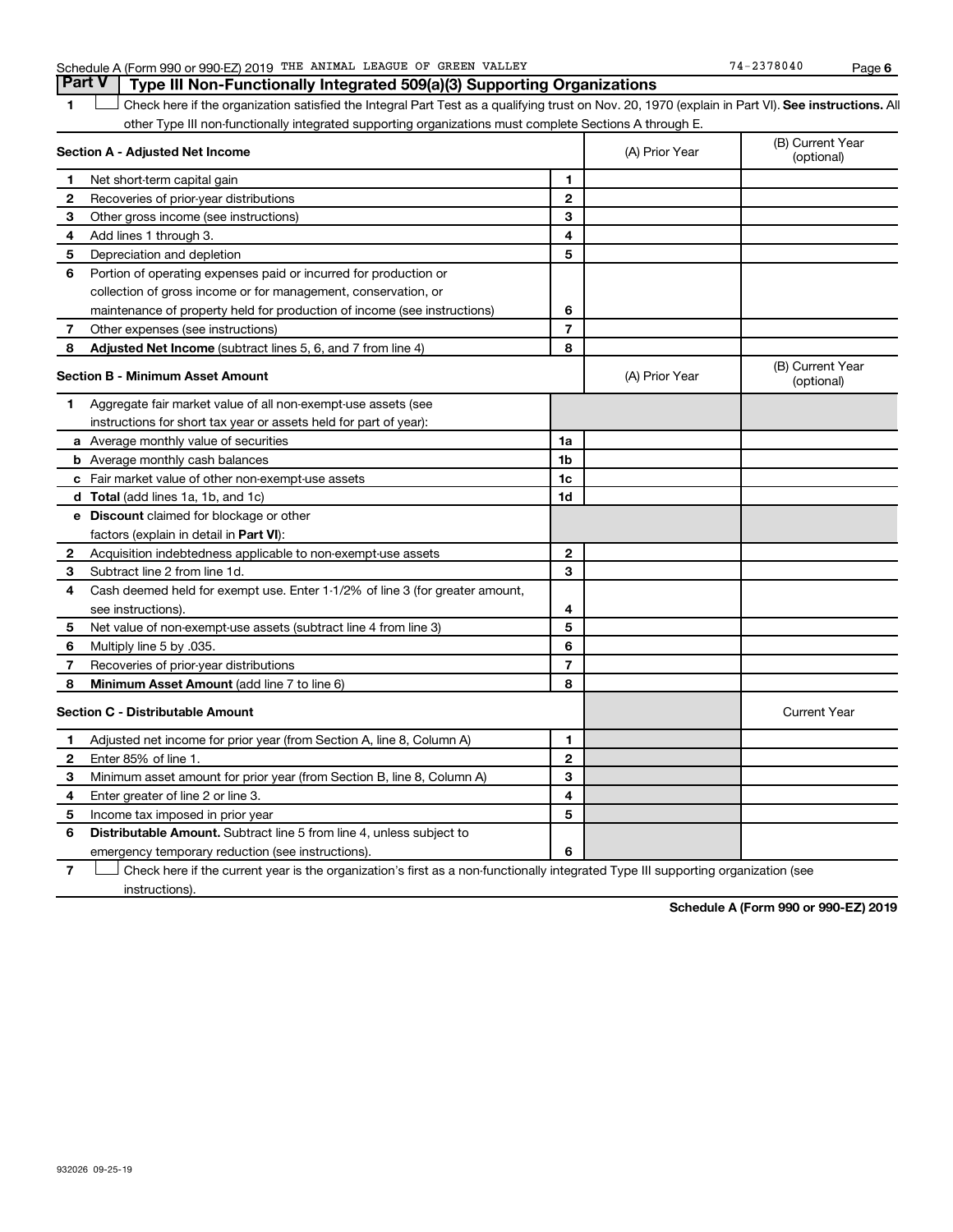Schedule A (Form 990 or 990-EZ) 2019 THE ANIMAL LEAGUE OF GREEN VALLEY 74-2378040 Page 6

## Part V Type III Non-Functionally Integrated 509(a)(3) Supporting Organizations

1 ☐ Check here if the organization satisfied the Integral Part Test as a qualifying trust on Nov. 20, 1970 (explain in Part VI). **See instructions.** All other Type III non-functionally integrated supporting organizations must complete Sections A through E.

| **Section A - Adjusted Net Income** | | | (A) Prior Year | (B) Current Year (optional) |
|---|---|---|---|---|
| 1 | Net short-term capital gain | 1 | | |
| 2 | Recoveries of prior-year distributions | 2 | | |
| 3 | Other gross income (see instructions) | 3 | | |
| 4 | Add lines 1 through 3. | 4 | | |
| 5 | Depreciation and depletion | 5 | | |
| 6 | Portion of operating expenses paid or incurred for production or collection of gross income or for management, conservation, or maintenance of property held for production of income (see instructions) | 6 | | |
| 7 | Other expenses (see instructions) | 7 | | |
| 8 | **Adjusted Net Income** (subtract lines 5, 6, and 7 from line 4) | 8 | | |

| **Section B - Minimum Asset Amount** | | | (A) Prior Year | (B) Current Year (optional) |
|---|---|---|---|---|
| 1 | Aggregate fair market value of all non-exempt-use assets (see instructions for short tax year or assets held for part of year): | | | |
| a | Average monthly value of securities | 1a | | |
| b | Average monthly cash balances | 1b | | |
| c | Fair market value of other non-exempt-use assets | 1c | | |
| d | **Total** (add lines 1a, 1b, and 1c) | 1d | | |
| e | **Discount** claimed for blockage or other factors (explain in detail in **Part VI**): | | | |
| 2 | Acquisition indebtedness applicable to non-exempt-use assets | 2 | | |
| 3 | Subtract line 2 from line 1d. | 3 | | |
| 4 | Cash deemed held for exempt use. Enter 1-1/2% of line 3 (for greater amount, see instructions). | 4 | | |
| 5 | Net value of non-exempt-use assets (subtract line 4 from line 3) | 5 | | |
| 6 | Multiply line 5 by .035. | 6 | | |
| 7 | Recoveries of prior-year distributions | 7 | | |
| 8 | **Minimum Asset Amount** (add line 7 to line 6) | 8 | | |

| **Section C - Distributable Amount** | | | | Current Year |
|---|---|---|---|---|
| 1 | Adjusted net income for prior year (from Section A, line 8, Column A) | 1 | | |
| 2 | Enter 85% of line 1. | 2 | | |
| 3 | Minimum asset amount for prior year (from Section B, line 8, Column A) | 3 | | |
| 4 | Enter greater of line 2 or line 3. | 4 | | |
| 5 | Income tax imposed in prior year | 5 | | |
| 6 | **Distributable Amount.** Subtract line 5 from line 4, unless subject to emergency temporary reduction (see instructions). | 6 | | |

7 ☐ Check here if the current year is the organization's first as a non-functionally integrated Type III supporting organization (see instructions).

**Schedule A (Form 990 or 990-EZ) 2019**

932026 09-25-19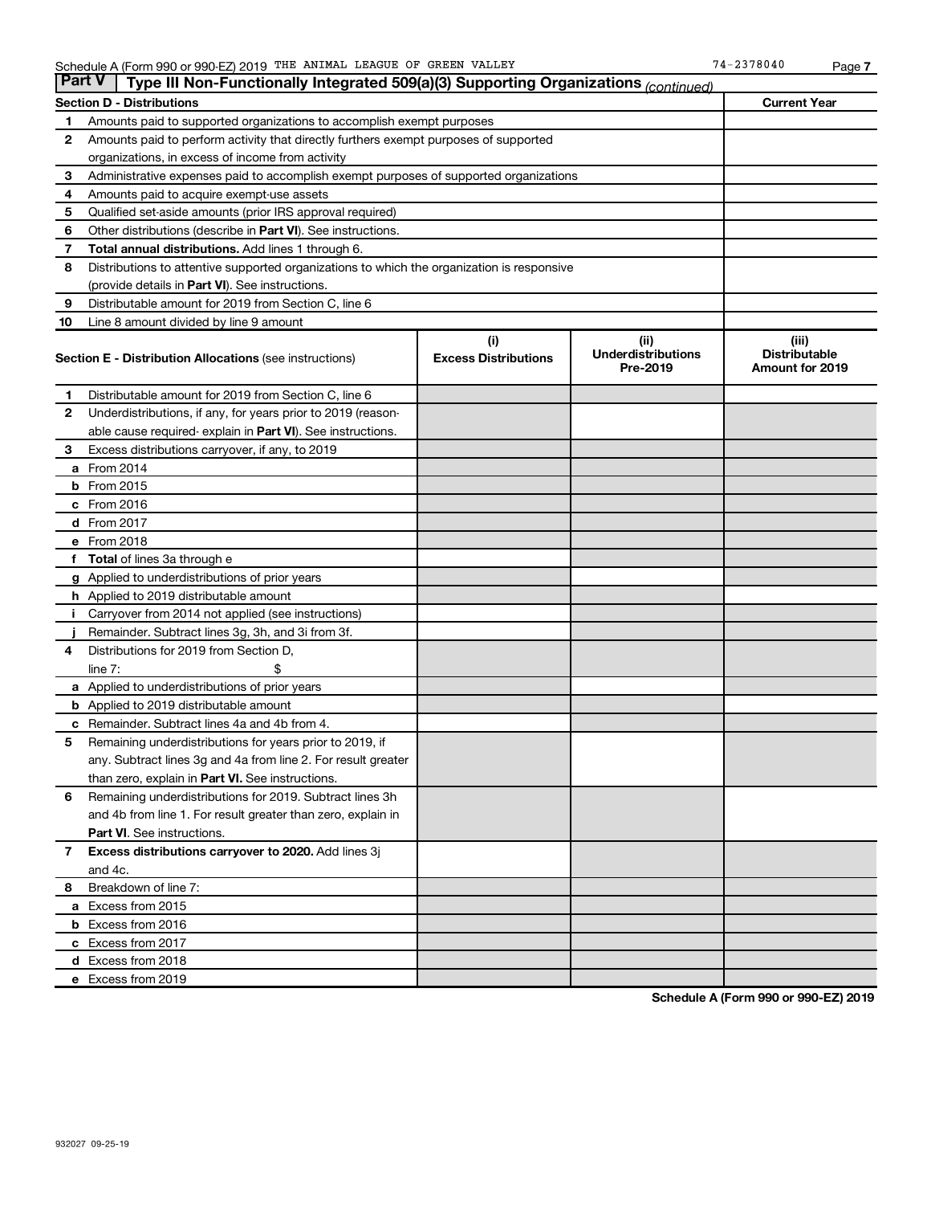Schedule A (Form 990 or 990-EZ) 2019 THE ANIMAL LEAGUE OF GREEN VALLEY 74-2378040

## Part V Type III Non-Functionally Integrated 509(a)(3) Supporting Organizations *(continued)*

| Section D - Distributions | | Current Year |
|---|---|---|
| 1 | Amounts paid to supported organizations to accomplish exempt purposes | |
| 2 | Amounts paid to perform activity that directly furthers exempt purposes of supported organizations, in excess of income from activity | |
| 3 | Administrative expenses paid to accomplish exempt purposes of supported organizations | |
| 4 | Amounts paid to acquire exempt-use assets | |
| 5 | Qualified set-aside amounts (prior IRS approval required) | |
| 6 | Other distributions (describe in **Part VI**). See instructions. | |
| 7 | **Total annual distributions.** Add lines 1 through 6. | |
| 8 | Distributions to attentive supported organizations to which the organization is responsive (provide details in **Part VI**). See instructions. | |
| 9 | Distributable amount for 2019 from Section C, line 6 | |
| 10 | Line 8 amount divided by line 9 amount | |

| **Section E - Distribution Allocations** (see instructions) | (i) Excess Distributions | (ii) Underdistributions Pre-2019 | (iii) Distributable Amount for 2019 |
|---|---|---|---|
| **1** Distributable amount for 2019 from Section C, line 6 | | | |
| **2** Underdistributions, if any, for years prior to 2019 (reasonable cause required- explain in **Part VI**). See instructions. | | | |
| **3** Excess distributions carryover, if any, to 2019 | | | |
| **a** From 2014 | | | |
| **b** From 2015 | | | |
| **c** From 2016 | | | |
| **d** From 2017 | | | |
| **e** From 2018 | | | |
| **f** **Total** of lines 3a through e | | | |
| **g** Applied to underdistributions of prior years | | | |
| **h** Applied to 2019 distributable amount | | | |
| **i** Carryover from 2014 not applied (see instructions) | | | |
| **j** Remainder. Subtract lines 3g, 3h, and 3i from 3f. | | | |
| **4** Distributions for 2019 from Section D, line 7: $ | | | |
| **a** Applied to underdistributions of prior years | | | |
| **b** Applied to 2019 distributable amount | | | |
| **c** Remainder. Subtract lines 4a and 4b from 4. | | | |
| **5** Remaining underdistributions for years prior to 2019, if any. Subtract lines 3g and 4a from line 2. For result greater than zero, explain in **Part VI.** See instructions. | | | |
| **6** Remaining underdistributions for 2019. Subtract lines 3h and 4b from line 1. For result greater than zero, explain in **Part VI**. See instructions. | | | |
| **7** **Excess distributions carryover to 2020.** Add lines 3j and 4c. | | | |
| **8** Breakdown of line 7: | | | |
| **a** Excess from 2015 | | | |
| **b** Excess from 2016 | | | |
| **c** Excess from 2017 | | | |
| **d** Excess from 2018 | | | |
| **e** Excess from 2019 | | | |

**Schedule A (Form 990 or 990-EZ) 2019**

932027 09-25-19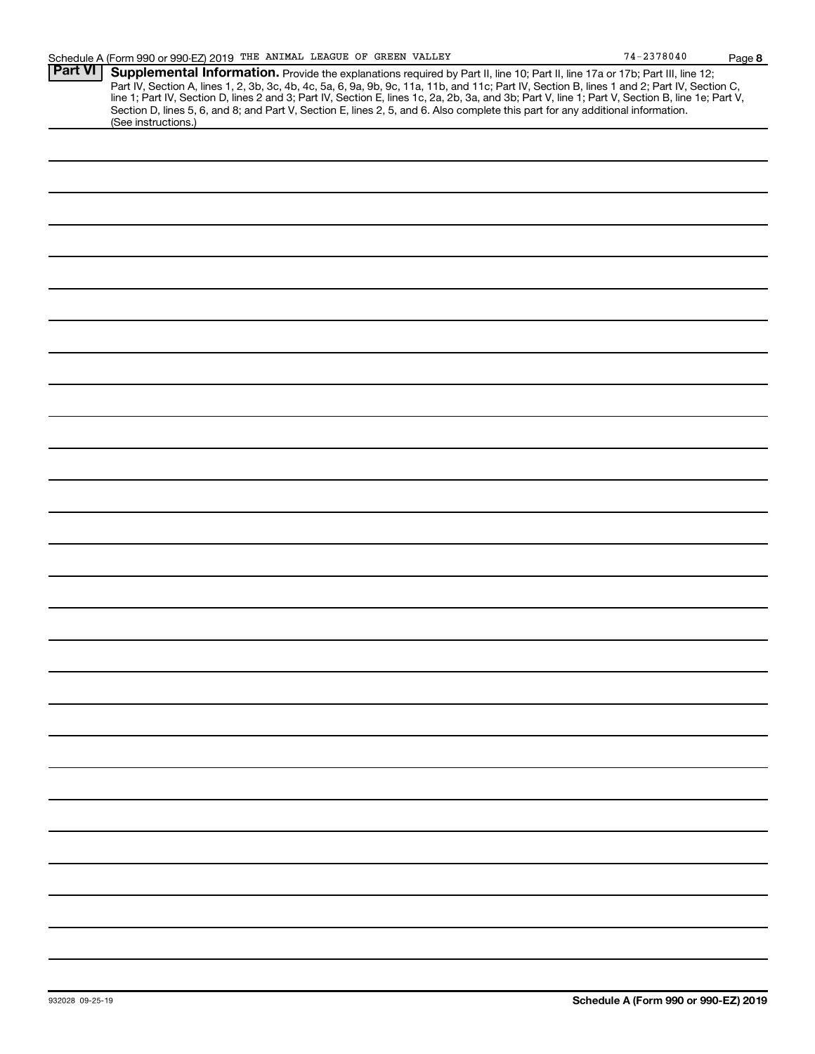Schedule A (Form 990 or 990-EZ) 2019 THE ANIMAL LEAGUE OF GREEN VALLEY 74-2378040 Page 8

**Part VI** **Supplemental Information.** Provide the explanations required by Part II, line 10; Part II, line 17a or 17b; Part III, line 12; Part IV, Section A, lines 1, 2, 3b, 3c, 4b, 4c, 5a, 6, 9a, 9b, 9c, 11a, 11b, and 11c; Part IV, Section B, lines 1 and 2; Part IV, Section C, line 1; Part IV, Section D, lines 2 and 3; Part IV, Section E, lines 1c, 2a, 2b, 3a, and 3b; Part V, line 1; Part V, Section B, line 1e; Part V, Section D, lines 5, 6, and 8; and Part V, Section E, lines 2, 5, and 6. Also complete this part for any additional information. (See instructions.)

932028 09-25-19 **Schedule A (Form 990 or 990-EZ) 2019**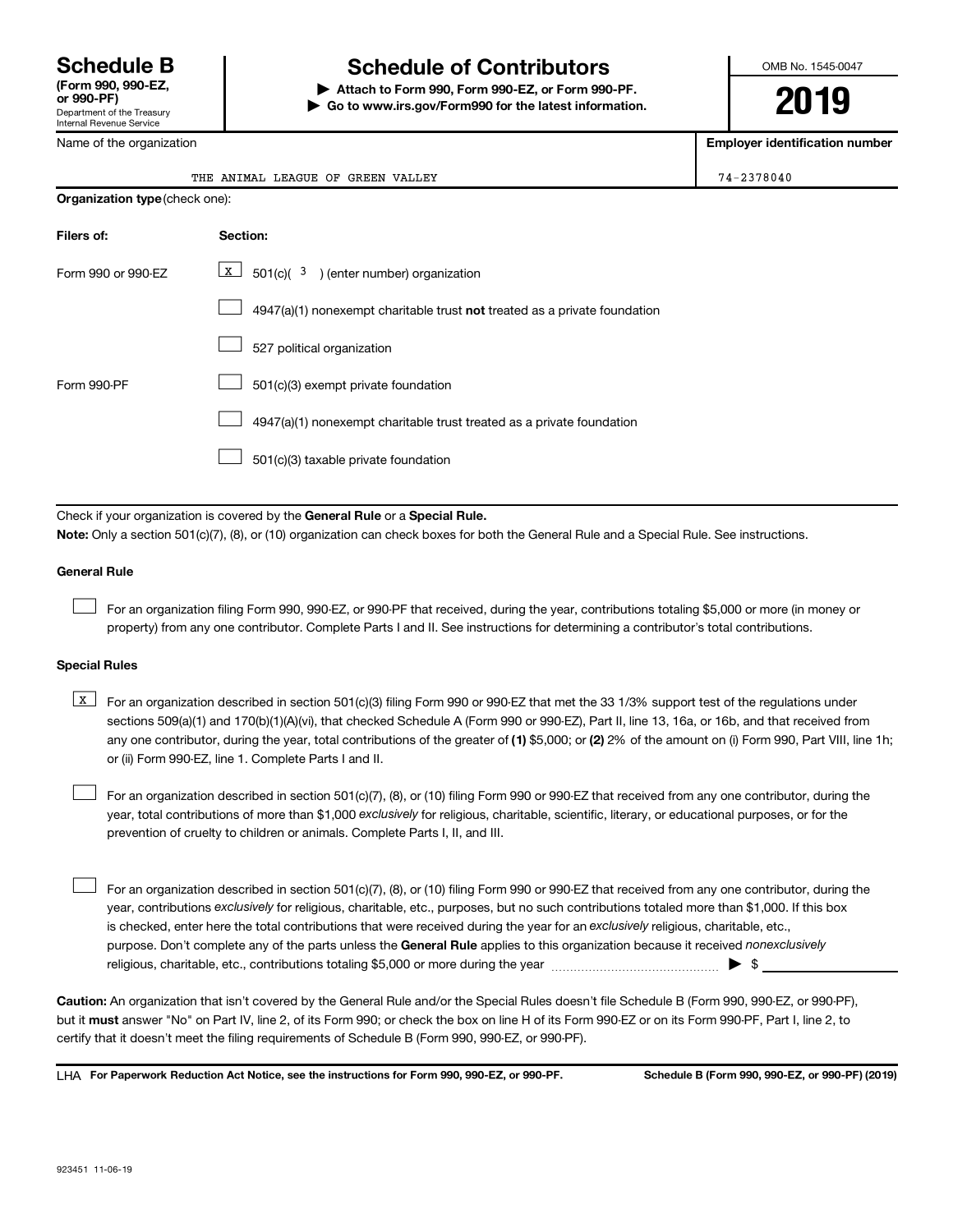# Schedule B (Form 990, 990-EZ, or 990-PF)

Department of the Treasury
Internal Revenue Service

## Schedule of Contributors

▶ Attach to Form 990, Form 990-EZ, or Form 990-PF.
▶ Go to www.irs.gov/Form990 for the latest information.

OMB No. 1545-0047

**2019**

| Name of the organization | Employer identification number |
|---|---|
| THE ANIMAL LEAGUE OF GREEN VALLEY | 74-2378040 |

**Organization type** (check one):

| Filers of: | Section: |
|---|---|
| Form 990 or 990-EZ | [X] 501(c)( 3 ) (enter number) organization |
| | [ ] 4947(a)(1) nonexempt charitable trust **not** treated as a private foundation |
| | [ ] 527 political organization |
| Form 990-PF | [ ] 501(c)(3) exempt private foundation |
| | [ ] 4947(a)(1) nonexempt charitable trust treated as a private foundation |
| | [ ] 501(c)(3) taxable private foundation |

Check if your organization is covered by the **General Rule** or a **Special Rule.**

**Note:** Only a section 501(c)(7), (8), or (10) organization can check boxes for both the General Rule and a Special Rule. See instructions.

### General Rule

[ ] For an organization filing Form 990, 990-EZ, or 990-PF that received, during the year, contributions totaling $5,000 or more (in money or property) from any one contributor. Complete Parts I and II. See instructions for determining a contributor's total contributions.

### Special Rules

[X] For an organization described in section 501(c)(3) filing Form 990 or 990-EZ that met the 33 1/3% support test of the regulations under sections 509(a)(1) and 170(b)(1)(A)(vi), that checked Schedule A (Form 990 or 990-EZ), Part II, line 13, 16a, or 16b, and that received from any one contributor, during the year, total contributions of the greater of **(1)** $5,000; or **(2)** 2% of the amount on (i) Form 990, Part VIII, line 1h; or (ii) Form 990-EZ, line 1. Complete Parts I and II.

[ ] For an organization described in section 501(c)(7), (8), or (10) filing Form 990 or 990-EZ that received from any one contributor, during the year, total contributions of more than $1,000 *exclusively* for religious, charitable, scientific, literary, or educational purposes, or for the prevention of cruelty to children or animals. Complete Parts I, II, and III.

[ ] For an organization described in section 501(c)(7), (8), or (10) filing Form 990 or 990-EZ that received from any one contributor, during the year, contributions *exclusively* for religious, charitable, etc., purposes, but no such contributions totaled more than $1,000. If this box is checked, enter here the total contributions that were received during the year for an *exclusively* religious, charitable, etc., purpose. Don't complete any of the parts unless the **General Rule** applies to this organization because it received *nonexclusively* religious, charitable, etc., contributions totaling $5,000 or more during the year ▶ $

**Caution:** An organization that isn't covered by the General Rule and/or the Special Rules doesn't file Schedule B (Form 990, 990-EZ, or 990-PF), but it **must** answer "No" on Part IV, line 2, of its Form 990; or check the box on line H of its Form 990-EZ or on its Form 990-PF, Part I, line 2, to certify that it doesn't meet the filing requirements of Schedule B (Form 990, 990-EZ, or 990-PF).

LHA **For Paperwork Reduction Act Notice, see the instructions for Form 990, 990-EZ, or 990-PF.** **Schedule B (Form 990, 990-EZ, or 990-PF) (2019)**

923451 11-06-19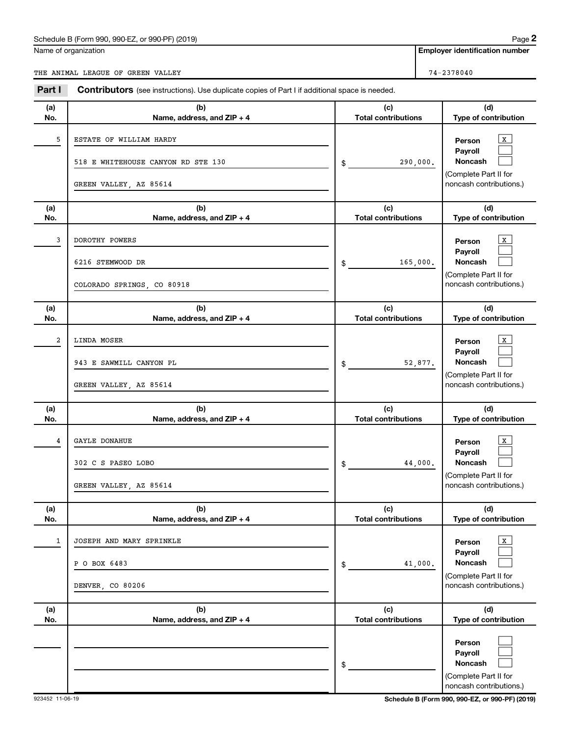Schedule B (Form 990, 990-EZ, or 990-PF) (2019)

Name of organization: THE ANIMAL LEAGUE OF GREEN VALLEY

Employer identification number: 74-2378040

## Part I Contributors (see instructions). Use duplicate copies of Part I if additional space is needed.

| (a) No. | (b) Name, address, and ZIP + 4 | (c) Total contributions | (d) Type of contribution |
|---|---|---|---|
| 5 | ESTATE OF WILLIAM HARDY<br>518 E WHITEHOUSE CANYON RD STE 130<br>GREEN VALLEY, AZ 85614 | $ 290,000. | Person [X]<br>Payroll [ ]<br>Noncash [ ]<br>(Complete Part II for noncash contributions.) |
| 3 | DOROTHY POWERS<br>6216 STEMWOOD DR<br>COLORADO SPRINGS, CO 80918 | $ 165,000. | Person [X]<br>Payroll [ ]<br>Noncash [ ]<br>(Complete Part II for noncash contributions.) |
| 2 | LINDA MOSER<br>943 E SAWMILL CANYON PL<br>GREEN VALLEY, AZ 85614 | $ 52,877. | Person [X]<br>Payroll [ ]<br>Noncash [ ]<br>(Complete Part II for noncash contributions.) |
| 4 | GAYLE DONAHUE<br>302 C S PASEO LOBO<br>GREEN VALLEY, AZ 85614 | $ 44,000. | Person [X]<br>Payroll [ ]<br>Noncash [ ]<br>(Complete Part II for noncash contributions.) |
| 1 | JOSEPH AND MARY SPRINKLE<br>P O BOX 6483<br>DENVER, CO 80206 | $ 41,000. | Person [X]<br>Payroll [ ]<br>Noncash [ ]<br>(Complete Part II for noncash contributions.) |
| | | $ | Person [ ]<br>Payroll [ ]<br>Noncash [ ]<br>(Complete Part II for noncash contributions.) |

923452 11-06-19

Schedule B (Form 990, 990-EZ, or 990-PF) (2019)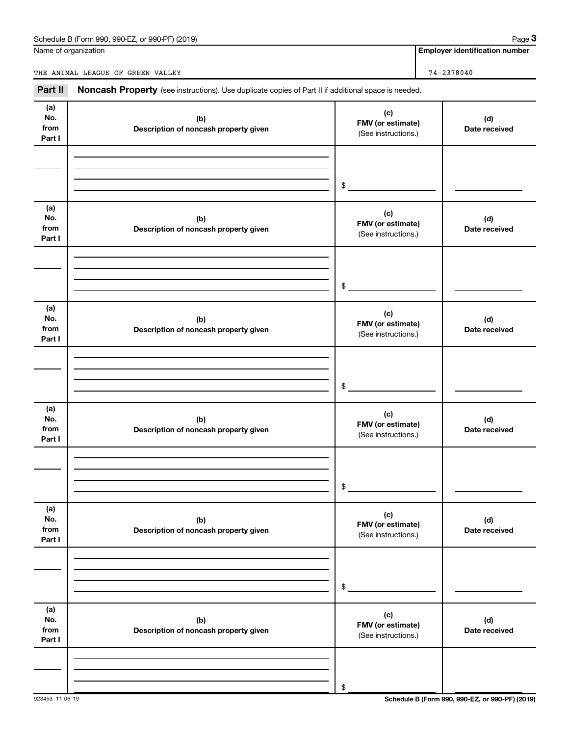Schedule B (Form 990, 990-EZ, or 990-PF) (2019)

| Name of organization | Employer identification number |
| --- | --- |
| THE ANIMAL LEAGUE OF GREEN VALLEY | 74-2378040 |

**Part II** **Noncash Property** (see instructions). Use duplicate copies of Part II if additional space is needed.

| (a) No. from Part I | (b) Description of noncash property given | (c) FMV (or estimate) (See instructions.) | (d) Date received |
| --- | --- | --- | --- |
| | | $ | |

| (a) No. from Part I | (b) Description of noncash property given | (c) FMV (or estimate) (See instructions.) | (d) Date received |
| --- | --- | --- | --- |
| | | $ | |

| (a) No. from Part I | (b) Description of noncash property given | (c) FMV (or estimate) (See instructions.) | (d) Date received |
| --- | --- | --- | --- |
| | | $ | |

| (a) No. from Part I | (b) Description of noncash property given | (c) FMV (or estimate) (See instructions.) | (d) Date received |
| --- | --- | --- | --- |
| | | $ | |

| (a) No. from Part I | (b) Description of noncash property given | (c) FMV (or estimate) (See instructions.) | (d) Date received |
| --- | --- | --- | --- |
| | | $ | |

| (a) No. from Part I | (b) Description of noncash property given | (c) FMV (or estimate) (See instructions.) | (d) Date received |
| --- | --- | --- | --- |
| | | $ | |

923453 11-06-19

Schedule B (Form 990, 990-EZ, or 990-PF) (2019)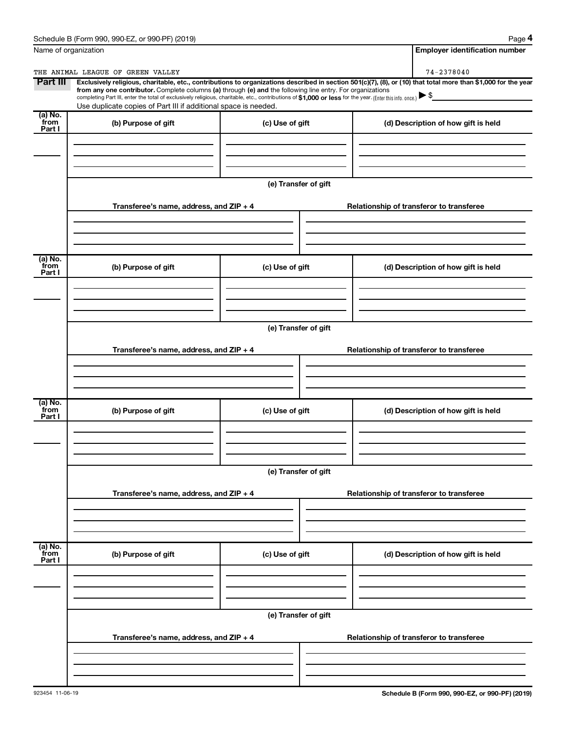Name of organization

THE ANIMAL LEAGUE OF GREEN VALLEY

Employer identification number

74-2378040

**Part III** **Exclusively religious, charitable, etc., contributions to organizations described in section 501(c)(7), (8), or (10) that total more than $1,000 for the year from any one contributor.** Complete columns **(a)** through **(e) and** the following line entry. For organizations completing Part III, enter the total of exclusively religious, charitable, etc., contributions of **$1,000 or less** for the year. (Enter this info. once.) ▶ $

Use duplicate copies of Part III if additional space is needed.

| (a) No. from Part I | (b) Purpose of gift | (c) Use of gift | (d) Description of how gift is held |
|---|---|---|---|
| | | | |

(e) Transfer of gift

| Transferee's name, address, and ZIP + 4 | Relationship of transferor to transferee |
|---|---|
| | |

| (a) No. from Part I | (b) Purpose of gift | (c) Use of gift | (d) Description of how gift is held |
|---|---|---|---|
| | | | |

(e) Transfer of gift

| Transferee's name, address, and ZIP + 4 | Relationship of transferor to transferee |
|---|---|
| | |

| (a) No. from Part I | (b) Purpose of gift | (c) Use of gift | (d) Description of how gift is held |
|---|---|---|---|
| | | | |

(e) Transfer of gift

| Transferee's name, address, and ZIP + 4 | Relationship of transferor to transferee |
|---|---|
| | |

| (a) No. from Part I | (b) Purpose of gift | (c) Use of gift | (d) Description of how gift is held |
|---|---|---|---|
| | | | |

(e) Transfer of gift

| Transferee's name, address, and ZIP + 4 | Relationship of transferor to transferee |
|---|---|
| | |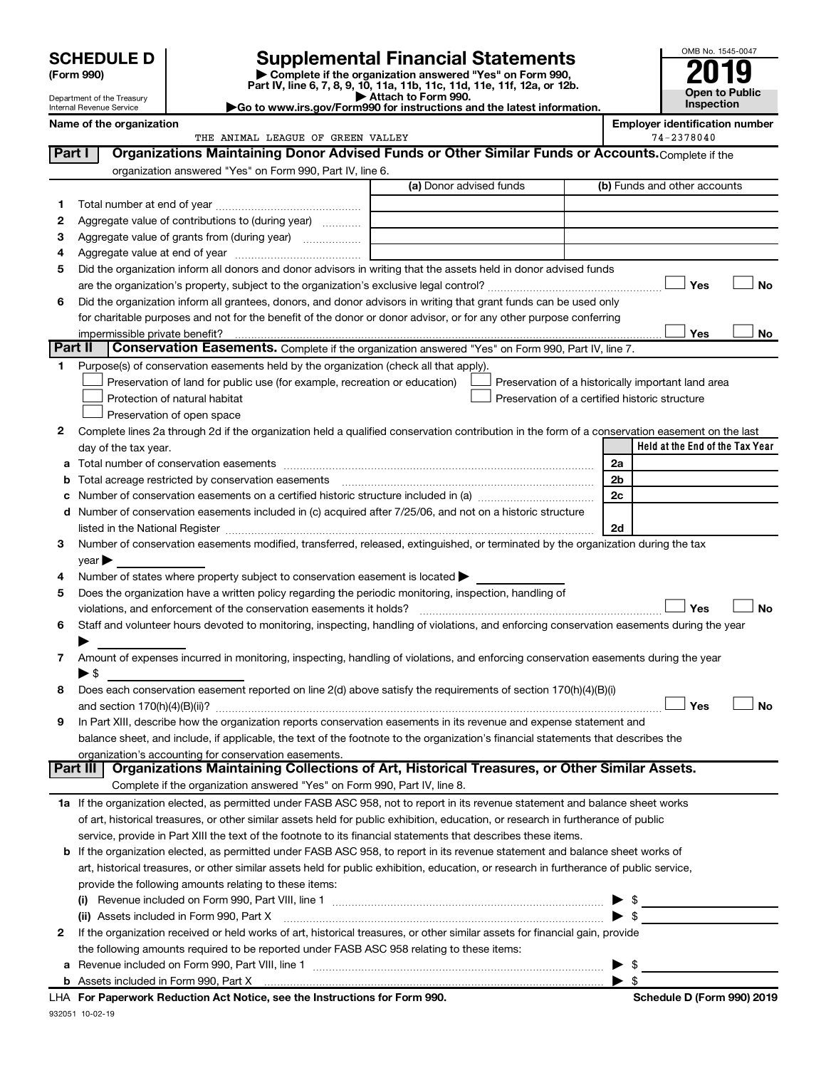# SCHEDULE D (Form 990)

Department of the Treasury
Internal Revenue Service

# Supplemental Financial Statements

▶ Complete if the organization answered "Yes" on Form 990, Part IV, line 6, 7, 8, 9, 10, 11a, 11b, 11c, 11d, 11e, 11f, 12a, or 12b.
▶ Attach to Form 990.
▶ Go to www.irs.gov/Form990 for instructions and the latest information.

OMB No. 1545-0047

**2019**

**Open to Public Inspection**

**Name of the organization**
THE ANIMAL LEAGUE OF GREEN VALLEY

**Employer identification number**
74-2378040

## Part I — Organizations Maintaining Donor Advised Funds or Other Similar Funds or Accounts.

Complete if the organization answered "Yes" on Form 990, Part IV, line 6.

| | | (a) Donor advised funds | (b) Funds and other accounts |
|---|---|---|---|
| 1 | Total number at end of year | | |
| 2 | Aggregate value of contributions to (during year) | | |
| 3 | Aggregate value of grants from (during year) | | |
| 4 | Aggregate value at end of year | | |

5 Did the organization inform all donors and donor advisors in writing that the assets held in donor advised funds are the organization's property, subject to the organization's exclusive legal control? ☐ Yes ☐ No

6 Did the organization inform all grantees, donors, and donor advisors in writing that grant funds can be used only for charitable purposes and not for the benefit of the donor or donor advisor, or for any other purpose conferring impermissible private benefit? ☐ Yes ☐ No

## Part II — Conservation Easements.

Complete if the organization answered "Yes" on Form 990, Part IV, line 7.

1 Purpose(s) of conservation easements held by the organization (check all that apply).

- ☐ Preservation of land for public use (for example, recreation or education)
- ☐ Protection of natural habitat
- ☐ Preservation of open space
- ☐ Preservation of a historically important land area
- ☐ Preservation of a certified historic structure

2 Complete lines 2a through 2d if the organization held a qualified conservation contribution in the form of a conservation easement on the last day of the tax year.

| | | | Held at the End of the Tax Year |
|---|---|---|---|
| a | Total number of conservation easements | 2a | |
| b | Total acreage restricted by conservation easements | 2b | |
| c | Number of conservation easements on a certified historic structure included in (a) | 2c | |
| d | Number of conservation easements included in (c) acquired after 7/25/06, and not on a historic structure listed in the National Register | 2d | |

3 Number of conservation easements modified, transferred, released, extinguished, or terminated by the organization during the tax year ▶

4 Number of states where property subject to conservation easement is located ▶

5 Does the organization have a written policy regarding the periodic monitoring, inspection, handling of violations, and enforcement of the conservation easements it holds? ☐ Yes ☐ No

6 Staff and volunteer hours devoted to monitoring, inspecting, handling of violations, and enforcing conservation easements during the year ▶

7 Amount of expenses incurred in monitoring, inspecting, handling of violations, and enforcing conservation easements during the year ▶ $

8 Does each conservation easement reported on line 2(d) above satisfy the requirements of section 170(h)(4)(B)(i) and section 170(h)(4)(B)(ii)? ☐ Yes ☐ No

9 In Part XIII, describe how the organization reports conservation easements in its revenue and expense statement and balance sheet, and include, if applicable, the text of the footnote to the organization's financial statements that describes the organization's accounting for conservation easements.

## Part III — Organizations Maintaining Collections of Art, Historical Treasures, or Other Similar Assets.

Complete if the organization answered "Yes" on Form 990, Part IV, line 8.

1a If the organization elected, as permitted under FASB ASC 958, not to report in its revenue statement and balance sheet works of art, historical treasures, or other similar assets held for public exhibition, education, or research in furtherance of public service, provide in Part XIII the text of the footnote to its financial statements that describes these items.

b If the organization elected, as permitted under FASB ASC 958, to report in its revenue statement and balance sheet works of art, historical treasures, or other similar assets held for public exhibition, education, or research in furtherance of public service, provide the following amounts relating to these items:

(i) Revenue included on Form 990, Part VIII, line 1 ▶ $

(ii) Assets included in Form 990, Part X ▶ $

2 If the organization received or held works of art, historical treasures, or other similar assets for financial gain, provide the following amounts required to be reported under FASB ASC 958 relating to these items:

a Revenue included on Form 990, Part VIII, line 1 ▶ $

b Assets included in Form 990, Part X ▶ $

LHA For Paperwork Reduction Act Notice, see the Instructions for Form 990. Schedule D (Form 990) 2019

932051 10-02-19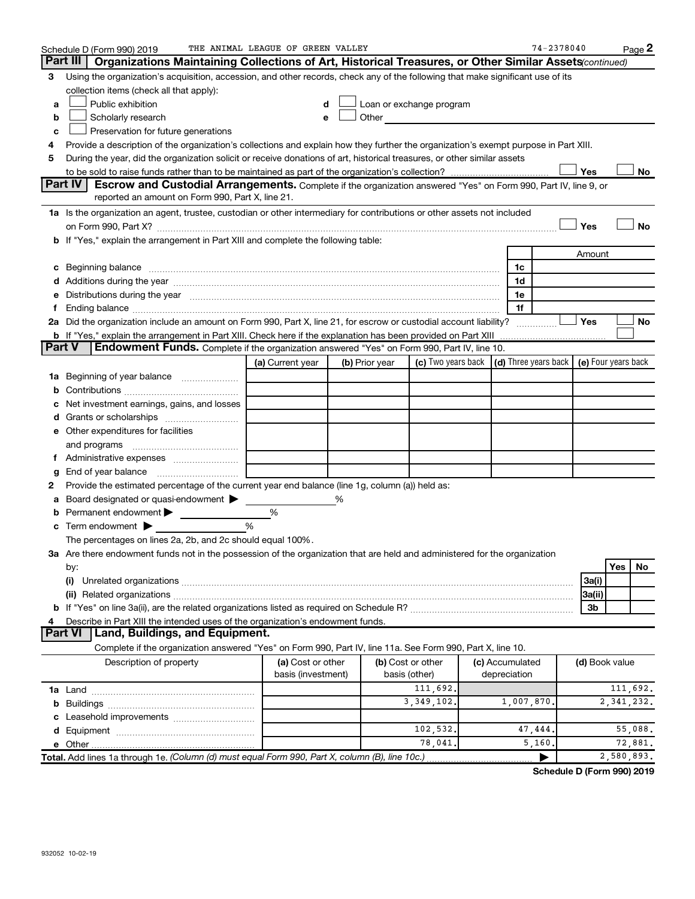Schedule D (Form 990) 2019 THE ANIMAL LEAGUE OF GREEN VALLEY 74-2378040 Page 2

## Part III Organizations Maintaining Collections of Art, Historical Treasures, or Other Similar Assets *(continued)*

3 Using the organization's acquisition, accession, and other records, check any of the following that make significant use of its collection items (check all that apply):

- a ☐ Public exhibition
- b ☐ Scholarly research
- c ☐ Preservation for future generations
- d ☐ Loan or exchange program
- e ☐ Other

4 Provide a description of the organization's collections and explain how they further the organization's exempt purpose in Part XIII.

5 During the year, did the organization solicit or receive donations of art, historical treasures, or other similar assets to be sold to raise funds rather than to be maintained as part of the organization's collection? ☐ Yes ☐ No

## Part IV Escrow and Custodial Arrangements.

Complete if the organization answered "Yes" on Form 990, Part IV, line 9, or reported an amount on Form 990, Part X, line 21.

1a Is the organization an agent, trustee, custodian or other intermediary for contributions or other assets not included on Form 990, Part X? ☐ Yes ☐ No

b If "Yes," explain the arrangement in Part XIII and complete the following table:

| | | Amount |
|---|---|---|
| c Beginning balance | 1c | |
| d Additions during the year | 1d | |
| e Distributions during the year | 1e | |
| f Ending balance | 1f | |

2a Did the organization include an amount on Form 990, Part X, line 21, for escrow or custodial account liability? ☐ Yes ☐ No

b If "Yes," explain the arrangement in Part XIII. Check here if the explanation has been provided on Part XIII ☐

## Part V Endowment Funds.

Complete if the organization answered "Yes" on Form 990, Part IV, line 10.

| | (a) Current year | (b) Prior year | (c) Two years back | (d) Three years back | (e) Four years back |
|---|---|---|---|---|---|
| 1a Beginning of year balance | | | | | |
| b Contributions | | | | | |
| c Net investment earnings, gains, and losses | | | | | |
| d Grants or scholarships | | | | | |
| e Other expenditures for facilities and programs | | | | | |
| f Administrative expenses | | | | | |
| g End of year balance | | | | | |

2 Provide the estimated percentage of the current year end balance (line 1g, column (a)) held as:

- a Board designated or quasi-endowment ▶ %
- b Permanent endowment ▶ %
- c Term endowment ▶ %

The percentages on lines 2a, 2b, and 2c should equal 100%.

3a Are there endowment funds not in the possession of the organization that are held and administered for the organization by:

| | | Yes | No |
|---|---|---|---|
| (i) Unrelated organizations | 3a(i) | | |
| (ii) Related organizations | 3a(ii) | | |
| b If "Yes" on line 3a(ii), are the related organizations listed as required on Schedule R? | 3b | | |

4 Describe in Part XIII the intended uses of the organization's endowment funds.

## Part VI Land, Buildings, and Equipment.

Complete if the organization answered "Yes" on Form 990, Part IV, line 11a. See Form 990, Part X, line 10.

| Description of property | (a) Cost or other basis (investment) | (b) Cost or other basis (other) | (c) Accumulated depreciation | (d) Book value |
|---|---|---|---|---|
| 1a Land | | 111,692. | | 111,692. |
| b Buildings | | 3,349,102. | 1,007,870. | 2,341,232. |
| c Leasehold improvements | | | | |
| d Equipment | | 102,532. | 47,444. | 55,088. |
| e Other | | 78,041. | 5,160. | 72,881. |
| **Total.** Add lines 1a through 1e. *(Column (d) must equal Form 990, Part X, column (B), line 10c.)* | | | ▶ | 2,580,893. |

**Schedule D (Form 990) 2019**

932052 10-02-19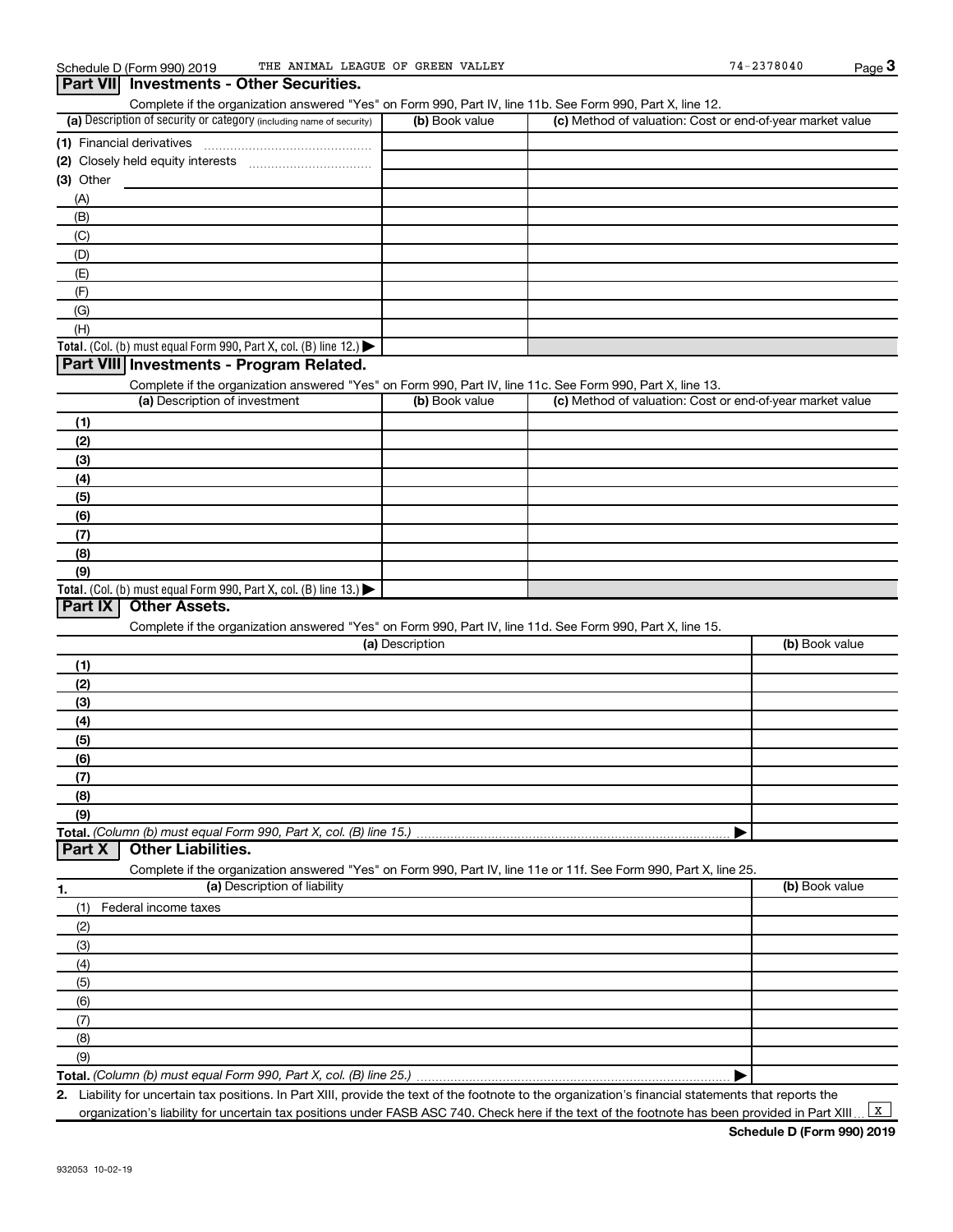## Part VII Investments - Other Securities.

Complete if the organization answered "Yes" on Form 990, Part IV, line 11b. See Form 990, Part X, line 12.

| (a) Description of security or category (including name of security) | (b) Book value | (c) Method of valuation: Cost or end-of-year market value |
|---|---|---|
| (1) Financial derivatives | | |
| (2) Closely held equity interests | | |
| (3) Other | | |
| (A) | | |
| (B) | | |
| (C) | | |
| (D) | | |
| (E) | | |
| (F) | | |
| (G) | | |
| (H) | | |
| **Total.** (Col. (b) must equal Form 990, Part X, col. (B) line 12.) ▶ | | |

## Part VIII Investments - Program Related.

Complete if the organization answered "Yes" on Form 990, Part IV, line 11c. See Form 990, Part X, line 13.

| (a) Description of investment | (b) Book value | (c) Method of valuation: Cost or end-of-year market value |
|---|---|---|
| (1) | | |
| (2) | | |
| (3) | | |
| (4) | | |
| (5) | | |
| (6) | | |
| (7) | | |
| (8) | | |
| (9) | | |
| **Total.** (Col. (b) must equal Form 990, Part X, col. (B) line 13.) ▶ | | |

## Part IX Other Assets.

Complete if the organization answered "Yes" on Form 990, Part IV, line 11d. See Form 990, Part X, line 15.

| (a) Description | (b) Book value |
|---|---|
| (1) | |
| (2) | |
| (3) | |
| (4) | |
| (5) | |
| (6) | |
| (7) | |
| (8) | |
| (9) | |
| **Total.** *(Column (b) must equal Form 990, Part X, col. (B) line 15.)* ▶ | |

## Part X Other Liabilities.

Complete if the organization answered "Yes" on Form 990, Part IV, line 11e or 11f. See Form 990, Part X, line 25.

| 1. (a) Description of liability | (b) Book value |
|---|---|
| (1) Federal income taxes | |
| (2) | |
| (3) | |
| (4) | |
| (5) | |
| (6) | |
| (7) | |
| (8) | |
| (9) | |
| **Total.** *(Column (b) must equal Form 990, Part X, col. (B) line 25.)* ▶ | |

2. Liability for uncertain tax positions. In Part XIII, provide the text of the footnote to the organization's financial statements that reports the organization's liability for uncertain tax positions under FASB ASC 740. Check here if the text of the footnote has been provided in Part XIII ... X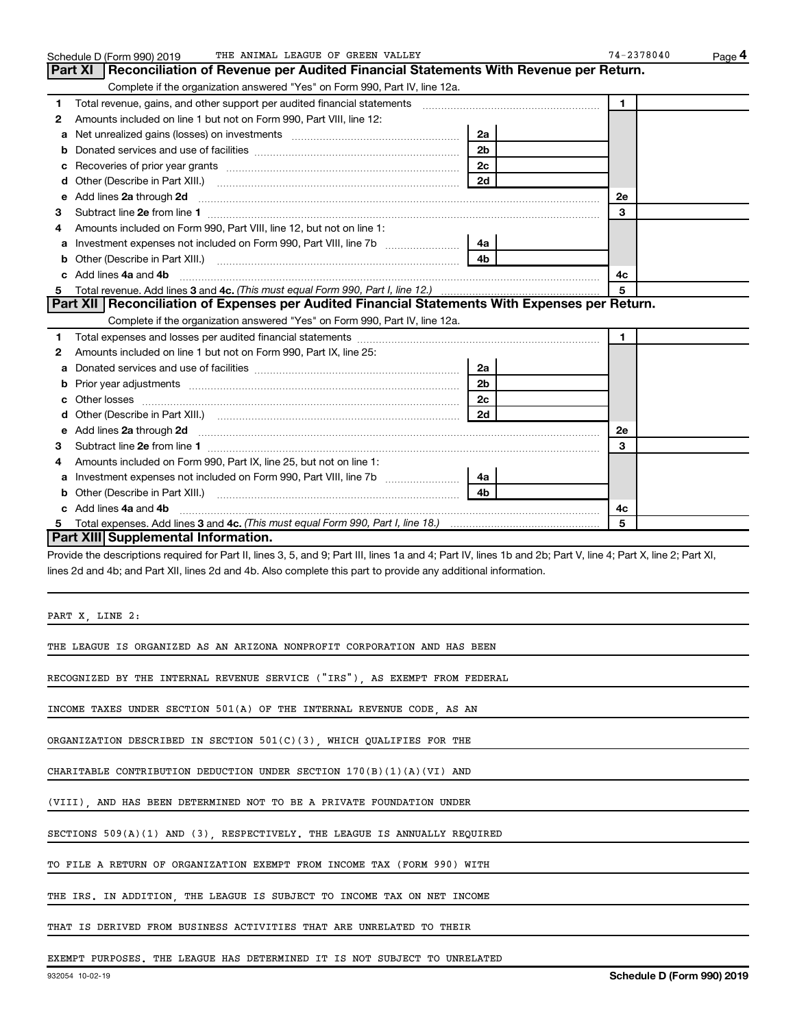Schedule D (Form 990) 2019 THE ANIMAL LEAGUE OF GREEN VALLEY 74-2378040

## Part XI Reconciliation of Revenue per Audited Financial Statements With Revenue per Return.

Complete if the organization answered "Yes" on Form 990, Part IV, line 12a.

| | | | | | |
|---|---|---|---|---|---|
| 1 | Total revenue, gains, and other support per audited financial statements | | | 1 | |
| 2 | Amounts included on line 1 but not on Form 990, Part VIII, line 12: | | | | |
| a | Net unrealized gains (losses) on investments | 2a | | | |
| b | Donated services and use of facilities | 2b | | | |
| c | Recoveries of prior year grants | 2c | | | |
| d | Other (Describe in Part XIII.) | 2d | | | |
| e | Add lines **2a** through **2d** | | | 2e | |
| 3 | Subtract line **2e** from line **1** | | | 3 | |
| 4 | Amounts included on Form 990, Part VIII, line 12, but not on line 1: | | | | |
| a | Investment expenses not included on Form 990, Part VIII, line 7b | 4a | | | |
| b | Other (Describe in Part XIII.) | 4b | | | |
| c | Add lines **4a** and **4b** | | | 4c | |
| 5 | Total revenue. Add lines **3** and **4c.** *(This must equal Form 990, Part I, line 12.)* | | | 5 | |

## Part XII Reconciliation of Expenses per Audited Financial Statements With Expenses per Return.

Complete if the organization answered "Yes" on Form 990, Part IV, line 12a.

| | | | | | |
|---|---|---|---|---|---|
| 1 | Total expenses and losses per audited financial statements | | | 1 | |
| 2 | Amounts included on line 1 but not on Form 990, Part IX, line 25: | | | | |
| a | Donated services and use of facilities | 2a | | | |
| b | Prior year adjustments | 2b | | | |
| c | Other losses | 2c | | | |
| d | Other (Describe in Part XIII.) | 2d | | | |
| e | Add lines **2a** through **2d** | | | 2e | |
| 3 | Subtract line **2e** from line **1** | | | 3 | |
| 4 | Amounts included on Form 990, Part IX, line 25, but not on line 1: | | | | |
| a | Investment expenses not included on Form 990, Part VIII, line 7b | 4a | | | |
| b | Other (Describe in Part XIII.) | 4b | | | |
| c | Add lines **4a** and **4b** | | | 4c | |
| 5 | Total expenses. Add lines **3** and **4c.** *(This must equal Form 990, Part I, line 18.)* | | | 5 | |

## Part XIII Supplemental Information.

Provide the descriptions required for Part II, lines 3, 5, and 9; Part III, lines 1a and 4; Part IV, lines 1b and 2b; Part V, line 4; Part X, line 2; Part XI, lines 2d and 4b; and Part XII, lines 2d and 4b. Also complete this part to provide any additional information.

PART X, LINE 2:

THE LEAGUE IS ORGANIZED AS AN ARIZONA NONPROFIT CORPORATION AND HAS BEEN RECOGNIZED BY THE INTERNAL REVENUE SERVICE ("IRS"), AS EXEMPT FROM FEDERAL INCOME TAXES UNDER SECTION 501(A) OF THE INTERNAL REVENUE CODE, AS AN ORGANIZATION DESCRIBED IN SECTION 501(C)(3), WHICH QUALIFIES FOR THE CHARITABLE CONTRIBUTION DEDUCTION UNDER SECTION 170(B)(1)(A)(VI) AND (VIII), AND HAS BEEN DETERMINED NOT TO BE A PRIVATE FOUNDATION UNDER SECTIONS 509(A)(1) AND (3), RESPECTIVELY. THE LEAGUE IS ANNUALLY REQUIRED TO FILE A RETURN OF ORGANIZATION EXEMPT FROM INCOME TAX (FORM 990) WITH THE IRS. IN ADDITION, THE LEAGUE IS SUBJECT TO INCOME TAX ON NET INCOME THAT IS DERIVED FROM BUSINESS ACTIVITIES THAT ARE UNRELATED TO THEIR EXEMPT PURPOSES. THE LEAGUE HAS DETERMINED IT IS NOT SUBJECT TO UNRELATED

932054 10-02-19 Schedule D (Form 990) 2019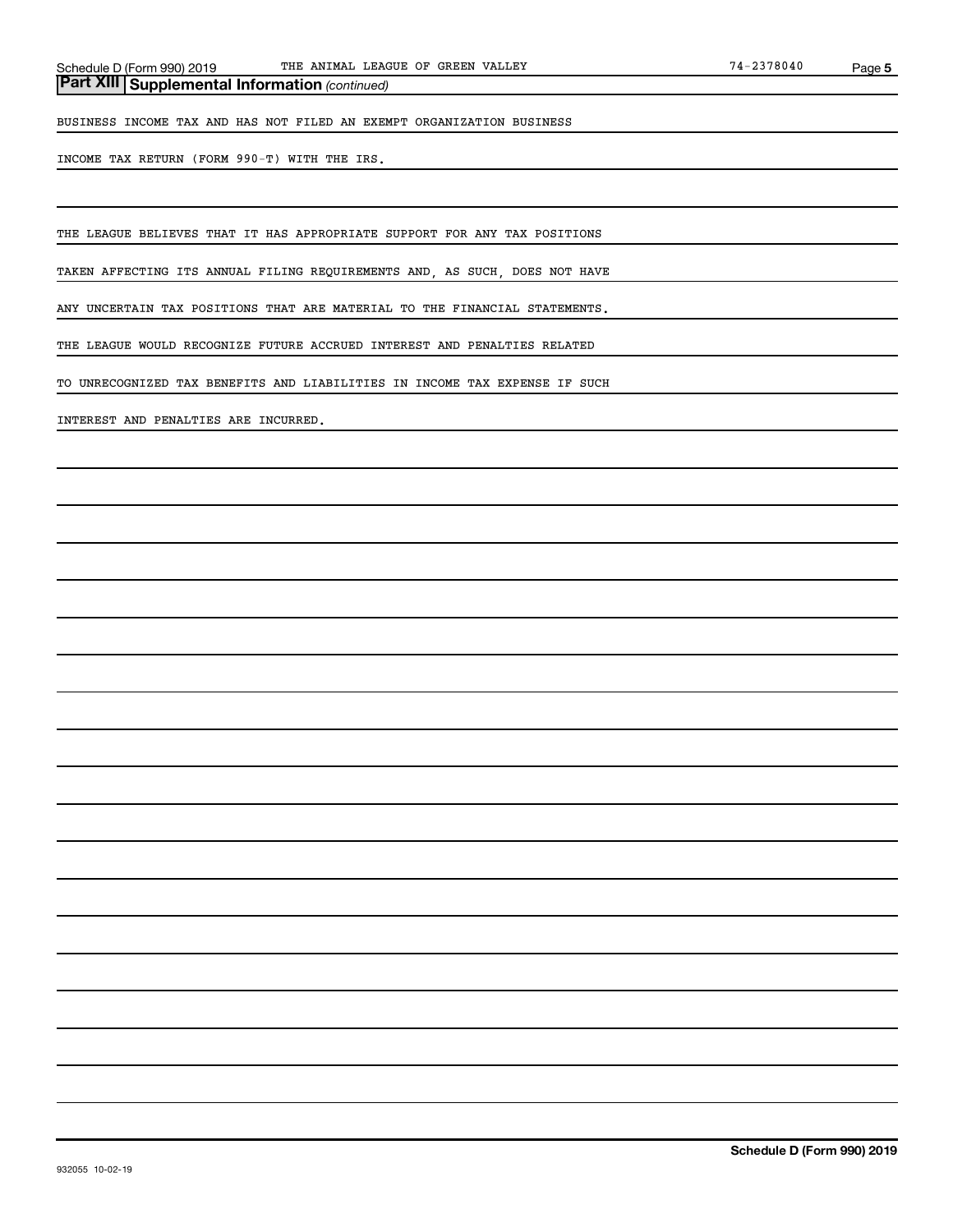## Part XIII Supplemental Information *(continued)*

BUSINESS INCOME TAX AND HAS NOT FILED AN EXEMPT ORGANIZATION BUSINESS INCOME TAX RETURN (FORM 990-T) WITH THE IRS.

THE LEAGUE BELIEVES THAT IT HAS APPROPRIATE SUPPORT FOR ANY TAX POSITIONS TAKEN AFFECTING ITS ANNUAL FILING REQUIREMENTS AND, AS SUCH, DOES NOT HAVE ANY UNCERTAIN TAX POSITIONS THAT ARE MATERIAL TO THE FINANCIAL STATEMENTS. THE LEAGUE WOULD RECOGNIZE FUTURE ACCRUED INTEREST AND PENALTIES RELATED TO UNRECOGNIZED TAX BENEFITS AND LIABILITIES IN INCOME TAX EXPENSE IF SUCH INTEREST AND PENALTIES ARE INCURRED.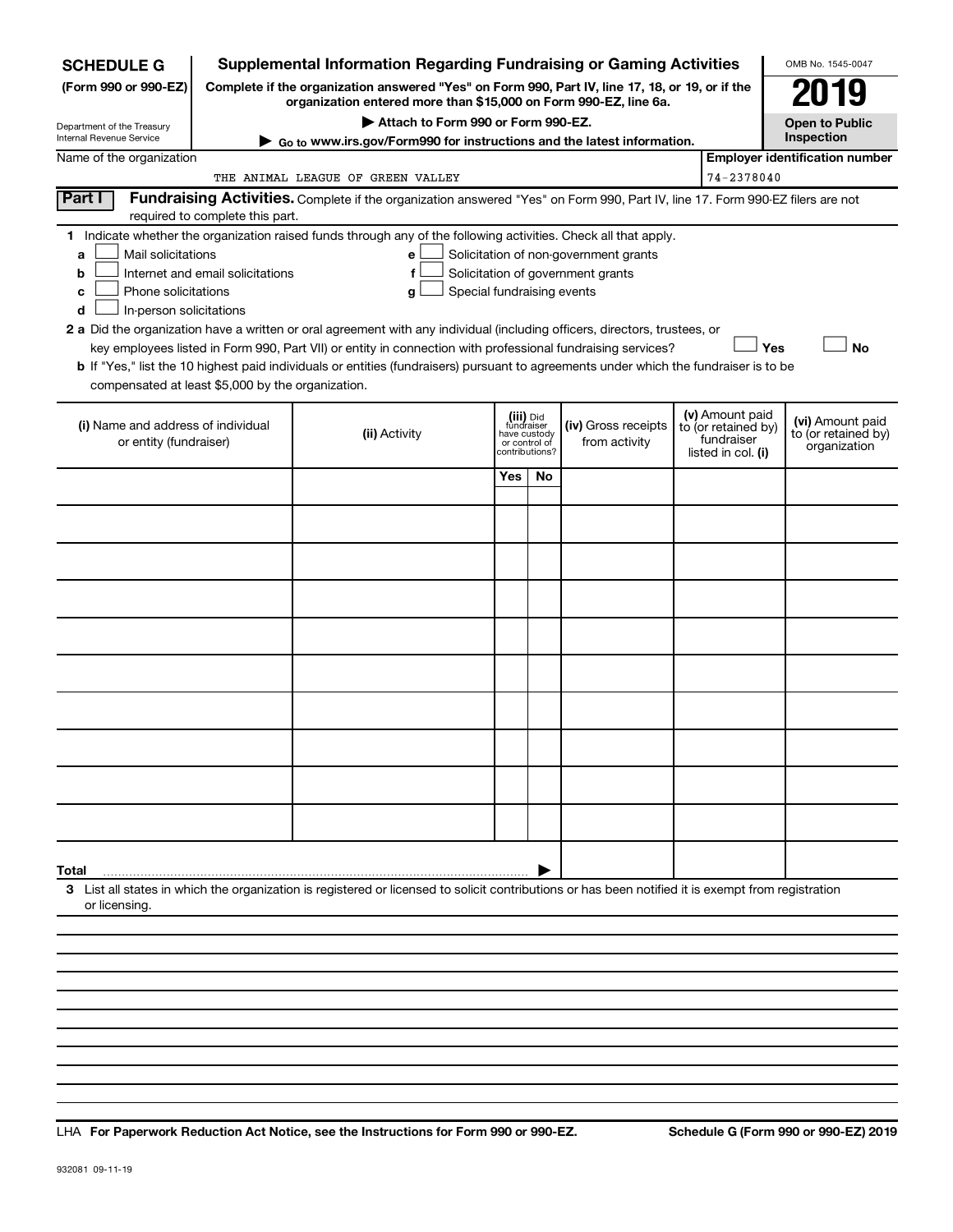**SCHEDULE G**
**(Form 990 or 990-EZ)**

Department of the Treasury
Internal Revenue Service

# Supplemental Information Regarding Fundraising or Gaming Activities

**Complete if the organization answered "Yes" on Form 990, Part IV, line 17, 18, or 19, or if the organization entered more than $15,000 on Form 990-EZ, line 6a.**

▶ Attach to Form 990 or Form 990-EZ.

▶ Go to www.irs.gov/Form990 for instructions and the latest information.

OMB No. 1545-0047

**2019**

**Open to Public Inspection**

Name of the organization: THE ANIMAL LEAGUE OF GREEN VALLEY

**Employer identification number:** 74-2378040

**Part I** **Fundraising Activities.** Complete if the organization answered "Yes" on Form 990, Part IV, line 17. Form 990-EZ filers are not required to complete this part.

**1** Indicate whether the organization raised funds through any of the following activities. Check all that apply.

- **a** ☐ Mail solicitations
- **b** ☐ Internet and email solicitations
- **c** ☐ Phone solicitations
- **d** ☐ In-person solicitations
- **e** ☐ Solicitation of non-government grants
- **f** ☐ Solicitation of government grants
- **g** ☐ Special fundraising events

**2 a** Did the organization have a written or oral agreement with any individual (including officers, directors, trustees, or key employees listed in Form 990, Part VII) or entity in connection with professional fundraising services? ☐ **Yes** ☐ **No**

**b** If "Yes," list the 10 highest paid individuals or entities (fundraisers) pursuant to agreements under which the fundraiser is to be compensated at least $5,000 by the organization.

| (i) Name and address of individual or entity (fundraiser) | (ii) Activity | (iii) Did fundraiser have custody or control of contributions? Yes | No | (iv) Gross receipts from activity | (v) Amount paid to (or retained by) fundraiser listed in col. (i) | (vi) Amount paid to (or retained by) organization |
|---|---|---|---|---|---|---|
| | | | | | | |
| | | | | | | |
| | | | | | | |
| | | | | | | |
| | | | | | | |
| | | | | | | |
| | | | | | | |
| | | | | | | |
| | | | | | | |
| | | | | | | |
| **Total** | | | ▶ | | | |

**3** List all states in which the organization is registered or licensed to solicit contributions or has been notified it is exempt from registration or licensing.

LHA **For Paperwork Reduction Act Notice, see the Instructions for Form 990 or 990-EZ.** **Schedule G (Form 990 or 990-EZ) 2019**

932081 09-11-19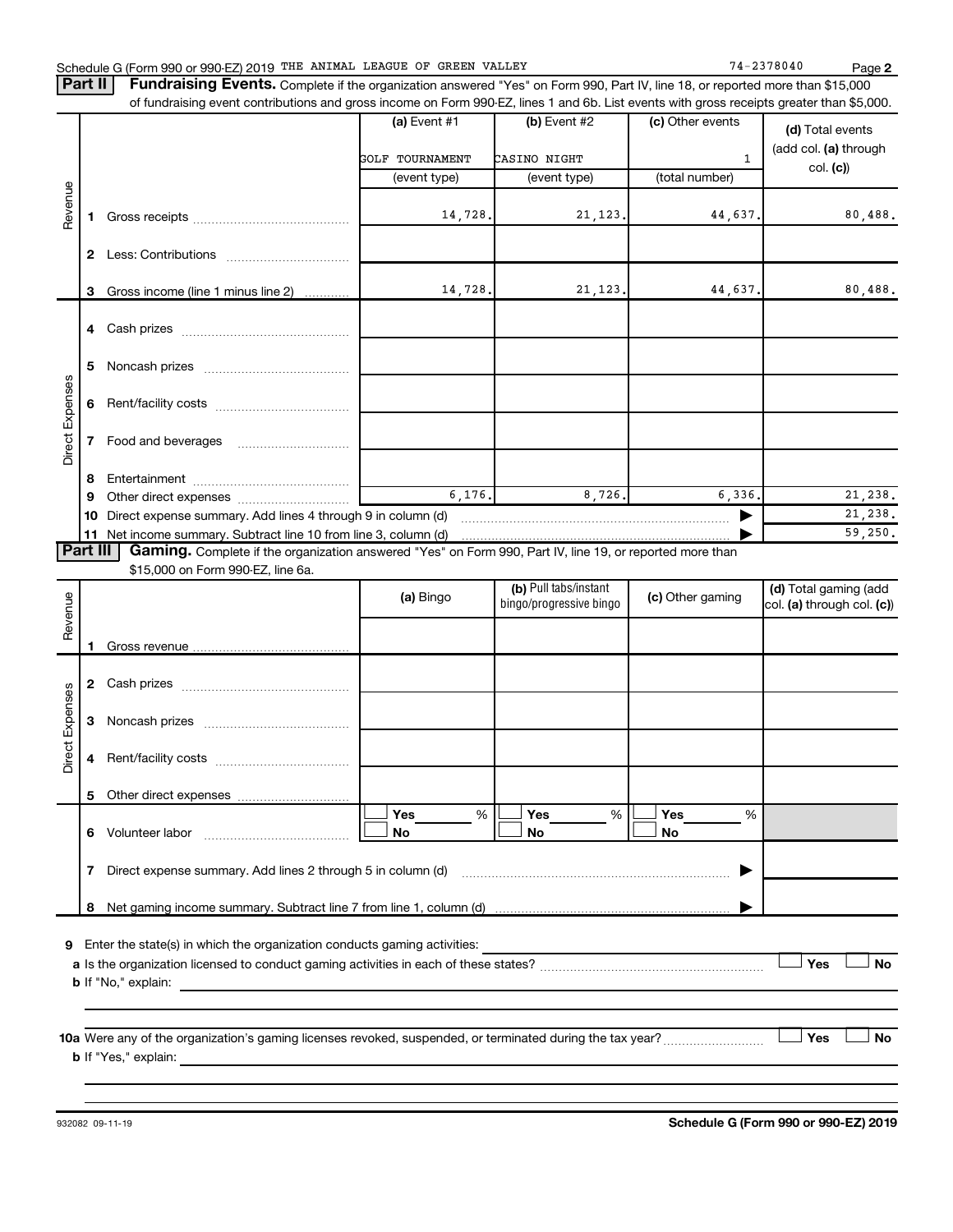Schedule G (Form 990 or 990-EZ) 2019 THE ANIMAL LEAGUE OF GREEN VALLEY 74-2378040 Page 2

## Part II Fundraising Events.

Complete if the organization answered "Yes" on Form 990, Part IV, line 18, or reported more than $15,000 of fundraising event contributions and gross income on Form 990-EZ, lines 1 and 6b. List events with gross receipts greater than $5,000.

| | | (a) Event #1 | (b) Event #2 | (c) Other events | (d) Total events (add col. (a) through col. (c)) |
|---|---|---|---|---|---|
| | | GOLF TOURNAMENT | CASINO NIGHT | 1 | |
| | | (event type) | (event type) | (total number) | |
| Revenue | 1 Gross receipts | 14,728. | 21,123. | 44,637. | 80,488. |
| | 2 Less: Contributions | | | | |
| | 3 Gross income (line 1 minus line 2) | 14,728. | 21,123. | 44,637. | 80,488. |
| Direct Expenses | 4 Cash prizes | | | | |
| | 5 Noncash prizes | | | | |
| | 6 Rent/facility costs | | | | |
| | 7 Food and beverages | | | | |
| | 8 Entertainment | | | | |
| | 9 Other direct expenses | 6,176. | 8,726. | 6,336. | 21,238. |
| | 10 Direct expense summary. Add lines 4 through 9 in column (d) | | | ▶ | 21,238. |
| | 11 Net income summary. Subtract line 10 from line 3, column (d) | | | ▶ | 59,250. |

## Part III Gaming.

Complete if the organization answered "Yes" on Form 990, Part IV, line 19, or reported more than $15,000 on Form 990-EZ, line 6a.

| | | (a) Bingo | (b) Pull tabs/instant bingo/progressive bingo | (c) Other gaming | (d) Total gaming (add col. (a) through col. (c)) |
|---|---|---|---|---|---|
| Revenue | 1 Gross revenue | | | | |
| Direct Expenses | 2 Cash prizes | | | | |
| | 3 Noncash prizes | | | | |
| | 4 Rent/facility costs | | | | |
| | 5 Other direct expenses | | | | |
| | 6 Volunteer labor | ☐ Yes ___% ☐ No | ☐ Yes ___% ☐ No | ☐ Yes ___% ☐ No | |
| | 7 Direct expense summary. Add lines 2 through 5 in column (d) | | | ▶ | |
| | 8 Net gaming income summary. Subtract line 7 from line 1, column (d) | | | ▶ | |

9 Enter the state(s) in which the organization conducts gaming activities: ______

a Is the organization licensed to conduct gaming activities in each of these states? ☐ Yes ☐ No

b If "No," explain: ______

10a Were any of the organization's gaming licenses revoked, suspended, or terminated during the tax year? ☐ Yes ☐ No

b If "Yes," explain: ______

932082 09-11-19 **Schedule G (Form 990 or 990-EZ) 2019**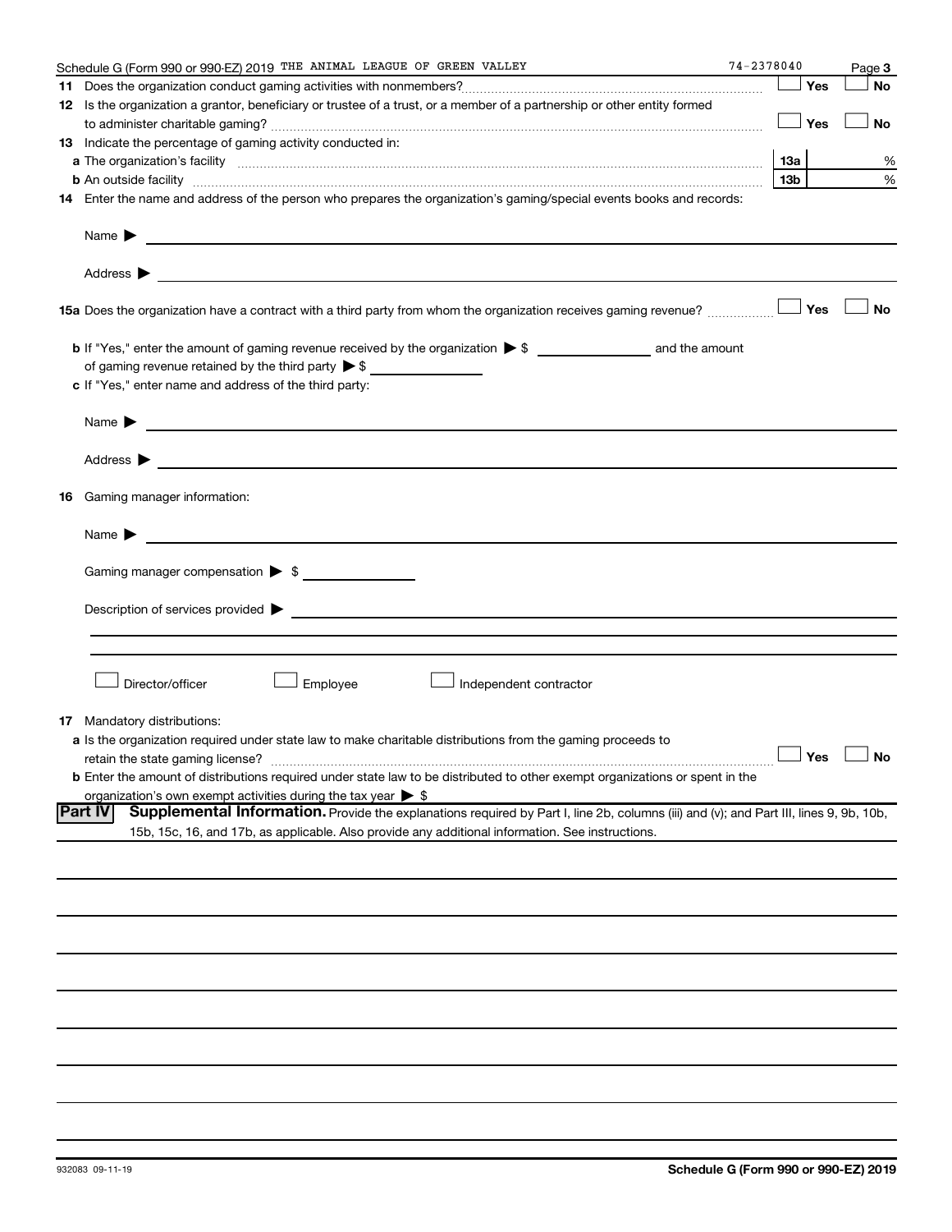Schedule G (Form 990 or 990-EZ) 2019 THE ANIMAL LEAGUE OF GREEN VALLEY 74-2378040 Page 3

**11** Does the organization conduct gaming activities with nonmembers? ☐ Yes ☐ No

**12** Is the organization a grantor, beneficiary or trustee of a trust, or a member of a partnership or other entity formed to administer charitable gaming? ☐ Yes ☐ No

**13** Indicate the percentage of gaming activity conducted in:

**a** The organization's facility **13a** %

**b** An outside facility **13b** %

**14** Enter the name and address of the person who prepares the organization's gaming/special events books and records:

Name ▶

Address ▶

**15a** Does the organization have a contract with a third party from whom the organization receives gaming revenue? ☐ Yes ☐ No

**b** If "Yes," enter the amount of gaming revenue received by the organization ▶ $ ______ and the amount of gaming revenue retained by the third party ▶ $ ______

**c** If "Yes," enter name and address of the third party:

Name ▶

Address ▶

**16** Gaming manager information:

Name ▶

Gaming manager compensation ▶ $

Description of services provided ▶

☐ Director/officer ☐ Employee ☐ Independent contractor

**17** Mandatory distributions:

**a** Is the organization required under state law to make charitable distributions from the gaming proceeds to retain the state gaming license? ☐ Yes ☐ No

**b** Enter the amount of distributions required under state law to be distributed to other exempt organizations or spent in the organization's own exempt activities during the tax year ▶ $

**Part IV** **Supplemental Information.** Provide the explanations required by Part I, line 2b, columns (iii) and (v); and Part III, lines 9, 9b, 10b, 15b, 15c, 16, and 17b, as applicable. Also provide any additional information. See instructions.

932083 09-11-19 **Schedule G (Form 990 or 990-EZ) 2019**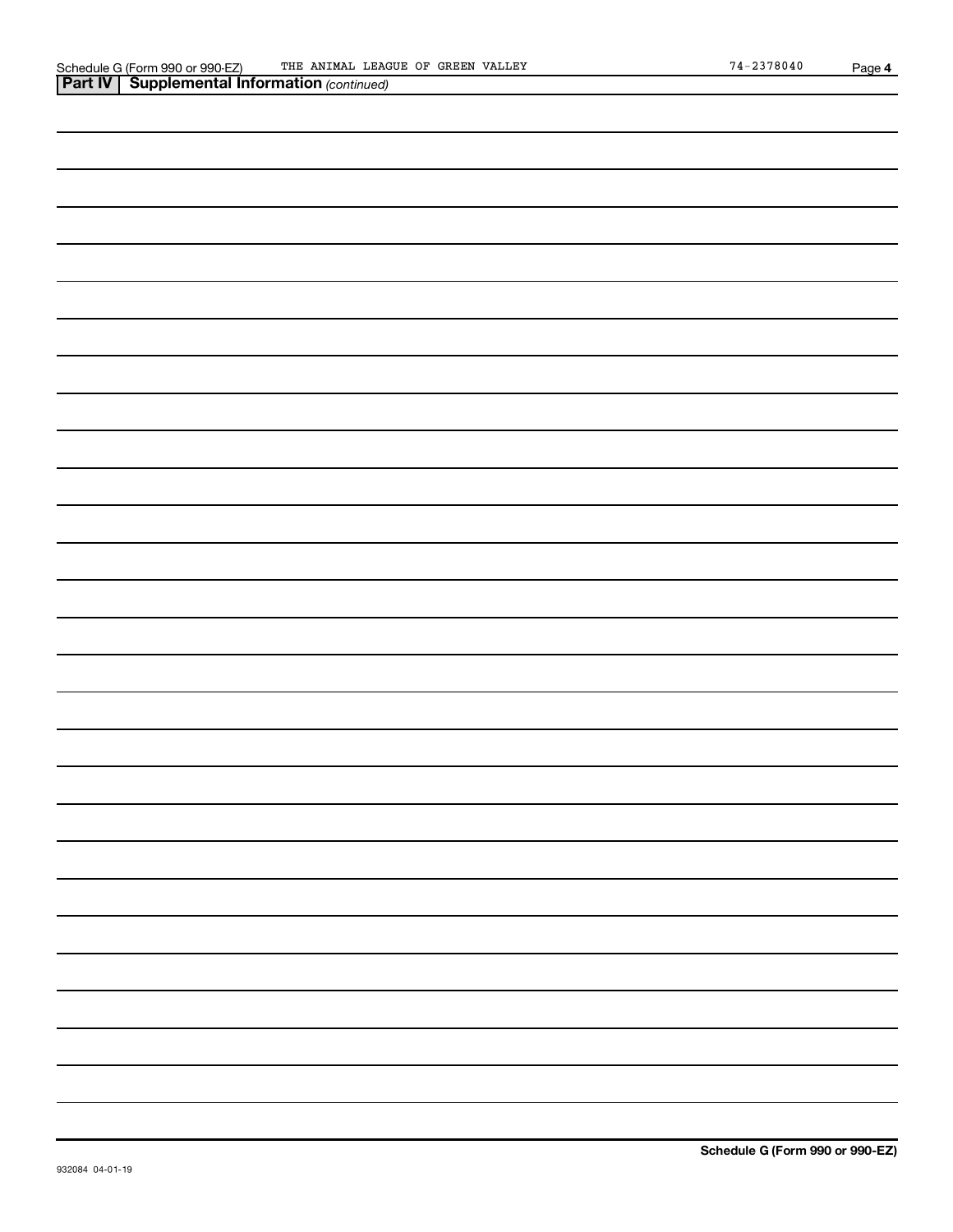Schedule G (Form 990 or 990-EZ) THE ANIMAL LEAGUE OF GREEN VALLEY 74-2378040 Page 4

**Part IV** **Supplemental Information** *(continued)*

**Schedule G (Form 990 or 990-EZ)**

932084 04-01-19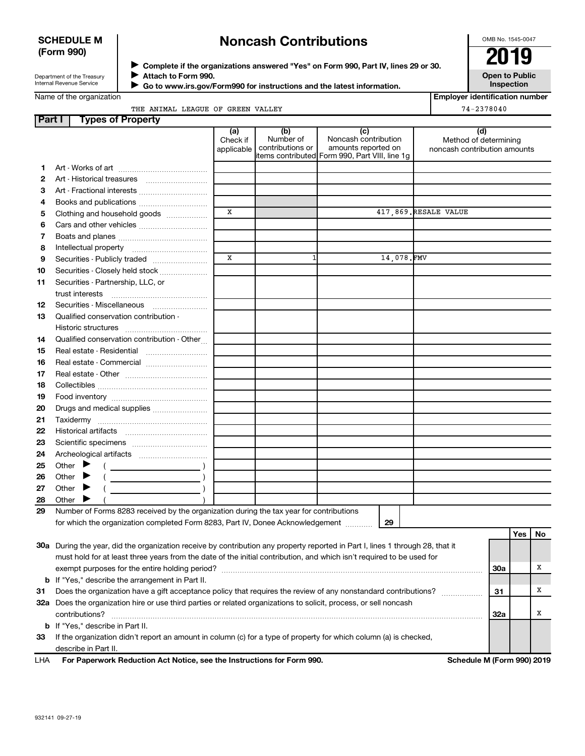**SCHEDULE M (Form 990)**

Department of the Treasury
Internal Revenue Service

# Noncash Contributions

▶ Complete if the organizations answered "Yes" on Form 990, Part IV, lines 29 or 30.
▶ Attach to Form 990.
▶ Go to www.irs.gov/Form990 for instructions and the latest information.

OMB No. 1545-0047

**2019**

**Open to Public Inspection**

Name of the organization: THE ANIMAL LEAGUE OF GREEN VALLEY

Employer identification number: 74-2378040

## Part I Types of Property

| | | (a) Check if applicable | (b) Number of contributions or items contributed | (c) Noncash contribution amounts reported on Form 990, Part VIII, line 1g | (d) Method of determining noncash contribution amounts |
|---|---|---|---|---|---|
| 1 | Art - Works of art | | | | |
| 2 | Art - Historical treasures | | | | |
| 3 | Art - Fractional interests | | | | |
| 4 | Books and publications | | | | |
| 5 | Clothing and household goods | X | | 417,869. | RESALE VALUE |
| 6 | Cars and other vehicles | | | | |
| 7 | Boats and planes | | | | |
| 8 | Intellectual property | | | | |
| 9 | Securities - Publicly traded | X | 1 | 14,078. | FMV |
| 10 | Securities - Closely held stock | | | | |
| 11 | Securities - Partnership, LLC, or trust interests | | | | |
| 12 | Securities - Miscellaneous | | | | |
| 13 | Qualified conservation contribution - Historic structures | | | | |
| 14 | Qualified conservation contribution - Other | | | | |
| 15 | Real estate - Residential | | | | |
| 16 | Real estate - Commercial | | | | |
| 17 | Real estate - Other | | | | |
| 18 | Collectibles | | | | |
| 19 | Food inventory | | | | |
| 20 | Drugs and medical supplies | | | | |
| 21 | Taxidermy | | | | |
| 22 | Historical artifacts | | | | |
| 23 | Scientific specimens | | | | |
| 24 | Archeological artifacts | | | | |
| 25 | Other ▶ ( ) | | | | |
| 26 | Other ▶ ( ) | | | | |
| 27 | Other ▶ ( ) | | | | |
| 28 | Other ▶ ( ) | | | | |

29 Number of Forms 8283 received by the organization during the tax year for contributions for which the organization completed Form 8283, Part IV, Donee Acknowledgement ..... **29**

| | | | Yes | No |
|---|---|---|---|---|
| 30a | During the year, did the organization receive by contribution any property reported in Part I, lines 1 through 28, that it must hold for at least three years from the date of the initial contribution, and which isn't required to be used for exempt purposes for the entire holding period? | 30a | | X |
| b | If "Yes," describe the arrangement in Part II. | | | |
| 31 | Does the organization have a gift acceptance policy that requires the review of any nonstandard contributions? | 31 | | X |
| 32a | Does the organization hire or use third parties or related organizations to solicit, process, or sell noncash contributions? | 32a | | X |
| b | If "Yes," describe in Part II. | | | |
| 33 | If the organization didn't report an amount in column (c) for a type of property for which column (a) is checked, describe in Part II. | | | |

LHA For Paperwork Reduction Act Notice, see the Instructions for Form 990. **Schedule M (Form 990) 2019**

932141 09-27-19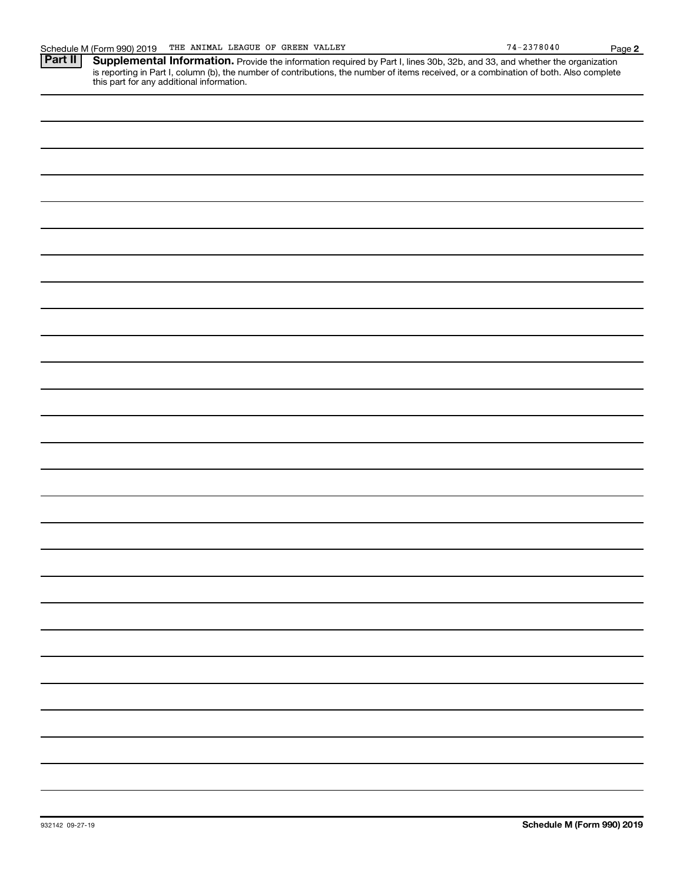Schedule M (Form 990) 2019 THE ANIMAL LEAGUE OF GREEN VALLEY 74-2378040 Page **2**

**Part II** **Supplemental Information.** Provide the information required by Part I, lines 30b, 32b, and 33, and whether the organization is reporting in Part I, column (b), the number of contributions, the number of items received, or a combination of both. Also complete this part for any additional information.

932142 09-27-19

**Schedule M (Form 990) 2019**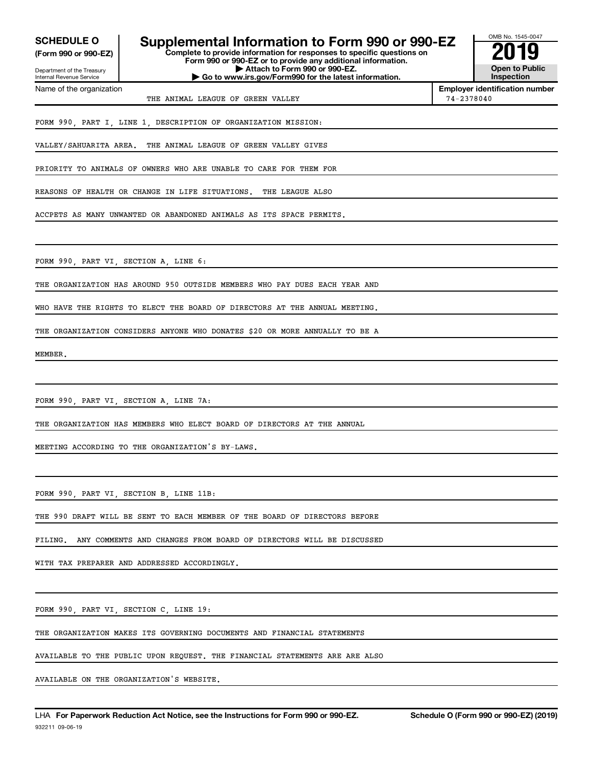**SCHEDULE O**
**(Form 990 or 990-EZ)**

Department of the Treasury
Internal Revenue Service

# Supplemental Information to Form 990 or 990-EZ

**Complete to provide information for responses to specific questions on Form 990 or 990-EZ or to provide any additional information.**
**▶ Attach to Form 990 or 990-EZ.**
**▶ Go to www.irs.gov/Form990 for the latest information.**

OMB No. 1545-0047
**2019**
**Open to Public Inspection**

Name of the organization: THE ANIMAL LEAGUE OF GREEN VALLEY

**Employer identification number:** 74-2378040

FORM 990, PART I, LINE 1, DESCRIPTION OF ORGANIZATION MISSION:

VALLEY/SAHUARITA AREA. THE ANIMAL LEAGUE OF GREEN VALLEY GIVES PRIORITY TO ANIMALS OF OWNERS WHO ARE UNABLE TO CARE FOR THEM FOR REASONS OF HEALTH OR CHANGE IN LIFE SITUATIONS. THE LEAGUE ALSO ACCPETS AS MANY UNWANTED OR ABANDONED ANIMALS AS ITS SPACE PERMITS.

FORM 990, PART VI, SECTION A, LINE 6:

THE ORGANIZATION HAS AROUND 950 OUTSIDE MEMBERS WHO PAY DUES EACH YEAR AND WHO HAVE THE RIGHTS TO ELECT THE BOARD OF DIRECTORS AT THE ANNUAL MEETING. THE ORGANIZATION CONSIDERS ANYONE WHO DONATES $20 OR MORE ANNUALLY TO BE A MEMBER.

FORM 990, PART VI, SECTION A, LINE 7A:

THE ORGANIZATION HAS MEMBERS WHO ELECT BOARD OF DIRECTORS AT THE ANNUAL MEETING ACCORDING TO THE ORGANIZATION'S BY-LAWS.

FORM 990, PART VI, SECTION B, LINE 11B:

THE 990 DRAFT WILL BE SENT TO EACH MEMBER OF THE BOARD OF DIRECTORS BEFORE FILING. ANY COMMENTS AND CHANGES FROM BOARD OF DIRECTORS WILL BE DISCUSSED WITH TAX PREPARER AND ADDRESSED ACCORDINGLY.

FORM 990, PART VI, SECTION C, LINE 19:

THE ORGANIZATION MAKES ITS GOVERNING DOCUMENTS AND FINANCIAL STATEMENTS AVAILABLE TO THE PUBLIC UPON REQUEST. THE FINANCIAL STATEMENTS ARE ARE ALSO AVAILABLE ON THE ORGANIZATION'S WEBSITE.

LHA **For Paperwork Reduction Act Notice, see the Instructions for Form 990 or 990-EZ.** **Schedule O (Form 990 or 990-EZ) (2019)**

932211 09-06-19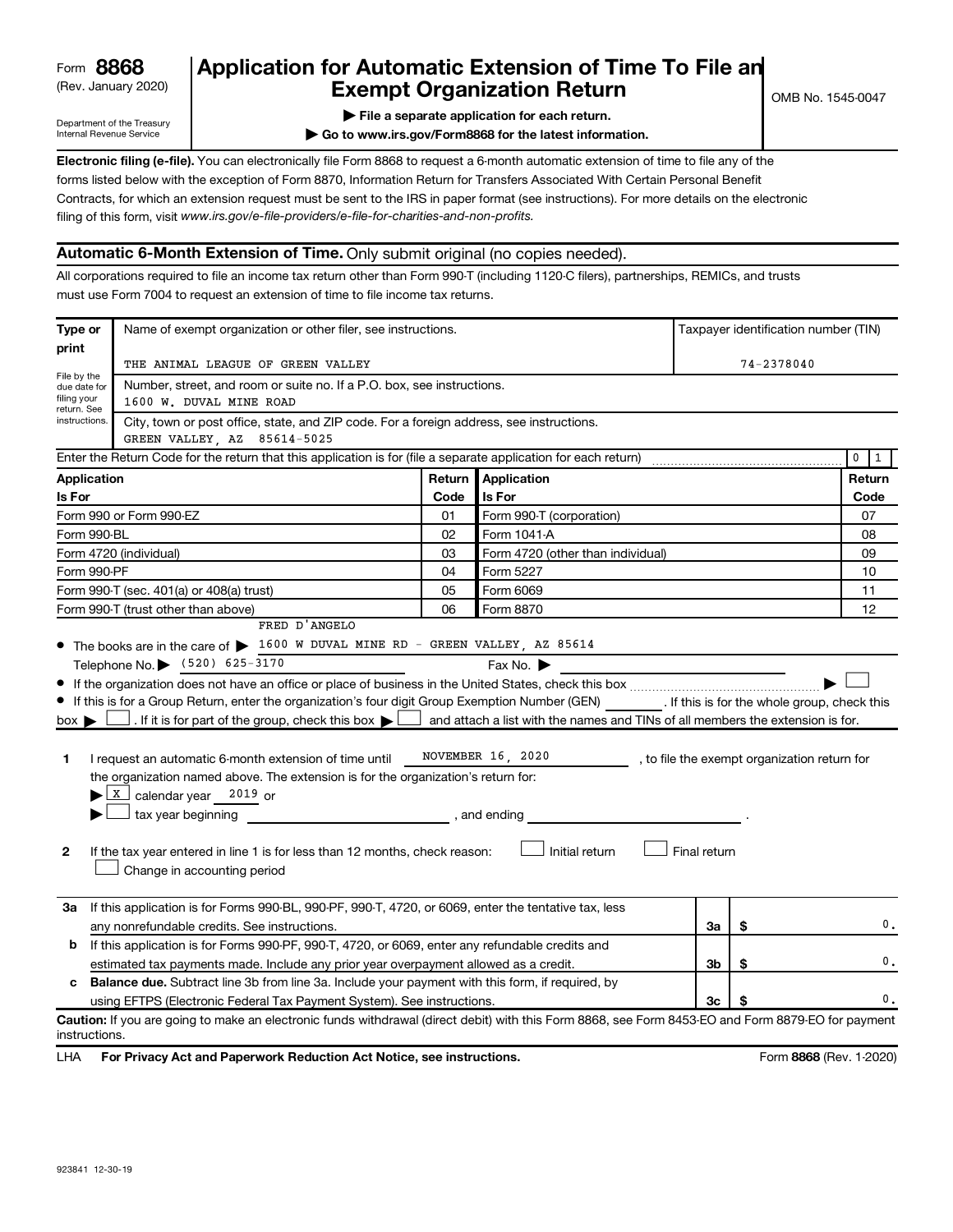Form **8868** (Rev. January 2020)

Department of the Treasury Internal Revenue Service

# Application for Automatic Extension of Time To File an Exempt Organization Return

OMB No. 1545-0047

▶ **File a separate application for each return.**

▶ **Go to www.irs.gov/Form8868 for the latest information.**

**Electronic filing (e-file).** You can electronically file Form 8868 to request a 6-month automatic extension of time to file any of the forms listed below with the exception of Form 8870, Information Return for Transfers Associated With Certain Personal Benefit Contracts, for which an extension request must be sent to the IRS in paper format (see instructions). For more details on the electronic filing of this form, visit *www.irs.gov/e-file-providers/e-file-for-charities-and-non-profits.*

## Automatic 6-Month Extension of Time. Only submit original (no copies needed).

All corporations required to file an income tax return other than Form 990-T (including 1120-C filers), partnerships, REMICs, and trusts must use Form 7004 to request an extension of time to file income tax returns.

| | | |
|---|---|---|
| **Type or print** | Name of exempt organization or other filer, see instructions. THE ANIMAL LEAGUE OF GREEN VALLEY | Taxpayer identification number (TIN) 74-2378040 |
| File by the due date for filing your return. See instructions. | Number, street, and room or suite no. If a P.O. box, see instructions. 1600 W. DUVAL MINE ROAD | |
| | City, town or post office, state, and ZIP code. For a foreign address, see instructions. GREEN VALLEY, AZ 85614-5025 | |

Enter the Return Code for the return that this application is for (file a separate application for each return) ............ 0 1

| Application Is For | Return Code | Application Is For | Return Code |
|---|---|---|---|
| Form 990 or Form 990-EZ | 01 | Form 990-T (corporation) | 07 |
| Form 990-BL | 02 | Form 1041-A | 08 |
| Form 4720 (individual) | 03 | Form 4720 (other than individual) | 09 |
| Form 990-PF | 04 | Form 5227 | 10 |
| Form 990-T (sec. 401(a) or 408(a) trust) | 05 | Form 6069 | 11 |
| Form 990-T (trust other than above) | 06 | Form 8870 | 12 |

- The books are in the care of ▶ FRED D'ANGELO 1600 W DUVAL MINE RD - GREEN VALLEY, AZ 85614
  Telephone No. ▶ (520) 625-3170 Fax No. ▶
- If the organization does not have an office or place of business in the United States, check this box ............ ▶ ☐
- If this is for a Group Return, enter the organization's four digit Group Exemption Number (GEN) ______. If this is for the whole group, check this box ▶ ☐. If it is for part of the group, check this box ▶ ☐ and attach a list with the names and TINs of all members the extension is for.

**1** I request an automatic 6-month extension of time until NOVEMBER 16, 2020, to file the exempt organization return for the organization named above. The extension is for the organization's return for:

▶ ☒ calendar year 2019 or

▶ ☐ tax year beginning ______, and ending ______.

**2** If the tax year entered in line 1 is for less than 12 months, check reason: ☐ Initial return ☐ Final return ☐ Change in accounting period

| | | | |
|---|---|---|---|
| **3a** | If this application is for Forms 990-BL, 990-PF, 990-T, 4720, or 6069, enter the tentative tax, less any nonrefundable credits. See instructions. | **3a** | $ 0. |
| **b** | If this application is for Forms 990-PF, 990-T, 4720, or 6069, enter any refundable credits and estimated tax payments made. Include any prior year overpayment allowed as a credit. | **3b** | $ 0. |
| **c** | **Balance due.** Subtract line 3b from line 3a. Include your payment with this form, if required, by using EFTPS (Electronic Federal Tax Payment System). See instructions. | **3c** | $ 0. |

**Caution:** If you are going to make an electronic funds withdrawal (direct debit) with this Form 8868, see Form 8453-EO and Form 8879-EO for payment instructions.

LHA **For Privacy Act and Paperwork Reduction Act Notice, see instructions.** Form **8868** (Rev. 1-2020)

923841 12-30-19